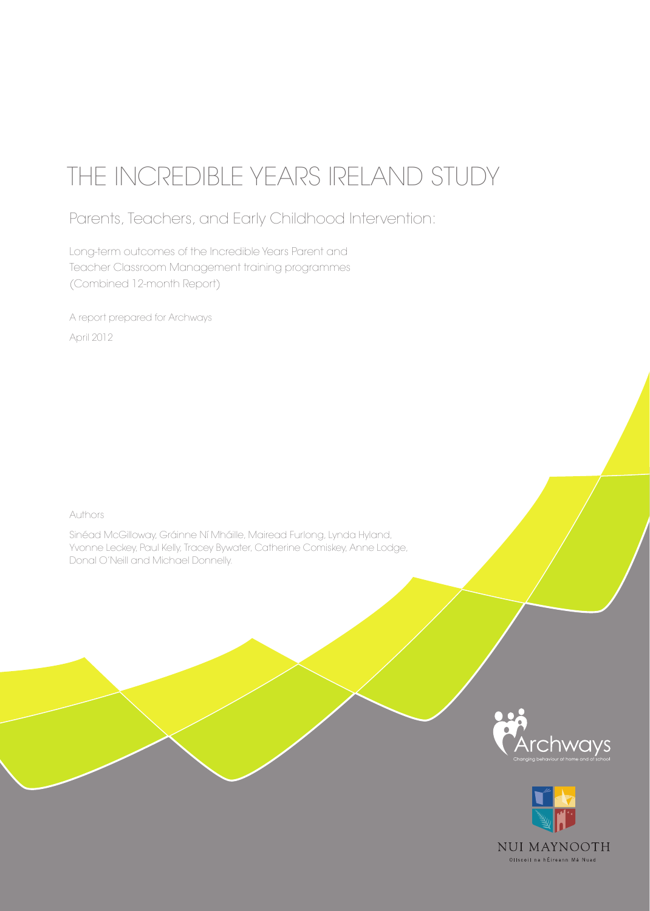# THE INCREDIBLE YEARS IRELAND STUDY

## Parents, Teachers, and Early Childhood Intervention:

Long-term outcomes of the Incredible Years Parent and Teacher Classroom Management training programmes (Combined 12-month Report)

A report prepared for Archways

April 2012

Authors

Sinéad McGilloway, Gráinne Ní Mháille, Mairead Furlong, Lynda Hyland, Yvonne Leckey, Paul Kelly, Tracey Bywater, Catherine Comiskey, Anne Lodge, Donal O'Neill and Michael Donnelly.

Archways

Changing behaviour at home and at school

NUI MAYNOOTH

Ollscoil na hÉireann Má Nuad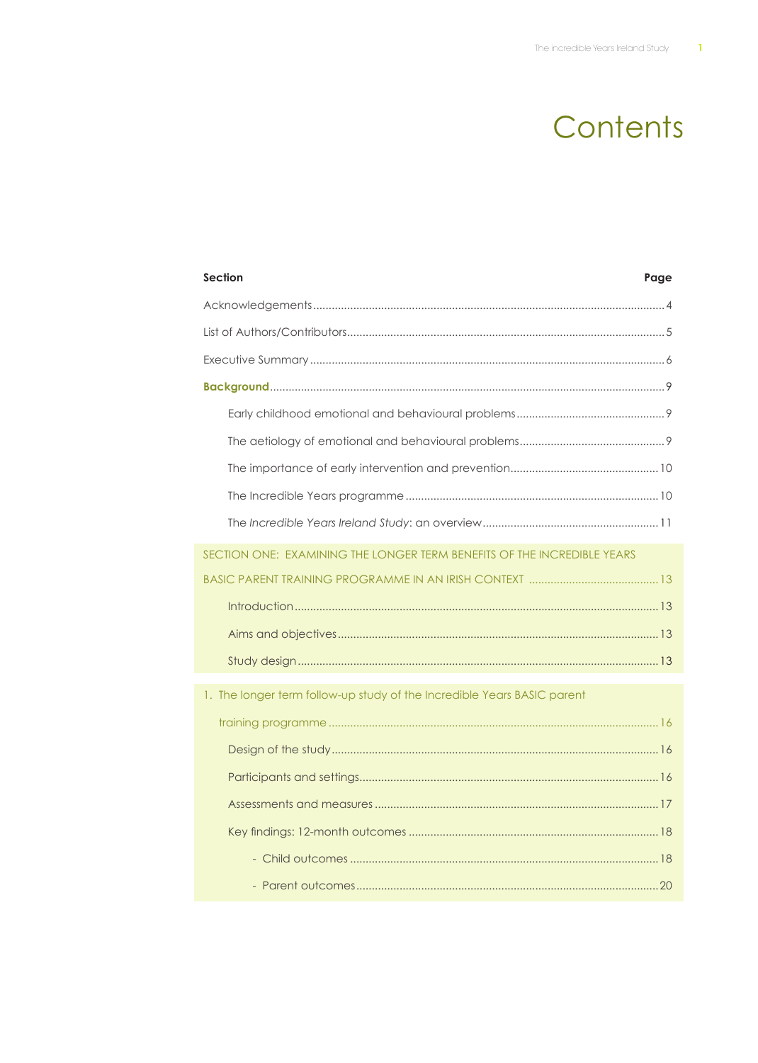# Contents

| Section | Page |
|---|---|
| Acknowledgements | 4 |
| List of Authors/Contributors | 5 |
| Executive Summary | 6 |
| **Background** | 9 |
| Early childhood emotional and behavioural problems | 9 |
| The aetiology of emotional and behavioural problems | 9 |
| The importance of early intervention and prevention | 10 |
| The Incredible Years programme | 10 |
| The *Incredible Years Ireland Study*: an overview | 11 |
| SECTION ONE: EXAMINING THE LONGER TERM BENEFITS OF THE INCREDIBLE YEARS BASIC PARENT TRAINING PROGRAMME IN AN IRISH CONTEXT | 13 |
| Introduction | 13 |
| Aims and objectives | 13 |
| Study design | 13 |
| 1. The longer term follow-up study of the Incredible Years BASIC parent training programme | 16 |
| Design of the study | 16 |
| Participants and settings | 16 |
| Assessments and measures | 17 |
| Key findings: 12-month outcomes | 18 |
| - Child outcomes | 18 |
| - Parent outcomes | 20 |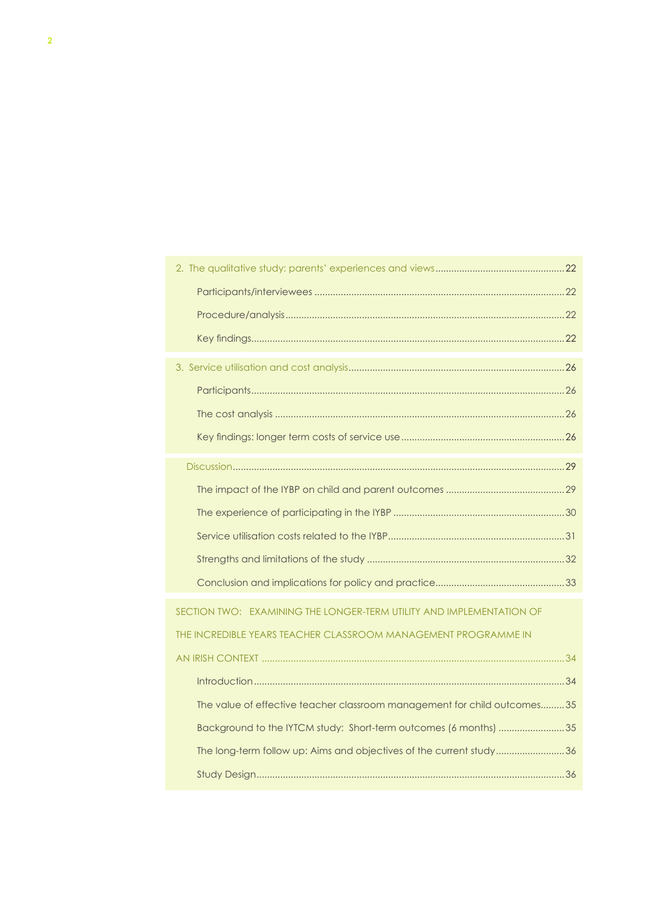2. The qualitative study: parents' experiences and views ........................................ 22

    Participants/interviewees ........................................ 22

    Procedure/analysis ........................................ 22

    Key findings ........................................ 22

3. Service utilisation and cost analysis ........................................ 26

    Participants ........................................ 26

    The cost analysis ........................................ 26

    Key findings: longer term costs of service use ........................................ 26

Discussion ........................................ 29

    The impact of the IYBP on child and parent outcomes ........................................ 29

    The experience of participating in the IYBP ........................................ 30

    Service utilisation costs related to the IYBP ........................................ 31

    Strengths and limitations of the study ........................................ 32

    Conclusion and implications for policy and practice ........................................ 33

SECTION TWO: EXAMINING THE LONGER-TERM UTILITY AND IMPLEMENTATION OF THE INCREDIBLE YEARS TEACHER CLASSROOM MANAGEMENT PROGRAMME IN AN IRISH CONTEXT ........................................ 34

    Introduction ........................................ 34

    The value of effective teacher classroom management for child outcomes ........................................ 35

    Background to the IYTCM study: Short-term outcomes (6 months) ........................................ 35

    The long-term follow up: Aims and objectives of the current study ........................................ 36

    Study Design ........................................ 36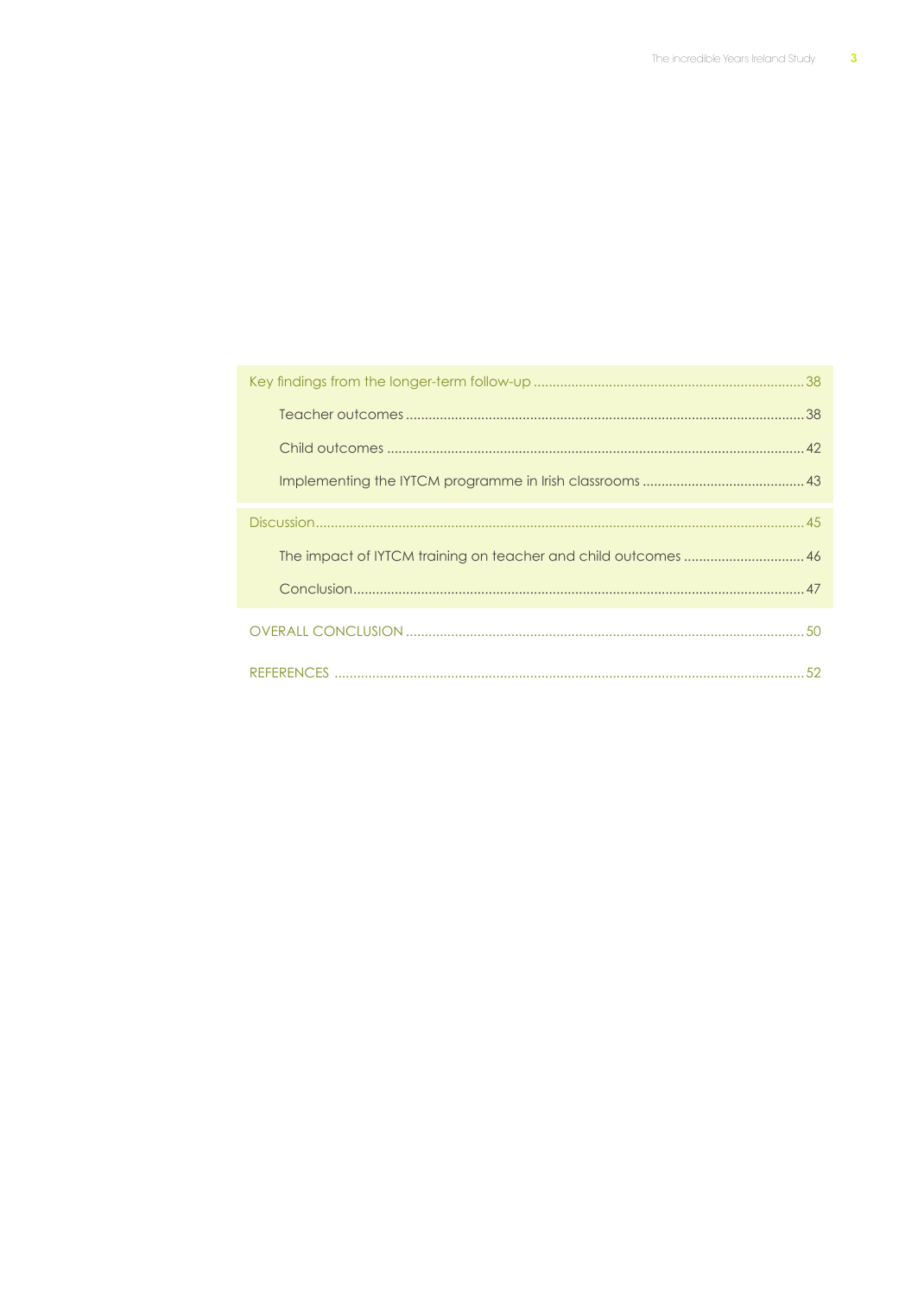Key findings from the longer-term follow-up ........................................................................ 38

  Teacher outcomes ........................................................................................................ 38

  Child outcomes ............................................................................................................. 42

  Implementing the IYTCM programme in Irish classrooms ........................................... 43

Discussion ............................................................................................................................... 45

  The impact of IYTCM training on teacher and child outcomes ................................ 46

  Conclusion ...................................................................................................................... 47

OVERALL CONCLUSION ........................................................................................................ 50

REFERENCES ........................................................................................................................... 52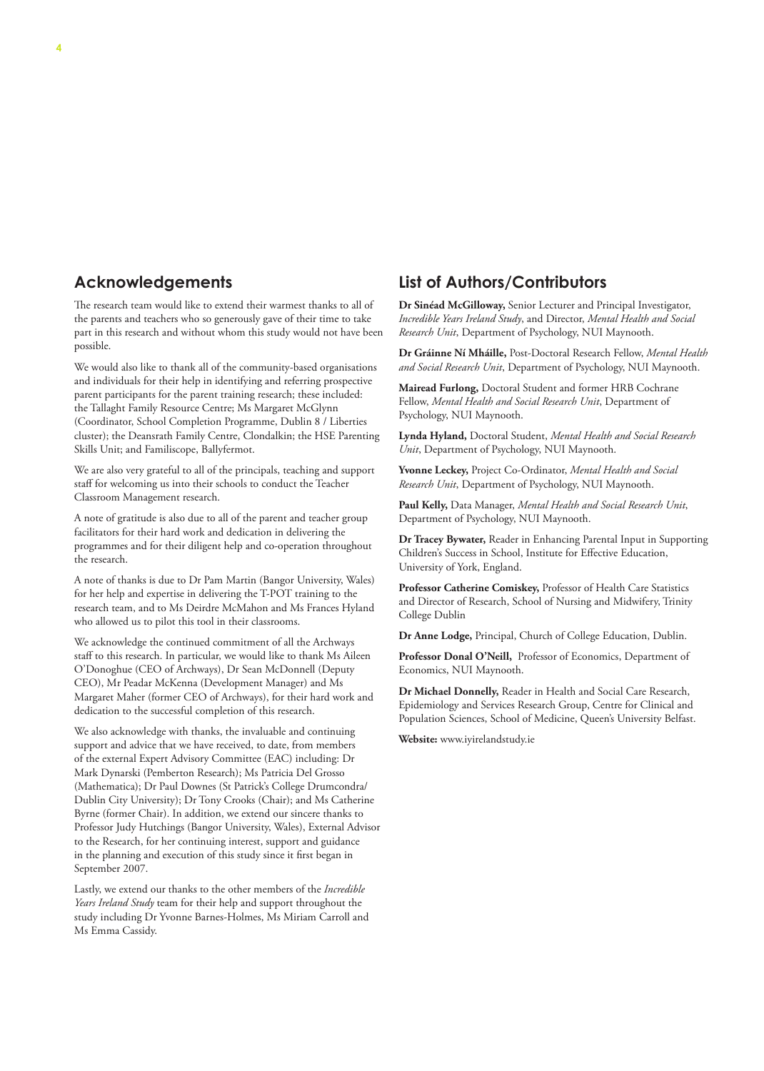## Acknowledgements

The research team would like to extend their warmest thanks to all of the parents and teachers who so generously gave of their time to take part in this research and without whom this study would not have been possible.

We would also like to thank all of the community-based organisations and individuals for their help in identifying and referring prospective parent participants for the parent training research; these included: the Tallaght Family Resource Centre; Ms Margaret McGlynn (Coordinator, School Completion Programme, Dublin 8 / Liberties cluster); the Deansrath Family Centre, Clondalkin; the HSE Parenting Skills Unit; and Familiscope, Ballyfermot.

We are also very grateful to all of the principals, teaching and support staff for welcoming us into their schools to conduct the Teacher Classroom Management research.

A note of gratitude is also due to all of the parent and teacher group facilitators for their hard work and dedication in delivering the programmes and for their diligent help and co-operation throughout the research.

A note of thanks is due to Dr Pam Martin (Bangor University, Wales) for her help and expertise in delivering the T-POT training to the research team, and to Ms Deirdre McMahon and Ms Frances Hyland who allowed us to pilot this tool in their classrooms.

We acknowledge the continued commitment of all the Archways staff to this research. In particular, we would like to thank Ms Aileen O'Donoghue (CEO of Archways), Dr Sean McDonnell (Deputy CEO), Mr Peadar McKenna (Development Manager) and Ms Margaret Maher (former CEO of Archways), for their hard work and dedication to the successful completion of this research.

We also acknowledge with thanks, the invaluable and continuing support and advice that we have received, to date, from members of the external Expert Advisory Committee (EAC) including: Dr Mark Dynarski (Pemberton Research); Ms Patricia Del Grosso (Mathematica); Dr Paul Downes (St Patrick's College Drumcondra/ Dublin City University); Dr Tony Crooks (Chair); and Ms Catherine Byrne (former Chair). In addition, we extend our sincere thanks to Professor Judy Hutchings (Bangor University, Wales), External Advisor to the Research, for her continuing interest, support and guidance in the planning and execution of this study since it first began in September 2007.

Lastly, we extend our thanks to the other members of the *Incredible Years Ireland Study* team for their help and support throughout the study including Dr Yvonne Barnes-Holmes, Ms Miriam Carroll and Ms Emma Cassidy.

## List of Authors/Contributors

**Dr Sinéad McGilloway,** Senior Lecturer and Principal Investigator, *Incredible Years Ireland Study*, and Director, *Mental Health and Social Research Unit*, Department of Psychology, NUI Maynooth.

**Dr Gráinne Ní Mháille,** Post-Doctoral Research Fellow, *Mental Health and Social Research Unit*, Department of Psychology, NUI Maynooth.

**Mairead Furlong,** Doctoral Student and former HRB Cochrane Fellow, *Mental Health and Social Research Unit*, Department of Psychology, NUI Maynooth.

**Lynda Hyland,** Doctoral Student, *Mental Health and Social Research Unit*, Department of Psychology, NUI Maynooth.

**Yvonne Leckey,** Project Co-Ordinator, *Mental Health and Social Research Unit*, Department of Psychology, NUI Maynooth.

**Paul Kelly,** Data Manager, *Mental Health and Social Research Unit*, Department of Psychology, NUI Maynooth.

**Dr Tracey Bywater,** Reader in Enhancing Parental Input in Supporting Children's Success in School, Institute for Effective Education, University of York, England.

**Professor Catherine Comiskey,** Professor of Health Care Statistics and Director of Research, School of Nursing and Midwifery, Trinity College Dublin

**Dr Anne Lodge,** Principal, Church of College Education, Dublin.

**Professor Donal O'Neill,** Professor of Economics, Department of Economics, NUI Maynooth.

**Dr Michael Donnelly,** Reader in Health and Social Care Research, Epidemiology and Services Research Group, Centre for Clinical and Population Sciences, School of Medicine, Queen's University Belfast.

**Website:** www.iyirelandstudy.ie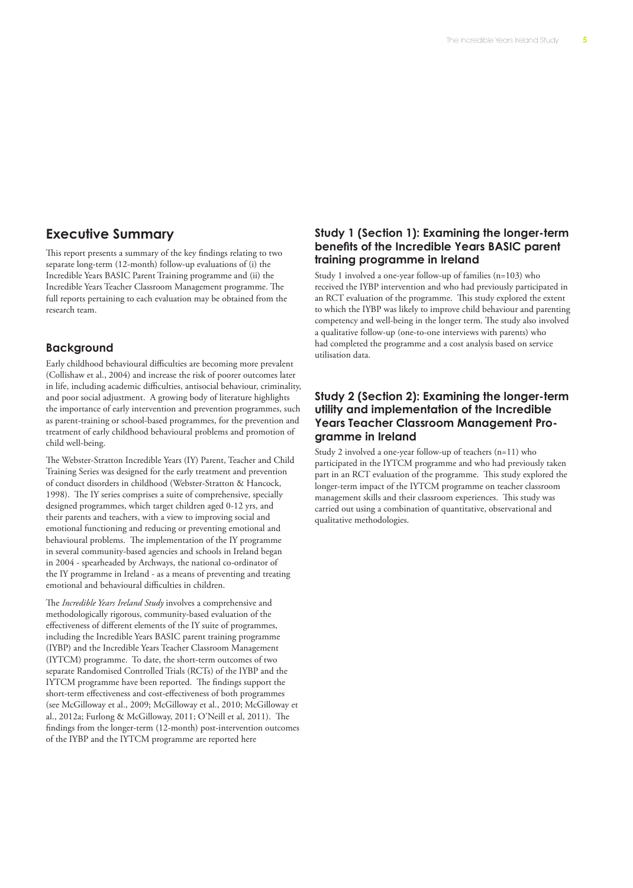## Executive Summary

This report presents a summary of the key findings relating to two separate long-term (12-month) follow-up evaluations of (i) the Incredible Years BASIC Parent Training programme and (ii) the Incredible Years Teacher Classroom Management programme. The full reports pertaining to each evaluation may be obtained from the research team.

### Background

Early childhood behavioural difficulties are becoming more prevalent (Collishaw et al., 2004) and increase the risk of poorer outcomes later in life, including academic difficulties, antisocial behaviour, criminality, and poor social adjustment. A growing body of literature highlights the importance of early intervention and prevention programmes, such as parent-training or school-based programmes, for the prevention and treatment of early childhood behavioural problems and promotion of child well-being.

The Webster-Stratton Incredible Years (IY) Parent, Teacher and Child Training Series was designed for the early treatment and prevention of conduct disorders in childhood (Webster-Stratton & Hancock, 1998). The IY series comprises a suite of comprehensive, specially designed programmes, which target children aged 0-12 yrs, and their parents and teachers, with a view to improving social and emotional functioning and reducing or preventing emotional and behavioural problems. The implementation of the IY programme in several community-based agencies and schools in Ireland began in 2004 - spearheaded by Archways, the national co-ordinator of the IY programme in Ireland - as a means of preventing and treating emotional and behavioural difficulties in children.

The *Incredible Years Ireland Study* involves a comprehensive and methodologically rigorous, community-based evaluation of the effectiveness of different elements of the IY suite of programmes, including the Incredible Years BASIC parent training programme (IYBP) and the Incredible Years Teacher Classroom Management (IYTCM) programme. To date, the short-term outcomes of two separate Randomised Controlled Trials (RCTs) of the IYBP and the IYTCM programme have been reported. The findings support the short-term effectiveness and cost-effectiveness of both programmes (see McGilloway et al., 2009; McGilloway et al., 2010; McGilloway et al., 2012a; Furlong & McGilloway, 2011; O'Neill et al, 2011). The findings from the longer-term (12-month) post-intervention outcomes of the IYBP and the IYTCM programme are reported here

### Study 1 (Section 1): Examining the longer-term benefits of the Incredible Years BASIC parent training programme in Ireland

Study 1 involved a one-year follow-up of families (n=103) who received the IYBP intervention and who had previously participated in an RCT evaluation of the programme. This study explored the extent to which the IYBP was likely to improve child behaviour and parenting competency and well-being in the longer term. The study also involved a qualitative follow-up (one-to-one interviews with parents) who had completed the programme and a cost analysis based on service utilisation data.

### Study 2 (Section 2): Examining the longer-term utility and implementation of the Incredible Years Teacher Classroom Management Programme in Ireland

Study 2 involved a one-year follow-up of teachers (n=11) who participated in the IYTCM programme and who had previously taken part in an RCT evaluation of the programme. This study explored the longer-term impact of the IYTCM programme on teacher classroom management skills and their classroom experiences. This study was carried out using a combination of quantitative, observational and qualitative methodologies.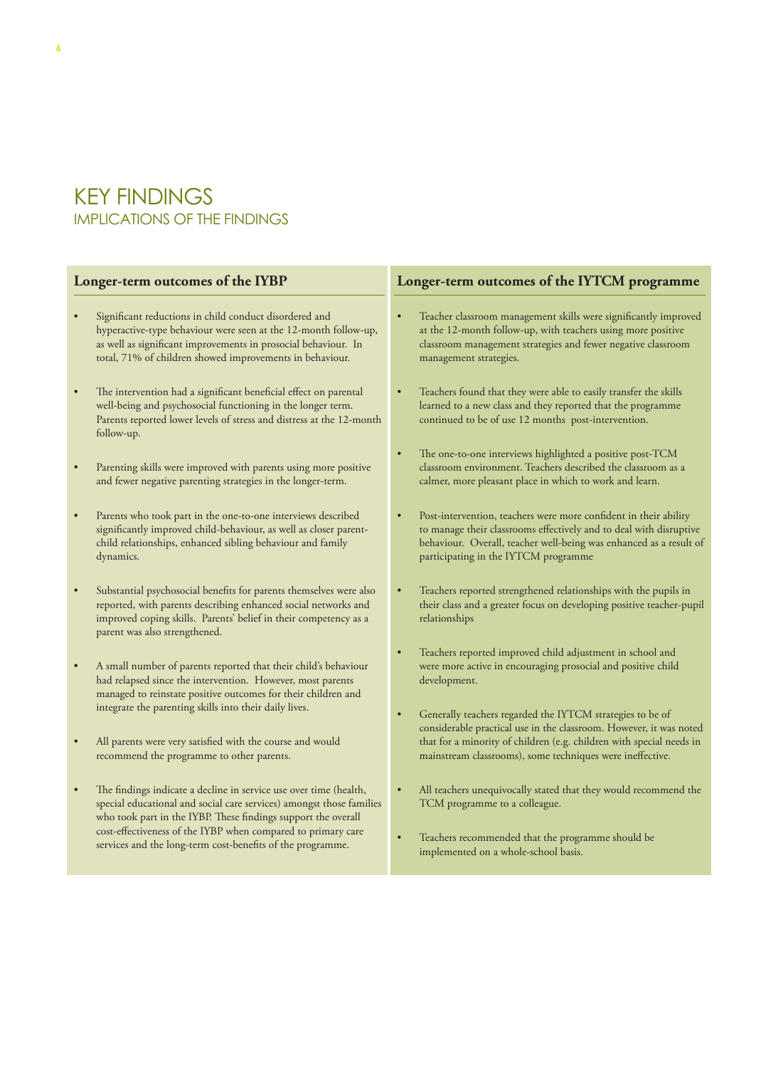# KEY FINDINGS

## IMPLICATIONS OF THE FINDINGS

### Longer-term outcomes of the IYBP

- Significant reductions in child conduct disordered and hyperactive-type behaviour were seen at the 12-month follow-up, as well as significant improvements in prosocial behaviour. In total, 71% of children showed improvements in behaviour.
- The intervention had a significant beneficial effect on parental well-being and psychosocial functioning in the longer term. Parents reported lower levels of stress and distress at the 12-month follow-up.
- Parenting skills were improved with parents using more positive and fewer negative parenting strategies in the longer-term.
- Parents who took part in the one-to-one interviews described significantly improved child-behaviour, as well as closer parent-child relationships, enhanced sibling behaviour and family dynamics.
- Substantial psychosocial benefits for parents themselves were also reported, with parents describing enhanced social networks and improved coping skills. Parents' belief in their competency as a parent was also strengthened.
- A small number of parents reported that their child's behaviour had relapsed since the intervention. However, most parents managed to reinstate positive outcomes for their children and integrate the parenting skills into their daily lives.
- All parents were very satisfied with the course and would recommend the programme to other parents.
- The findings indicate a decline in service use over time (health, special educational and social care services) amongst those families who took part in the IYBP. These findings support the overall cost-effectiveness of the IYBP when compared to primary care services and the long-term cost-benefits of the programme.

### Longer-term outcomes of the IYTCM programme

- Teacher classroom management skills were significantly improved at the 12-month follow-up, with teachers using more positive classroom management strategies and fewer negative classroom management strategies.
- Teachers found that they were able to easily transfer the skills learned to a new class and they reported that the programme continued to be of use 12 months post-intervention.
- The one-to-one interviews highlighted a positive post-TCM classroom environment. Teachers described the classroom as a calmer, more pleasant place in which to work and learn.
- Post-intervention, teachers were more confident in their ability to manage their classrooms effectively and to deal with disruptive behaviour. Overall, teacher well-being was enhanced as a result of participating in the IYTCM programme
- Teachers reported strengthened relationships with the pupils in their class and a greater focus on developing positive teacher-pupil relationships
- Teachers reported improved child adjustment in school and were more active in encouraging prosocial and positive child development.
- Generally teachers regarded the IYTCM strategies to be of considerable practical use in the classroom. However, it was noted that for a minority of children (e.g. children with special needs in mainstream classrooms), some techniques were ineffective.
- All teachers unequivocally stated that they would recommend the TCM programme to a colleague.
- Teachers recommended that the programme should be implemented on a whole-school basis.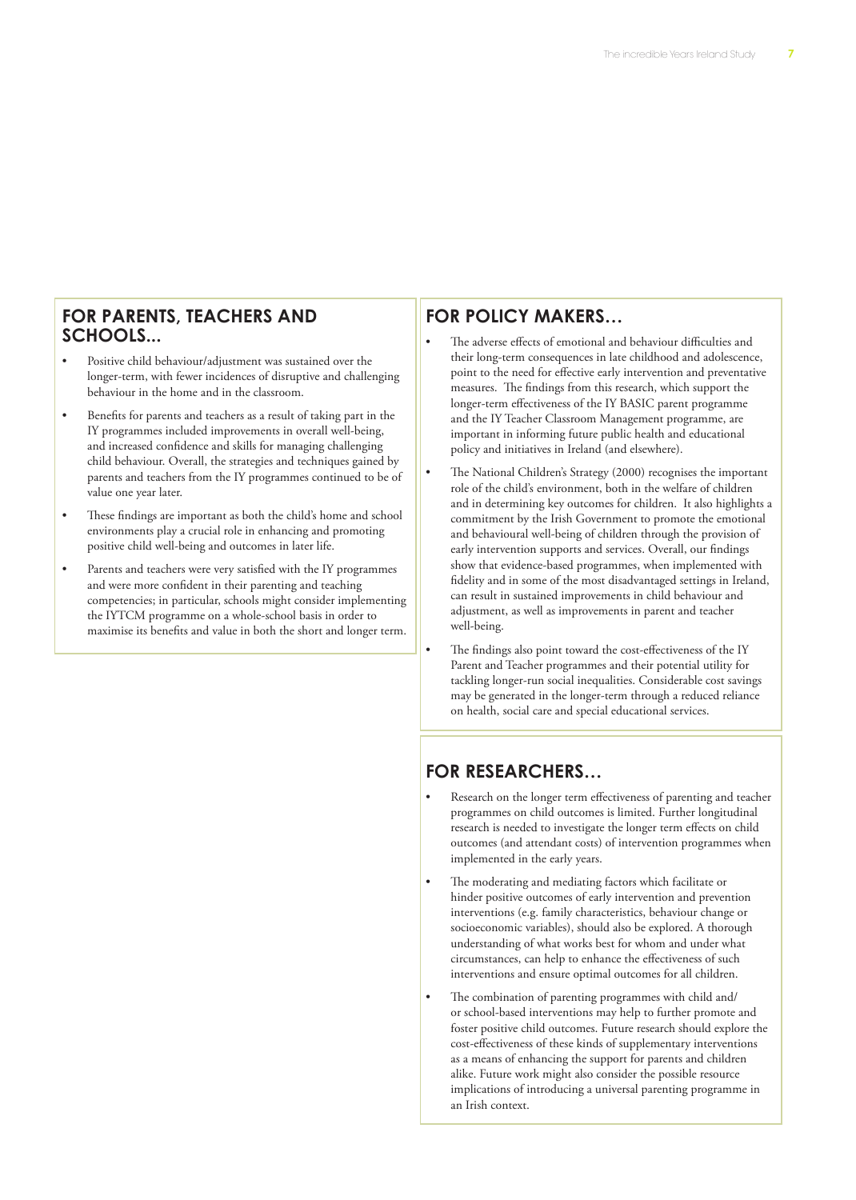## FOR PARENTS, TEACHERS AND SCHOOLS...

- Positive child behaviour/adjustment was sustained over the longer-term, with fewer incidences of disruptive and challenging behaviour in the home and in the classroom.
- Benefits for parents and teachers as a result of taking part in the IY programmes included improvements in overall well-being, and increased confidence and skills for managing challenging child behaviour. Overall, the strategies and techniques gained by parents and teachers from the IY programmes continued to be of value one year later.
- These findings are important as both the child's home and school environments play a crucial role in enhancing and promoting positive child well-being and outcomes in later life.
- Parents and teachers were very satisfied with the IY programmes and were more confident in their parenting and teaching competencies; in particular, schools might consider implementing the IYTCM programme on a whole-school basis in order to maximise its benefits and value in both the short and longer term.

## FOR POLICY MAKERS…

- The adverse effects of emotional and behaviour difficulties and their long-term consequences in late childhood and adolescence, point to the need for effective early intervention and preventative measures. The findings from this research, which support the longer-term effectiveness of the IY BASIC parent programme and the IY Teacher Classroom Management programme, are important in informing future public health and educational policy and initiatives in Ireland (and elsewhere).
- The National Children's Strategy (2000) recognises the important role of the child's environment, both in the welfare of children and in determining key outcomes for children. It also highlights a commitment by the Irish Government to promote the emotional and behavioural well-being of children through the provision of early intervention supports and services. Overall, our findings show that evidence-based programmes, when implemented with fidelity and in some of the most disadvantaged settings in Ireland, can result in sustained improvements in child behaviour and adjustment, as well as improvements in parent and teacher well-being.
- The findings also point toward the cost-effectiveness of the IY Parent and Teacher programmes and their potential utility for tackling longer-run social inequalities. Considerable cost savings may be generated in the longer-term through a reduced reliance on health, social care and special educational services.

## FOR RESEARCHERS…

- Research on the longer term effectiveness of parenting and teacher programmes on child outcomes is limited. Further longitudinal research is needed to investigate the longer term effects on child outcomes (and attendant costs) of intervention programmes when implemented in the early years.
- The moderating and mediating factors which facilitate or hinder positive outcomes of early intervention and prevention interventions (e.g. family characteristics, behaviour change or socioeconomic variables), should also be explored. A thorough understanding of what works best for whom and under what circumstances, can help to enhance the effectiveness of such interventions and ensure optimal outcomes for all children.
- The combination of parenting programmes with child and/or school-based interventions may help to further promote and foster positive child outcomes. Future research should explore the cost-effectiveness of these kinds of supplementary interventions as a means of enhancing the support for parents and children alike. Future work might also consider the possible resource implications of introducing a universal parenting programme in an Irish context.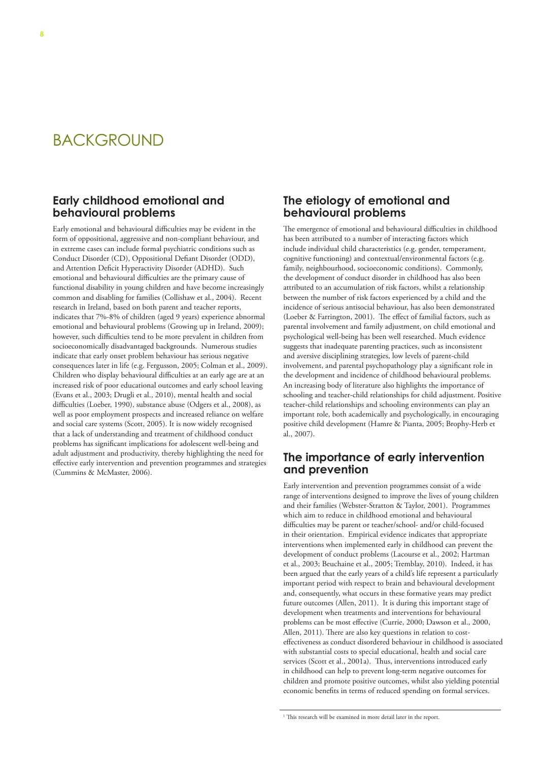# BACKGROUND

## Early childhood emotional and behavioural problems

Early emotional and behavioural difficulties may be evident in the form of oppositional, aggressive and non-compliant behaviour, and in extreme cases can include formal psychiatric conditions such as Conduct Disorder (CD), Oppositional Defiant Disorder (ODD), and Attention Deficit Hyperactivity Disorder (ADHD). Such emotional and behavioural difficulties are the primary cause of functional disability in young children and have become increasingly common and disabling for families (Collishaw et al., 2004). Recent research in Ireland, based on both parent and teacher reports, indicates that 7%-8% of children (aged 9 years) experience abnormal emotional and behavioural problems (Growing up in Ireland, 2009); however, such difficulties tend to be more prevalent in children from socioeconomically disadvantaged backgrounds. Numerous studies indicate that early onset problem behaviour has serious negative consequences later in life (e.g. Fergusson, 2005; Colman et al., 2009). Children who display behavioural difficulties at an early age are at an increased risk of poor educational outcomes and early school leaving (Evans et al., 2003; Drugli et al., 2010), mental health and social difficulties (Loeber, 1990), substance abuse (Odgers et al., 2008), as well as poor employment prospects and increased reliance on welfare and social care systems (Scott, 2005). It is now widely recognised that a lack of understanding and treatment of childhood conduct problems has significant implications for adolescent well-being and adult adjustment and productivity, thereby highlighting the need for effective early intervention and prevention programmes and strategies (Cummins & McMaster, 2006).

## The etiology of emotional and behavioural problems

The emergence of emotional and behavioural difficulties in childhood has been attributed to a number of interacting factors which include individual child characteristics (e.g. gender, temperament, cognitive functioning) and contextual/environmental factors (e.g. family, neighbourhood, socioeconomic conditions). Commonly, the development of conduct disorder in childhood has also been attributed to an accumulation of risk factors, whilst a relationship between the number of risk factors experienced by a child and the incidence of serious antisocial behaviour, has also been demonstrated (Loeber & Farrington, 2001). The effect of familial factors, such as parental involvement and family adjustment, on child emotional and psychological well-being has been well researched. Much evidence suggests that inadequate parenting practices, such as inconsistent and aversive disciplining strategies, low levels of parent-child involvement, and parental psychopathology play a significant role in the development and incidence of childhood behavioural problems. An increasing body of literature also highlights the importance of schooling and teacher-child relationships for child adjustment. Positive teacher-child relationships and schooling environments can play an important role, both academically and psychologically, in encouraging positive child development (Hamre & Pianta, 2005; Brophy-Herb et al., 2007).

## The importance of early intervention and prevention

Early intervention and prevention programmes consist of a wide range of interventions designed to improve the lives of young children and their families (Webster-Stratton & Taylor, 2001). Programmes which aim to reduce in childhood emotional and behavioural difficulties may be parent or teacher/school- and/or child-focused in their orientation. Empirical evidence indicates that appropriate interventions when implemented early in childhood can prevent the development of conduct problems (Lacourse et al., 2002; Hartman et al., 2003; Beuchaine et al., 2005; Tremblay, 2010). Indeed, it has been argued that the early years of a child's life represent a particularly important period with respect to brain and behavioural development and, consequently, what occurs in these formative years may predict future outcomes (Allen, 2011). It is during this important stage of development when treatments and interventions for behavioural problems can be most effective (Currie, 2000; Dawson et al., 2000, Allen, 2011). There are also key questions in relation to cost-effectiveness as conduct disordered behaviour in childhood is associated with substantial costs to special educational, health and social care services (Scott et al., 2001a). Thus, interventions introduced early in childhood can help to prevent long-term negative outcomes for children and promote positive outcomes, whilst also yielding potential economic benefits in terms of reduced spending on formal services.

[1] This research will be examined in more detail later in the report.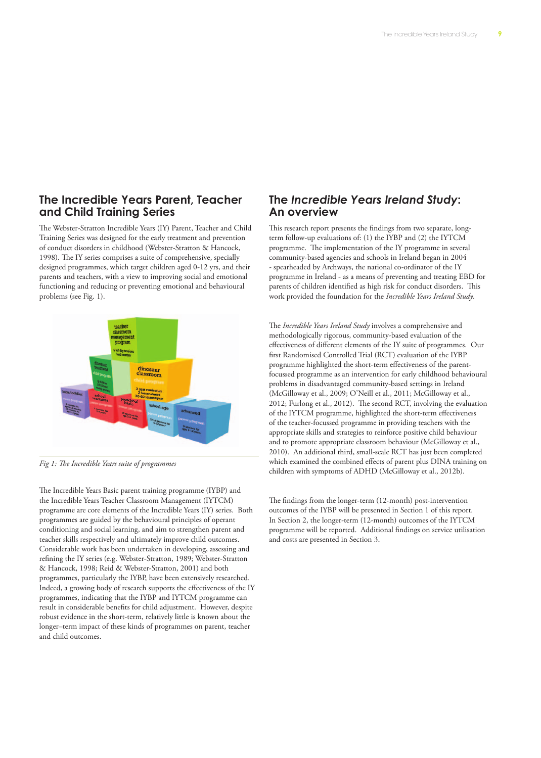## The Incredible Years Parent, Teacher and Child Training Series

The Webster-Stratton Incredible Years (IY) Parent, Teacher and Child Training Series was designed for the early treatment and prevention of conduct disorders in childhood (Webster-Stratton & Hancock, 1998). The IY series comprises a suite of comprehensive, specially designed programmes, which target children aged 0-12 yrs, and their parents and teachers, with a view to improving social and emotional functioning and reducing or preventing emotional and behavioural problems (see Fig. 1).

*Fig 1: The Incredible Years suite of programmes*

The Incredible Years Basic parent training programme (IYBP) and the Incredible Years Teacher Classroom Management (IYTCM) programme are core elements of the Incredible Years (IY) series. Both programmes are guided by the behavioural principles of operant conditioning and social learning, and aim to strengthen parent and teacher skills respectively and ultimately improve child outcomes. Considerable work has been undertaken in developing, assessing and refining the IY series (e.g. Webster-Stratton, 1989; Webster-Stratton & Hancock, 1998; Reid & Webster-Stratton, 2001) and both programmes, particularly the IYBP, have been extensively researched. Indeed, a growing body of research supports the effectiveness of the IY programmes, indicating that the IYBP and IYTCM programme can result in considerable benefits for child adjustment. However, despite robust evidence in the short-term, relatively little is known about the longer–term impact of these kinds of programmes on parent, teacher and child outcomes.

## The *Incredible Years Ireland Study*: An overview

This research report presents the findings from two separate, long-term follow-up evaluations of: (1) the IYBP and (2) the IYTCM programme. The implementation of the IY programme in several community-based agencies and schools in Ireland began in 2004 - spearheaded by Archways, the national co-ordinator of the IY programme in Ireland - as a means of preventing and treating EBD for parents of children identified as high risk for conduct disorders. This work provided the foundation for the *Incredible Years Ireland Study*.

The *Incredible Years Ireland Study* involves a comprehensive and methodologically rigorous, community-based evaluation of the effectiveness of different elements of the IY suite of programmes. Our first Randomised Controlled Trial (RCT) evaluation of the IYBP programme highlighted the short-term effectiveness of the parent-focussed programme as an intervention for early childhood behavioural problems in disadvantaged community-based settings in Ireland (McGilloway et al., 2009; O'Neill et al., 2011; McGilloway et al., 2012; Furlong et al., 2012). The second RCT, involving the evaluation of the IYTCM programme, highlighted the short-term effectiveness of the teacher-focussed programme in providing teachers with the appropriate skills and strategies to reinforce positive child behaviour and to promote appropriate classroom behaviour (McGilloway et al., 2010). An additional third, small-scale RCT has just been completed which examined the combined effects of parent plus DINA training on children with symptoms of ADHD (McGilloway et al., 2012b).

The findings from the longer-term (12-month) post-intervention outcomes of the IYBP will be presented in Section 1 of this report. In Section 2, the longer-term (12-month) outcomes of the IYTCM programme will be reported. Additional findings on service utilisation and costs are presented in Section 3.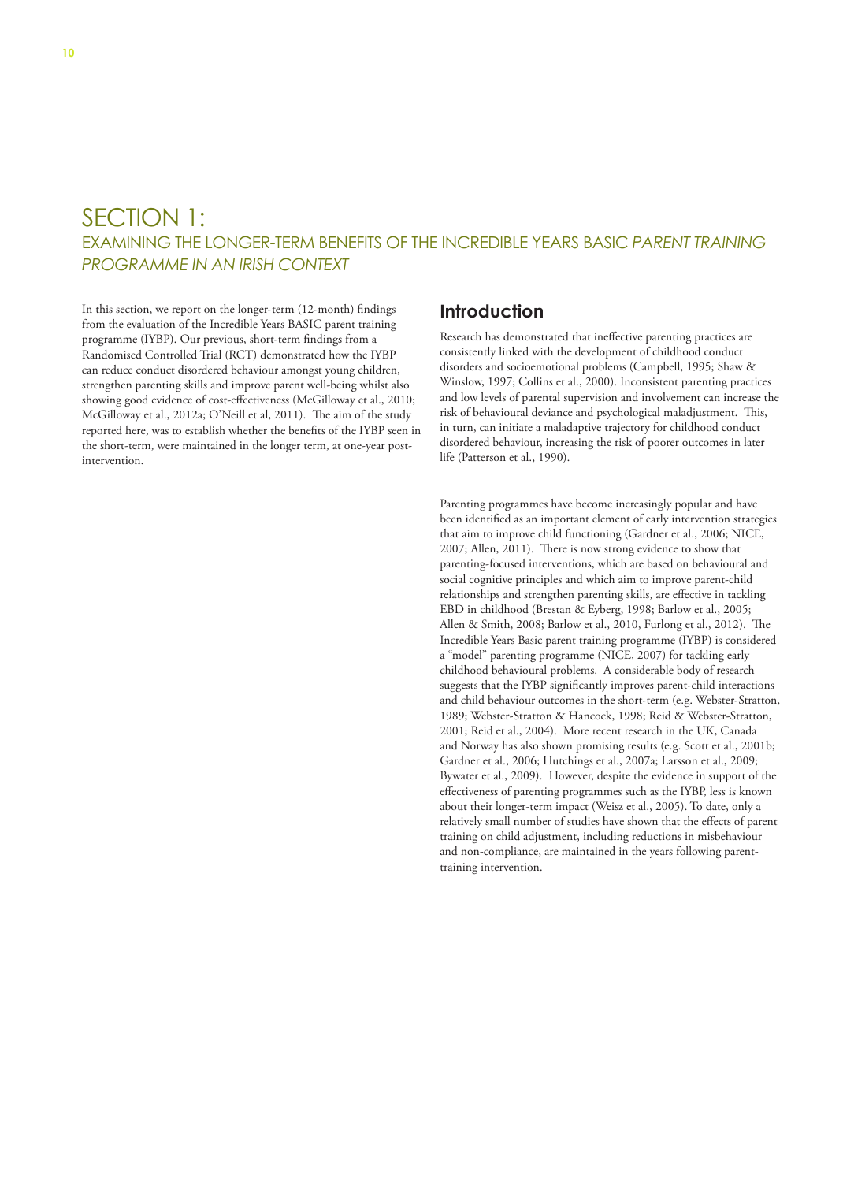# SECTION 1:

## EXAMINING THE LONGER-TERM BENEFITS OF THE INCREDIBLE YEARS BASIC *PARENT TRAINING PROGRAMME IN AN IRISH CONTEXT*

In this section, we report on the longer-term (12-month) findings from the evaluation of the Incredible Years BASIC parent training programme (IYBP). Our previous, short-term findings from a Randomised Controlled Trial (RCT) demonstrated how the IYBP can reduce conduct disordered behaviour amongst young children, strengthen parenting skills and improve parent well-being whilst also showing good evidence of cost-effectiveness (McGilloway et al., 2010; McGilloway et al., 2012a; O'Neill et al, 2011). The aim of the study reported here, was to establish whether the benefits of the IYBP seen in the short-term, were maintained in the longer term, at one-year post-intervention.

### Introduction

Research has demonstrated that ineffective parenting practices are consistently linked with the development of childhood conduct disorders and socioemotional problems (Campbell, 1995; Shaw & Winslow, 1997; Collins et al., 2000). Inconsistent parenting practices and low levels of parental supervision and involvement can increase the risk of behavioural deviance and psychological maladjustment. This, in turn, can initiate a maladaptive trajectory for childhood conduct disordered behaviour, increasing the risk of poorer outcomes in later life (Patterson et al., 1990).

Parenting programmes have become increasingly popular and have been identified as an important element of early intervention strategies that aim to improve child functioning (Gardner et al., 2006; NICE, 2007; Allen, 2011). There is now strong evidence to show that parenting-focused interventions, which are based on behavioural and social cognitive principles and which aim to improve parent-child relationships and strengthen parenting skills, are effective in tackling EBD in childhood (Brestan & Eyberg, 1998; Barlow et al., 2005; Allen & Smith, 2008; Barlow et al., 2010, Furlong et al., 2012). The Incredible Years Basic parent training programme (IYBP) is considered a "model" parenting programme (NICE, 2007) for tackling early childhood behavioural problems. A considerable body of research suggests that the IYBP significantly improves parent-child interactions and child behaviour outcomes in the short-term (e.g. Webster-Stratton, 1989; Webster-Stratton & Hancock, 1998; Reid & Webster-Stratton, 2001; Reid et al., 2004). More recent research in the UK, Canada and Norway has also shown promising results (e.g. Scott et al., 2001b; Gardner et al., 2006; Hutchings et al., 2007a; Larsson et al., 2009; Bywater et al., 2009). However, despite the evidence in support of the effectiveness of parenting programmes such as the IYBP, less is known about their longer-term impact (Weisz et al., 2005). To date, only a relatively small number of studies have shown that the effects of parent training on child adjustment, including reductions in misbehaviour and non-compliance, are maintained in the years following parent-training intervention.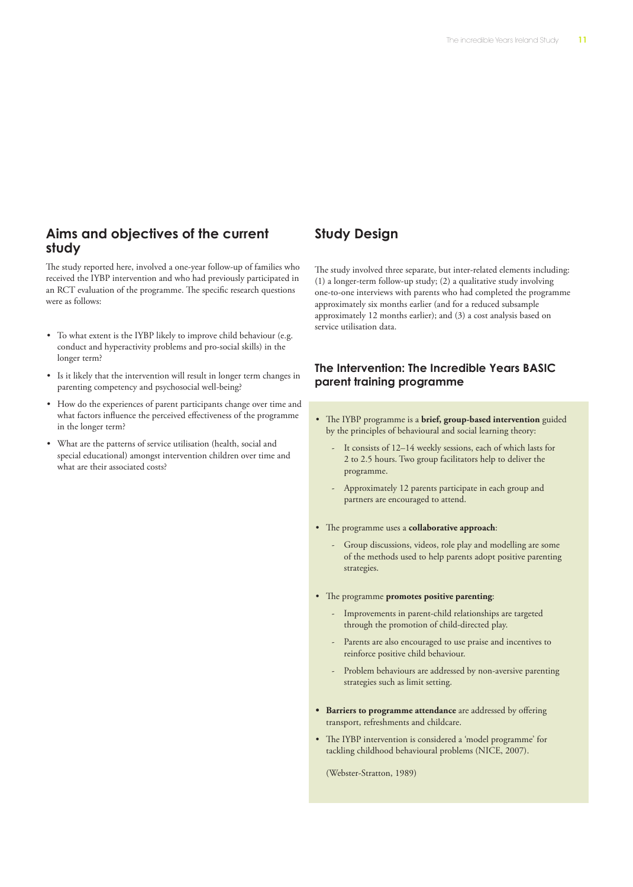## Aims and objectives of the current study

The study reported here, involved a one-year follow-up of families who received the IYBP intervention and who had previously participated in an RCT evaluation of the programme. The specific research questions were as follows:

- To what extent is the IYBP likely to improve child behaviour (e.g. conduct and hyperactivity problems and pro-social skills) in the longer term?
- Is it likely that the intervention will result in longer term changes in parenting competency and psychosocial well-being?
- How do the experiences of parent participants change over time and what factors influence the perceived effectiveness of the programme in the longer term?
- What are the patterns of service utilisation (health, social and special educational) amongst intervention children over time and what are their associated costs?

## Study Design

The study involved three separate, but inter-related elements including: (1) a longer-term follow-up study; (2) a qualitative study involving one-to-one interviews with parents who had completed the programme approximately six months earlier (and for a reduced subsample approximately 12 months earlier); and (3) a cost analysis based on service utilisation data.

### The Intervention: The Incredible Years BASIC parent training programme

- The IYBP programme is a **brief, group-based intervention** guided by the principles of behavioural and social learning theory:
  - It consists of 12–14 weekly sessions, each of which lasts for 2 to 2.5 hours. Two group facilitators help to deliver the programme.
  - Approximately 12 parents participate in each group and partners are encouraged to attend.
- The programme uses a **collaborative approach**:
  - Group discussions, videos, role play and modelling are some of the methods used to help parents adopt positive parenting strategies.
- The programme **promotes positive parenting**:
  - Improvements in parent-child relationships are targeted through the promotion of child-directed play.
  - Parents are also encouraged to use praise and incentives to reinforce positive child behaviour.
  - Problem behaviours are addressed by non-aversive parenting strategies such as limit setting.
- **Barriers to programme attendance** are addressed by offering transport, refreshments and childcare.
- The IYBP intervention is considered a 'model programme' for tackling childhood behavioural problems (NICE, 2007).

(Webster-Stratton, 1989)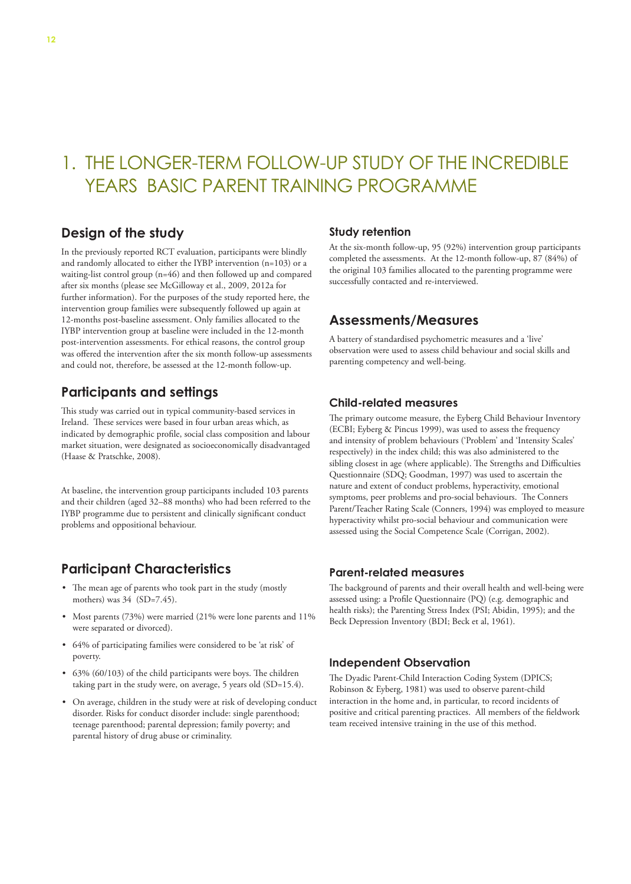# 1. THE LONGER-TERM FOLLOW-UP STUDY OF THE INCREDIBLE YEARS BASIC PARENT TRAINING PROGRAMME

## Design of the study

In the previously reported RCT evaluation, participants were blindly and randomly allocated to either the IYBP intervention (n=103) or a waiting-list control group (n=46) and then followed up and compared after six months (please see McGilloway et al., 2009, 2012a for further information). For the purposes of the study reported here, the intervention group families were subsequently followed up again at 12-months post-baseline assessment. Only families allocated to the IYBP intervention group at baseline were included in the 12-month post-intervention assessments. For ethical reasons, the control group was offered the intervention after the six month follow-up assessments and could not, therefore, be assessed at the 12-month follow-up.

## Participants and settings

This study was carried out in typical community-based services in Ireland. These services were based in four urban areas which, as indicated by demographic profile, social class composition and labour market situation, were designated as socioeconomically disadvantaged (Haase & Pratschke, 2008).

At baseline, the intervention group participants included 103 parents and their children (aged 32–88 months) who had been referred to the IYBP programme due to persistent and clinically significant conduct problems and oppositional behaviour.

## Participant Characteristics

- The mean age of parents who took part in the study (mostly mothers) was 34 (SD=7.45).
- Most parents (73%) were married (21% were lone parents and 11% were separated or divorced).
- 64% of participating families were considered to be 'at risk' of poverty.
- 63% (60/103) of the child participants were boys. The children taking part in the study were, on average, 5 years old (SD=15.4).
- On average, children in the study were at risk of developing conduct disorder. Risks for conduct disorder include: single parenthood; teenage parenthood; parental depression; family poverty; and parental history of drug abuse or criminality.

### Study retention

At the six-month follow-up, 95 (92%) intervention group participants completed the assessments. At the 12-month follow-up, 87 (84%) of the original 103 families allocated to the parenting programme were successfully contacted and re-interviewed.

## Assessments/Measures

A battery of standardised psychometric measures and a 'live' observation were used to assess child behaviour and social skills and parenting competency and well-being.

### Child-related measures

The primary outcome measure, the Eyberg Child Behaviour Inventory (ECBI; Eyberg & Pincus 1999), was used to assess the frequency and intensity of problem behaviours ('Problem' and 'Intensity Scales' respectively) in the index child; this was also administered to the sibling closest in age (where applicable). The Strengths and Difficulties Questionnaire (SDQ; Goodman, 1997) was used to ascertain the nature and extent of conduct problems, hyperactivity, emotional symptoms, peer problems and pro-social behaviours. The Conners Parent/Teacher Rating Scale (Conners, 1994) was employed to measure hyperactivity whilst pro-social behaviour and communication were assessed using the Social Competence Scale (Corrigan, 2002).

### Parent-related measures

The background of parents and their overall health and well-being were assessed using: a Profile Questionnaire (PQ) (e.g. demographic and health risks); the Parenting Stress Index (PSI; Abidin, 1995); and the Beck Depression Inventory (BDI; Beck et al, 1961).

### Independent Observation

The Dyadic Parent-Child Interaction Coding System (DPICS; Robinson & Eyberg, 1981) was used to observe parent-child interaction in the home and, in particular, to record incidents of positive and critical parenting practices. All members of the fieldwork team received intensive training in the use of this method.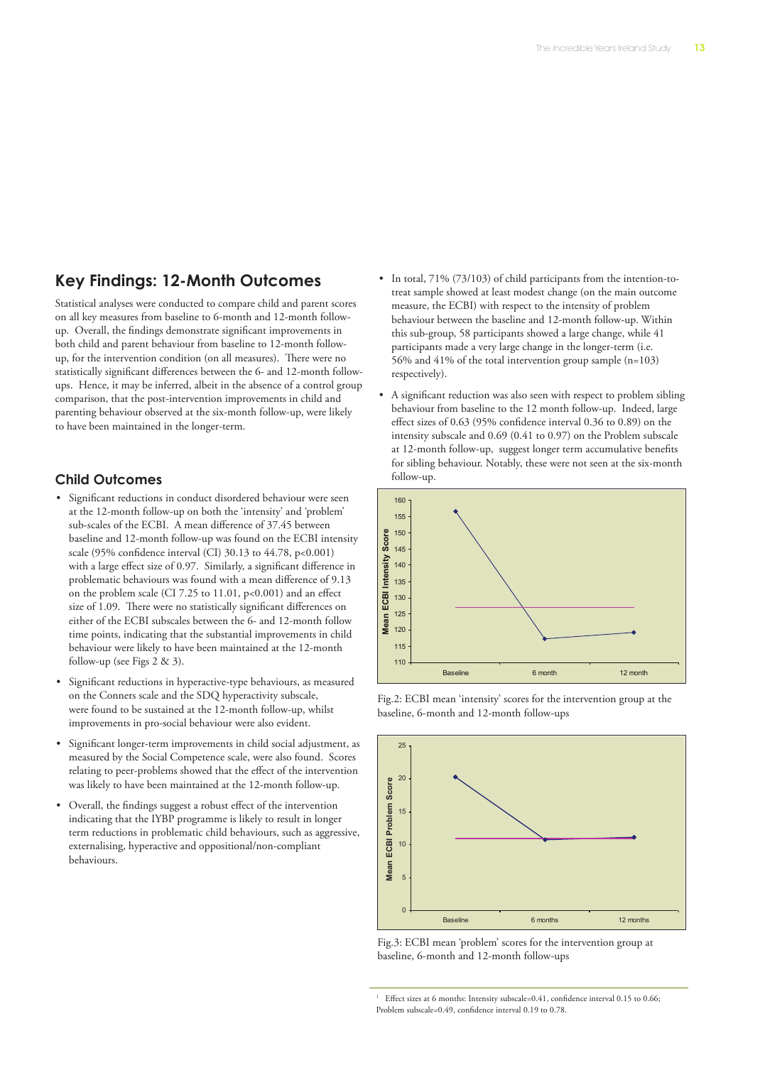## Key Findings: 12-Month Outcomes

Statistical analyses were conducted to compare child and parent scores on all key measures from baseline to 6-month and 12-month follow-up. Overall, the findings demonstrate significant improvements in both child and parent behaviour from baseline to 12-month follow-up, for the intervention condition (on all measures). There were no statistically significant differences between the 6- and 12-month follow-ups. Hence, it may be inferred, albeit in the absence of a control group comparison, that the post-intervention improvements in child and parenting behaviour observed at the six-month follow-up, were likely to have been maintained in the longer-term.

### Child Outcomes

- Significant reductions in conduct disordered behaviour were seen at the 12-month follow-up on both the 'intensity' and 'problem' sub-scales of the ECBI. A mean difference of 37.45 between baseline and 12-month follow-up was found on the ECBI intensity scale (95% confidence interval (CI) 30.13 to 44.78, $p<0.001$) with a large effect size of 0.97. Similarly, a significant difference in problematic behaviours was found with a mean difference of 9.13 on the problem scale (CI 7.25 to 11.01, $p<0.001$) and an effect size of 1.09. There were no statistically significant differences on either of the ECBI subscales between the 6- and 12-month follow time points, indicating that the substantial improvements in child behaviour were likely to have been maintained at the 12-month follow-up (see Figs 2 & 3).
- Significant reductions in hyperactive-type behaviours, as measured on the Conners scale and the SDQ hyperactivity subscale, were found to be sustained at the 12-month follow-up, whilst improvements in pro-social behaviour were also evident.
- Significant longer-term improvements in child social adjustment, as measured by the Social Competence scale, were also found. Scores relating to peer-problems showed that the effect of the intervention was likely to have been maintained at the 12-month follow-up.
- Overall, the findings suggest a robust effect of the intervention indicating that the IYBP programme is likely to result in longer term reductions in problematic child behaviours, such as aggressive, externalising, hyperactive and oppositional/non-compliant behaviours.
- In total, 71% (73/103) of child participants from the intention-to-treat sample showed at least modest change (on the main outcome measure, the ECBI) with respect to the intensity of problem behaviour between the baseline and 12-month follow-up. Within this sub-group, 58 participants showed a large change, while 41 participants made a very large change in the longer-term (i.e. 56% and 41% of the total intervention group sample (n=103) respectively).
- A significant reduction was also seen with respect to problem sibling behaviour from baseline to the 12 month follow-up. Indeed, large effect sizes of 0.63 (95% confidence interval 0.36 to 0.89) on the intensity subscale and 0.69 (0.41 to 0.97) on the Problem subscale at 12-month follow-up, suggest longer term accumulative benefits for sibling behaviour. Notably, these were not seen at the six-month follow-up.

Fig.2: ECBI mean 'intensity' scores for the intervention group at the baseline, 6-month and 12-month follow-ups

Fig.3: ECBI mean 'problem' scores for the intervention group at baseline, 6-month and 12-month follow-ups

[1] Effect sizes at 6 months: Intensity subscale=0.41, confidence interval 0.15 to 0.66; Problem subscale=0.49, confidence interval 0.19 to 0.78.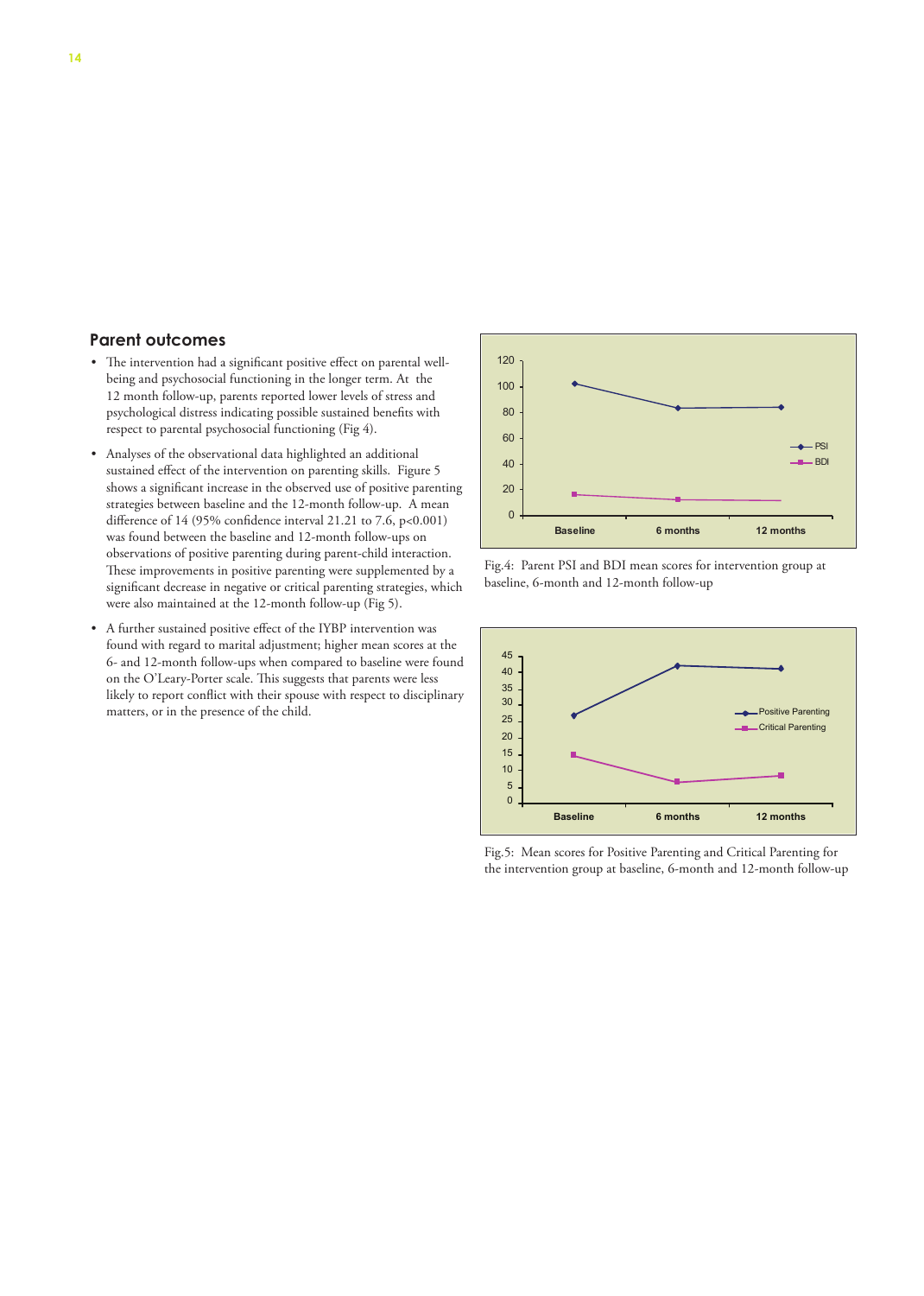## Parent outcomes

- The intervention had a significant positive effect on parental well-being and psychosocial functioning in the longer term. At the 12 month follow-up, parents reported lower levels of stress and psychological distress indicating possible sustained benefits with respect to parental psychosocial functioning (Fig 4).
- Analyses of the observational data highlighted an additional sustained effect of the intervention on parenting skills. Figure 5 shows a significant increase in the observed use of positive parenting strategies between baseline and the 12-month follow-up. A mean difference of 14 (95% confidence interval 21.21 to 7.6, $p<0.001$) was found between the baseline and 12-month follow-ups on observations of positive parenting during parent-child interaction. These improvements in positive parenting were supplemented by a significant decrease in negative or critical parenting strategies, which were also maintained at the 12-month follow-up (Fig 5).
- A further sustained positive effect of the IYBP intervention was found with regard to marital adjustment; higher mean scores at the 6- and 12-month follow-ups when compared to baseline were found on the O'Leary-Porter scale. This suggests that parents were less likely to report conflict with their spouse with respect to disciplinary matters, or in the presence of the child.

Fig.4: Parent PSI and BDI mean scores for intervention group at baseline, 6-month and 12-month follow-up

Fig.5: Mean scores for Positive Parenting and Critical Parenting for the intervention group at baseline, 6-month and 12-month follow-up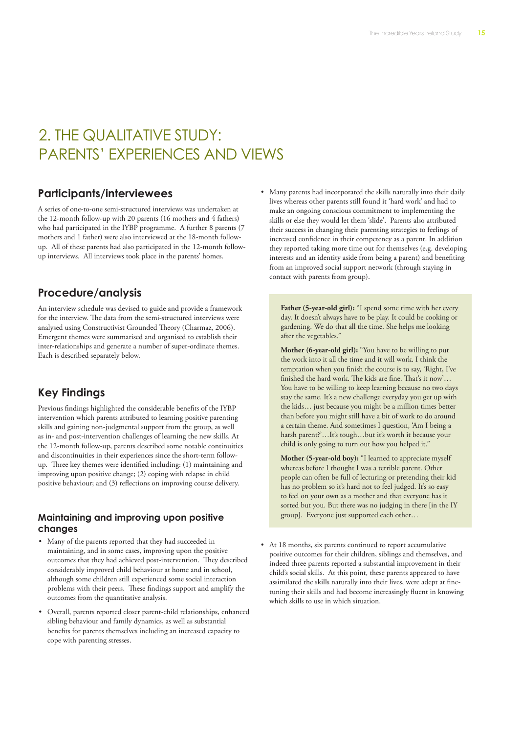# 2. THE QUALITATIVE STUDY: PARENTS' EXPERIENCES AND VIEWS

## Participants/interviewees

A series of one-to-one semi-structured interviews was undertaken at the 12-month follow-up with 20 parents (16 mothers and 4 fathers) who had participated in the IYBP programme. A further 8 parents (7 mothers and 1 father) were also interviewed at the 18-month follow-up. All of these parents had also participated in the 12-month follow-up interviews. All interviews took place in the parents' homes.

## Procedure/analysis

An interview schedule was devised to guide and provide a framework for the interview. The data from the semi-structured interviews were analysed using Constructivist Grounded Theory (Charmaz, 2006). Emergent themes were summarised and organised to establish their inter-relationships and generate a number of super-ordinate themes. Each is described separately below.

## Key Findings

Previous findings highlighted the considerable benefits of the IYBP intervention which parents attributed to learning positive parenting skills and gaining non-judgmental support from the group, as well as in- and post-intervention challenges of learning the new skills. At the 12-month follow-up, parents described some notable continuities and discontinuities in their experiences since the short-term follow-up. Three key themes were identified including: (1) maintaining and improving upon positive change; (2) coping with relapse in child positive behaviour; and (3) reflections on improving course delivery.

### Maintaining and improving upon positive changes

- Many of the parents reported that they had succeeded in maintaining, and in some cases, improving upon the positive outcomes that they had achieved post-intervention. They described considerably improved child behaviour at home and in school, although some children still experienced some social interaction problems with their peers. These findings support and amplify the outcomes from the quantitative analysis.
- Overall, parents reported closer parent-child relationships, enhanced sibling behaviour and family dynamics, as well as substantial benefits for parents themselves including an increased capacity to cope with parenting stresses.
- Many parents had incorporated the skills naturally into their daily lives whereas other parents still found it 'hard work' and had to make an ongoing conscious commitment to implementing the skills or else they would let them 'slide'. Parents also attributed their success in changing their parenting strategies to feelings of increased confidence in their competency as a parent. In addition they reported taking more time out for themselves (e.g. developing interests and an identity aside from being a parent) and benefiting from an improved social support network (through staying in contact with parents from group).

> **Father (5-year-old girl):** "I spend some time with her every day. It doesn't always have to be play. It could be cooking or gardening. We do that all the time. She helps me looking after the vegetables."
>
> **Mother (6-year-old girl):** "You have to be willing to put the work into it all the time and it will work. I think the temptation when you finish the course is to say, 'Right, I've finished the hard work. The kids are fine. That's it now'… You have to be willing to keep learning because no two days stay the same. It's a new challenge everyday you get up with the kids… just because you might be a million times better than before you might still have a bit of work to do around a certain theme. And sometimes I question, 'Am I being a harsh parent?'…It's tough…but it's worth it because your child is only going to turn out how you helped it."
>
> **Mother (5-year-old boy):** "I learned to appreciate myself whereas before I thought I was a terrible parent. Other people can often be full of lecturing or pretending their kid has no problem so it's hard not to feel judged. It's so easy to feel on your own as a mother and that everyone has it sorted but you. But there was no judging in there [in the IY group]. Everyone just supported each other…

- At 18 months, six parents continued to report accumulative positive outcomes for their children, siblings and themselves, and indeed three parents reported a substantial improvement in their child's social skills. At this point, these parents appeared to have assimilated the skills naturally into their lives, were adept at fine-tuning their skills and had become increasingly fluent in knowing which skills to use in which situation.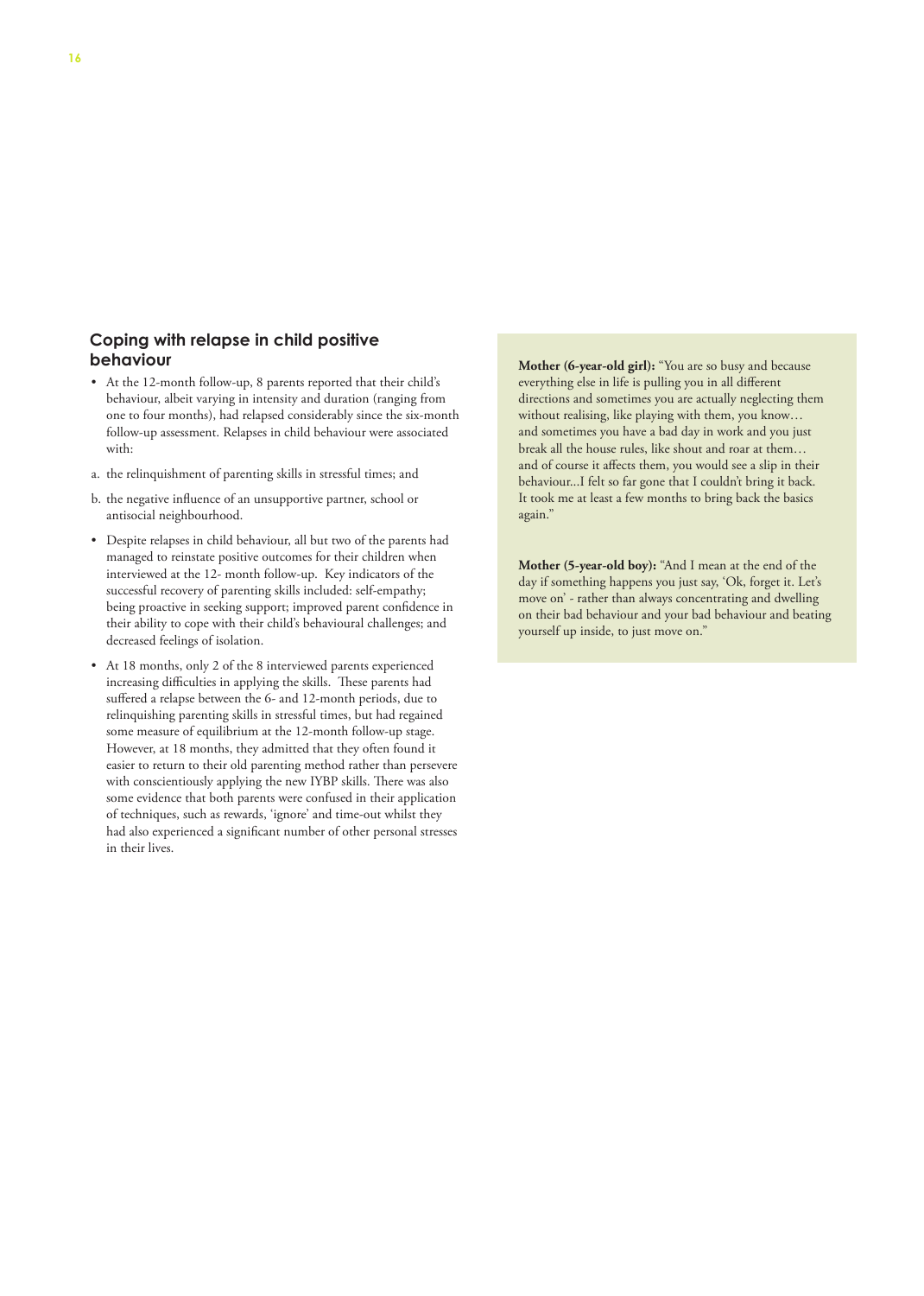## Coping with relapse in child positive behaviour

- At the 12-month follow-up, 8 parents reported that their child's behaviour, albeit varying in intensity and duration (ranging from one to four months), had relapsed considerably since the six-month follow-up assessment. Relapses in child behaviour were associated with:

a. the relinquishment of parenting skills in stressful times; and

b. the negative influence of an unsupportive partner, school or antisocial neighbourhood.

- Despite relapses in child behaviour, all but two of the parents had managed to reinstate positive outcomes for their children when interviewed at the 12- month follow-up. Key indicators of the successful recovery of parenting skills included: self-empathy; being proactive in seeking support; improved parent confidence in their ability to cope with their child's behavioural challenges; and decreased feelings of isolation.
- At 18 months, only 2 of the 8 interviewed parents experienced increasing difficulties in applying the skills. These parents had suffered a relapse between the 6- and 12-month periods, due to relinquishing parenting skills in stressful times, but had regained some measure of equilibrium at the 12-month follow-up stage. However, at 18 months, they admitted that they often found it easier to return to their old parenting method rather than persevere with conscientiously applying the new IYBP skills. There was also some evidence that both parents were confused in their application of techniques, such as rewards, 'ignore' and time-out whilst they had also experienced a significant number of other personal stresses in their lives.

**Mother (6-year-old girl):** "You are so busy and because everything else in life is pulling you in all different directions and sometimes you are actually neglecting them without realising, like playing with them, you know… and sometimes you have a bad day in work and you just break all the house rules, like shout and roar at them… and of course it affects them, you would see a slip in their behaviour...I felt so far gone that I couldn't bring it back. It took me at least a few months to bring back the basics again."

**Mother (5-year-old boy):** "And I mean at the end of the day if something happens you just say, 'Ok, forget it. Let's move on' - rather than always concentrating and dwelling on their bad behaviour and your bad behaviour and beating yourself up inside, to just move on."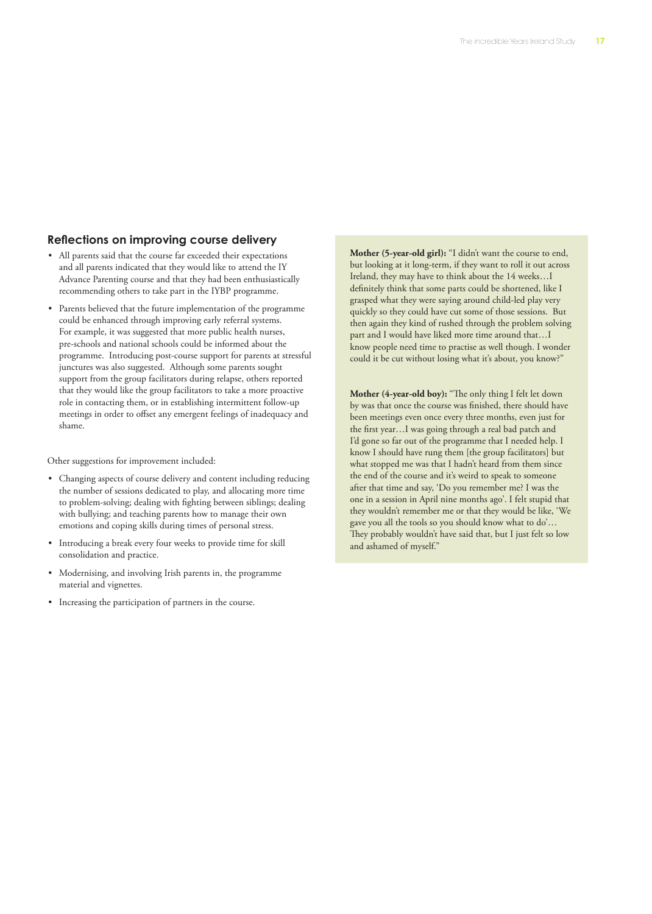## Reflections on improving course delivery

- All parents said that the course far exceeded their expectations and all parents indicated that they would like to attend the IY Advance Parenting course and that they had been enthusiastically recommending others to take part in the IYBP programme.
- Parents believed that the future implementation of the programme could be enhanced through improving early referral systems. For example, it was suggested that more public health nurses, pre-schools and national schools could be informed about the programme. Introducing post-course support for parents at stressful junctures was also suggested. Although some parents sought support from the group facilitators during relapse, others reported that they would like the group facilitators to take a more proactive role in contacting them, or in establishing intermittent follow-up meetings in order to offset any emergent feelings of inadequacy and shame.

Other suggestions for improvement included:

- Changing aspects of course delivery and content including reducing the number of sessions dedicated to play, and allocating more time to problem-solving; dealing with fighting between siblings; dealing with bullying; and teaching parents how to manage their own emotions and coping skills during times of personal stress.
- Introducing a break every four weeks to provide time for skill consolidation and practice.
- Modernising, and involving Irish parents in, the programme material and vignettes.
- Increasing the participation of partners in the course.

**Mother (5-year-old girl):** "I didn't want the course to end, but looking at it long-term, if they want to roll it out across Ireland, they may have to think about the 14 weeks…I definitely think that some parts could be shortened, like I grasped what they were saying around child-led play very quickly so they could have cut some of those sessions. But then again they kind of rushed through the problem solving part and I would have liked more time around that…I know people need time to practise as well though. I wonder could it be cut without losing what it's about, you know?"

**Mother (4-year-old boy):** "The only thing I felt let down by was that once the course was finished, there should have been meetings even once every three months, even just for the first year…I was going through a real bad patch and I'd gone so far out of the programme that I needed help. I know I should have rung them [the group facilitators] but what stopped me was that I hadn't heard from them since the end of the course and it's weird to speak to someone after that time and say, 'Do you remember me? I was the one in a session in April nine months ago'. I felt stupid that they wouldn't remember me or that they would be like, 'We gave you all the tools so you should know what to do'… They probably wouldn't have said that, but I just felt so low and ashamed of myself."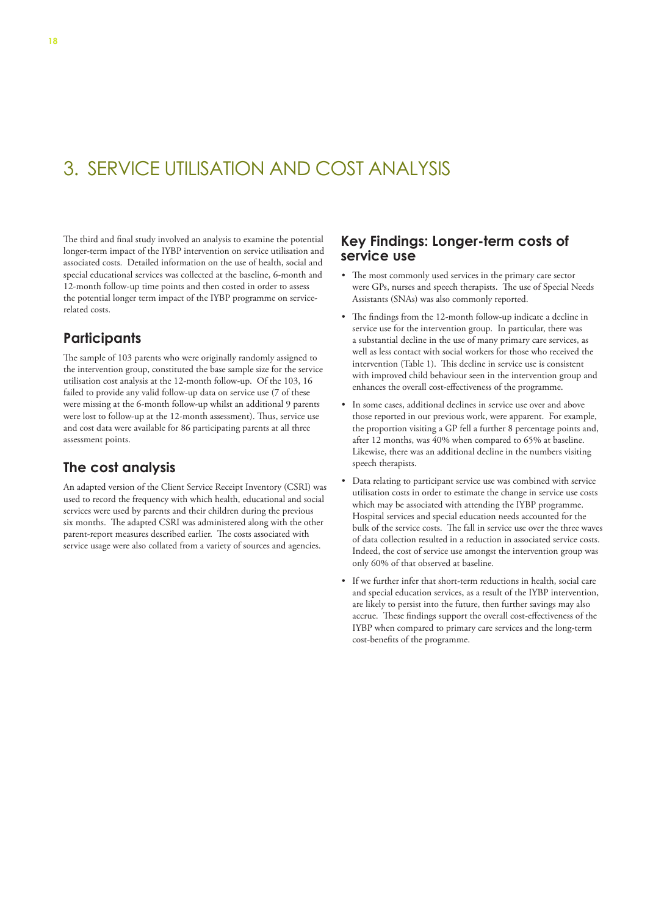# 3. SERVICE UTILISATION AND COST ANALYSIS

The third and final study involved an analysis to examine the potential longer-term impact of the IYBP intervention on service utilisation and associated costs. Detailed information on the use of health, social and special educational services was collected at the baseline, 6-month and 12-month follow-up time points and then costed in order to assess the potential longer term impact of the IYBP programme on service-related costs.

## Participants

The sample of 103 parents who were originally randomly assigned to the intervention group, constituted the base sample size for the service utilisation cost analysis at the 12-month follow-up. Of the 103, 16 failed to provide any valid follow-up data on service use (7 of these were missing at the 6-month follow-up whilst an additional 9 parents were lost to follow-up at the 12-month assessment). Thus, service use and cost data were available for 86 participating parents at all three assessment points.

## The cost analysis

An adapted version of the Client Service Receipt Inventory (CSRI) was used to record the frequency with which health, educational and social services were used by parents and their children during the previous six months. The adapted CSRI was administered along with the other parent-report measures described earlier. The costs associated with service usage were also collated from a variety of sources and agencies.

## Key Findings: Longer-term costs of service use

- The most commonly used services in the primary care sector were GPs, nurses and speech therapists. The use of Special Needs Assistants (SNAs) was also commonly reported.
- The findings from the 12-month follow-up indicate a decline in service use for the intervention group. In particular, there was a substantial decline in the use of many primary care services, as well as less contact with social workers for those who received the intervention (Table 1). This decline in service use is consistent with improved child behaviour seen in the intervention group and enhances the overall cost-effectiveness of the programme.
- In some cases, additional declines in service use over and above those reported in our previous work, were apparent. For example, the proportion visiting a GP fell a further 8 percentage points and, after 12 months, was 40% when compared to 65% at baseline. Likewise, there was an additional decline in the numbers visiting speech therapists.
- Data relating to participant service use was combined with service utilisation costs in order to estimate the change in service use costs which may be associated with attending the IYBP programme. Hospital services and special education needs accounted for the bulk of the service costs. The fall in service use over the three waves of data collection resulted in a reduction in associated service costs. Indeed, the cost of service use amongst the intervention group was only 60% of that observed at baseline.
- If we further infer that short-term reductions in health, social care and special education services, as a result of the IYBP intervention, are likely to persist into the future, then further savings may also accrue. These findings support the overall cost-effectiveness of the IYBP when compared to primary care services and the long-term cost-benefits of the programme.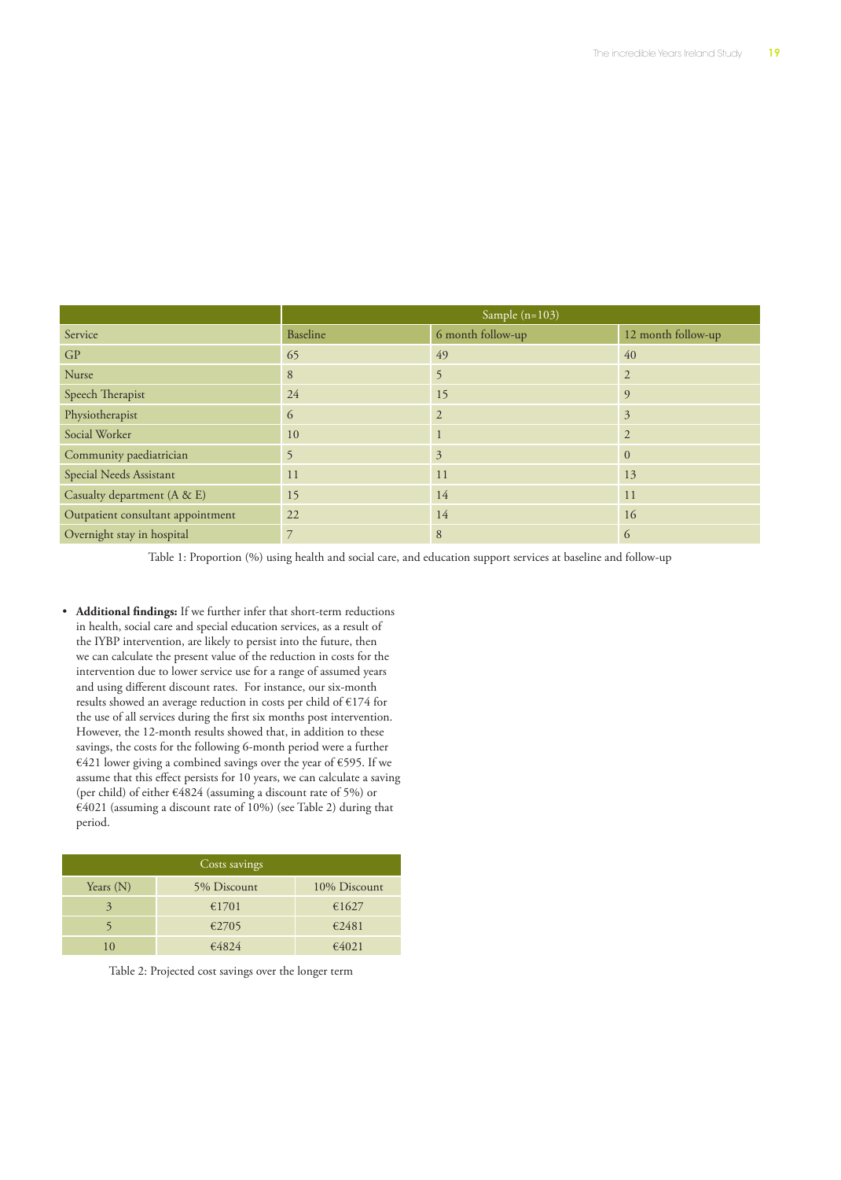| | Sample (n=103) | | |
|---|---|---|---|
| Service | Baseline | 6 month follow-up | 12 month follow-up |
| GP | 65 | 49 | 40 |
| Nurse | 8 | 5 | 2 |
| Speech Therapist | 24 | 15 | 9 |
| Physiotherapist | 6 | 2 | 3 |
| Social Worker | 10 | 1 | 2 |
| Community paediatrician | 5 | 3 | 0 |
| Special Needs Assistant | 11 | 11 | 13 |
| Casualty department (A & E) | 15 | 14 | 11 |
| Outpatient consultant appointment | 22 | 14 | 16 |
| Overnight stay in hospital | 7 | 8 | 6 |

Table 1: Proportion (%) using health and social care, and education support services at baseline and follow-up

- **Additional findings:** If we further infer that short-term reductions in health, social care and special education services, as a result of the IYBP intervention, are likely to persist into the future, then we can calculate the present value of the reduction in costs for the intervention due to lower service use for a range of assumed years and using different discount rates. For instance, our six-month results showed an average reduction in costs per child of €174 for the use of all services during the first six months post intervention. However, the 12-month results showed that, in addition to these savings, the costs for the following 6-month period were a further €421 lower giving a combined savings over the year of €595. If we assume that this effect persists for 10 years, we can calculate a saving (per child) of either €4824 (assuming a discount rate of 5%) or €4021 (assuming a discount rate of 10%) (see Table 2) during that period.

| Costs savings | | |
|---|---|---|
| Years (N) | 5% Discount | 10% Discount |
| 3 | €1701 | €1627 |
| 5 | €2705 | €2481 |
| 10 | €4824 | €4021 |

Table 2: Projected cost savings over the longer term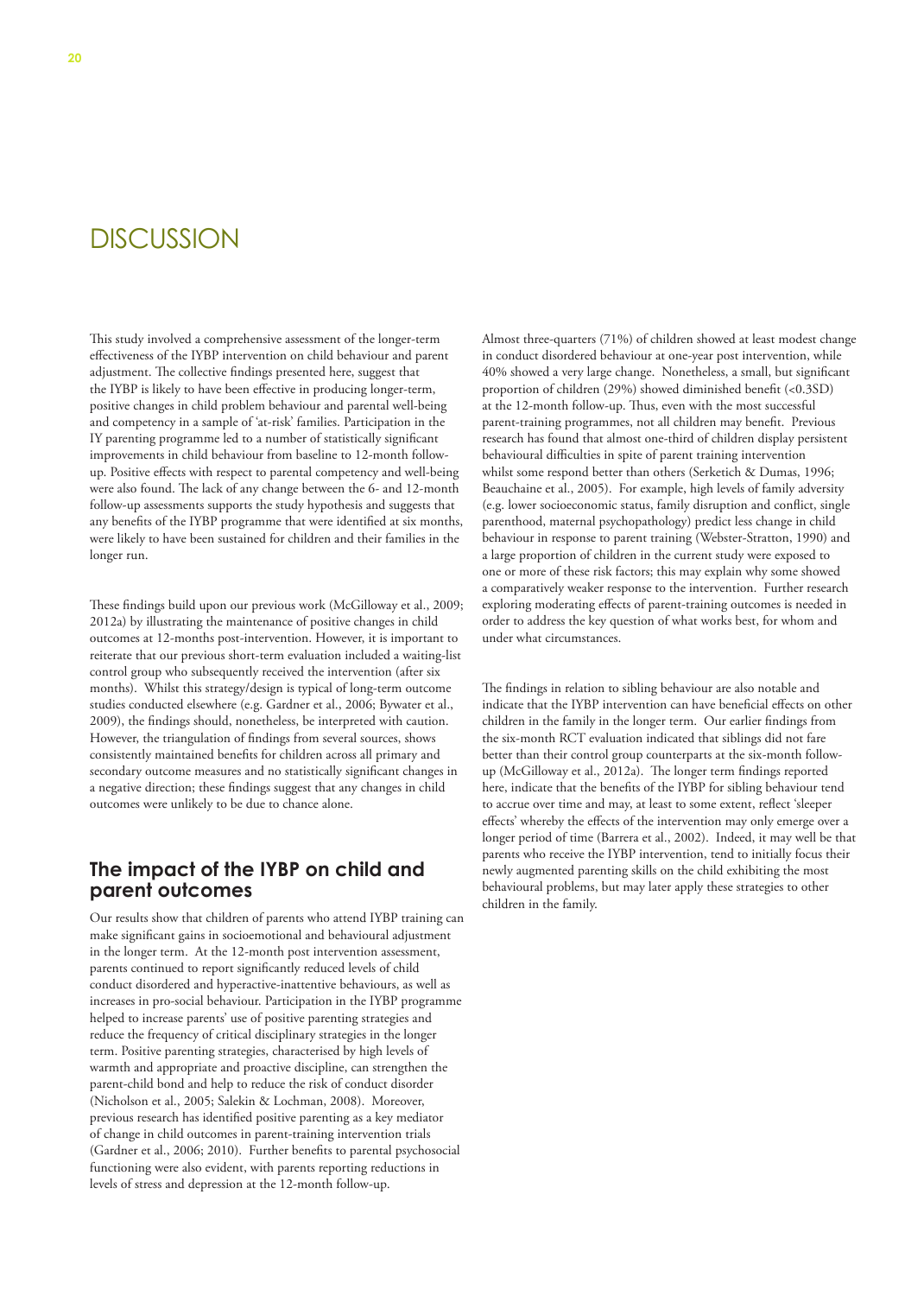# DISCUSSION

This study involved a comprehensive assessment of the longer-term effectiveness of the IYBP intervention on child behaviour and parent adjustment. The collective findings presented here, suggest that the IYBP is likely to have been effective in producing longer-term, positive changes in child problem behaviour and parental well-being and competency in a sample of 'at-risk' families. Participation in the IY parenting programme led to a number of statistically significant improvements in child behaviour from baseline to 12-month follow-up. Positive effects with respect to parental competency and well-being were also found. The lack of any change between the 6- and 12-month follow-up assessments supports the study hypothesis and suggests that any benefits of the IYBP programme that were identified at six months, were likely to have been sustained for children and their families in the longer run.

These findings build upon our previous work (McGilloway et al., 2009; 2012a) by illustrating the maintenance of positive changes in child outcomes at 12-months post-intervention. However, it is important to reiterate that our previous short-term evaluation included a waiting-list control group who subsequently received the intervention (after six months). Whilst this strategy/design is typical of long-term outcome studies conducted elsewhere (e.g. Gardner et al., 2006; Bywater et al., 2009), the findings should, nonetheless, be interpreted with caution. However, the triangulation of findings from several sources, shows consistently maintained benefits for children across all primary and secondary outcome measures and no statistically significant changes in a negative direction; these findings suggest that any changes in child outcomes were unlikely to be due to chance alone.

## The impact of the IYBP on child and parent outcomes

Our results show that children of parents who attend IYBP training can make significant gains in socioemotional and behavioural adjustment in the longer term. At the 12-month post intervention assessment, parents continued to report significantly reduced levels of child conduct disordered and hyperactive-inattentive behaviours, as well as increases in pro-social behaviour. Participation in the IYBP programme helped to increase parents' use of positive parenting strategies and reduce the frequency of critical disciplinary strategies in the longer term. Positive parenting strategies, characterised by high levels of warmth and appropriate and proactive discipline, can strengthen the parent-child bond and help to reduce the risk of conduct disorder (Nicholson et al., 2005; Salekin & Lochman, 2008). Moreover, previous research has identified positive parenting as a key mediator of change in child outcomes in parent-training intervention trials (Gardner et al., 2006; 2010). Further benefits to parental psychosocial functioning were also evident, with parents reporting reductions in levels of stress and depression at the 12-month follow-up.

Almost three-quarters (71%) of children showed at least modest change in conduct disordered behaviour at one-year post intervention, while 40% showed a very large change. Nonetheless, a small, but significant proportion of children (29%) showed diminished benefit (<0.3SD) at the 12-month follow-up. Thus, even with the most successful parent-training programmes, not all children may benefit. Previous research has found that almost one-third of children display persistent behavioural difficulties in spite of parent training intervention whilst some respond better than others (Serketich & Dumas, 1996; Beauchaine et al., 2005). For example, high levels of family adversity (e.g. lower socioeconomic status, family disruption and conflict, single parenthood, maternal psychopathology) predict less change in child behaviour in response to parent training (Webster-Stratton, 1990) and a large proportion of children in the current study were exposed to one or more of these risk factors; this may explain why some showed a comparatively weaker response to the intervention. Further research exploring moderating effects of parent-training outcomes is needed in order to address the key question of what works best, for whom and under what circumstances.

The findings in relation to sibling behaviour are also notable and indicate that the IYBP intervention can have beneficial effects on other children in the family in the longer term. Our earlier findings from the six-month RCT evaluation indicated that siblings did not fare better than their control group counterparts at the six-month follow-up (McGilloway et al., 2012a). The longer term findings reported here, indicate that the benefits of the IYBP for sibling behaviour tend to accrue over time and may, at least to some extent, reflect 'sleeper effects' whereby the effects of the intervention may only emerge over a longer period of time (Barrera et al., 2002). Indeed, it may well be that parents who receive the IYBP intervention, tend to initially focus their newly augmented parenting skills on the child exhibiting the most behavioural problems, but may later apply these strategies to other children in the family.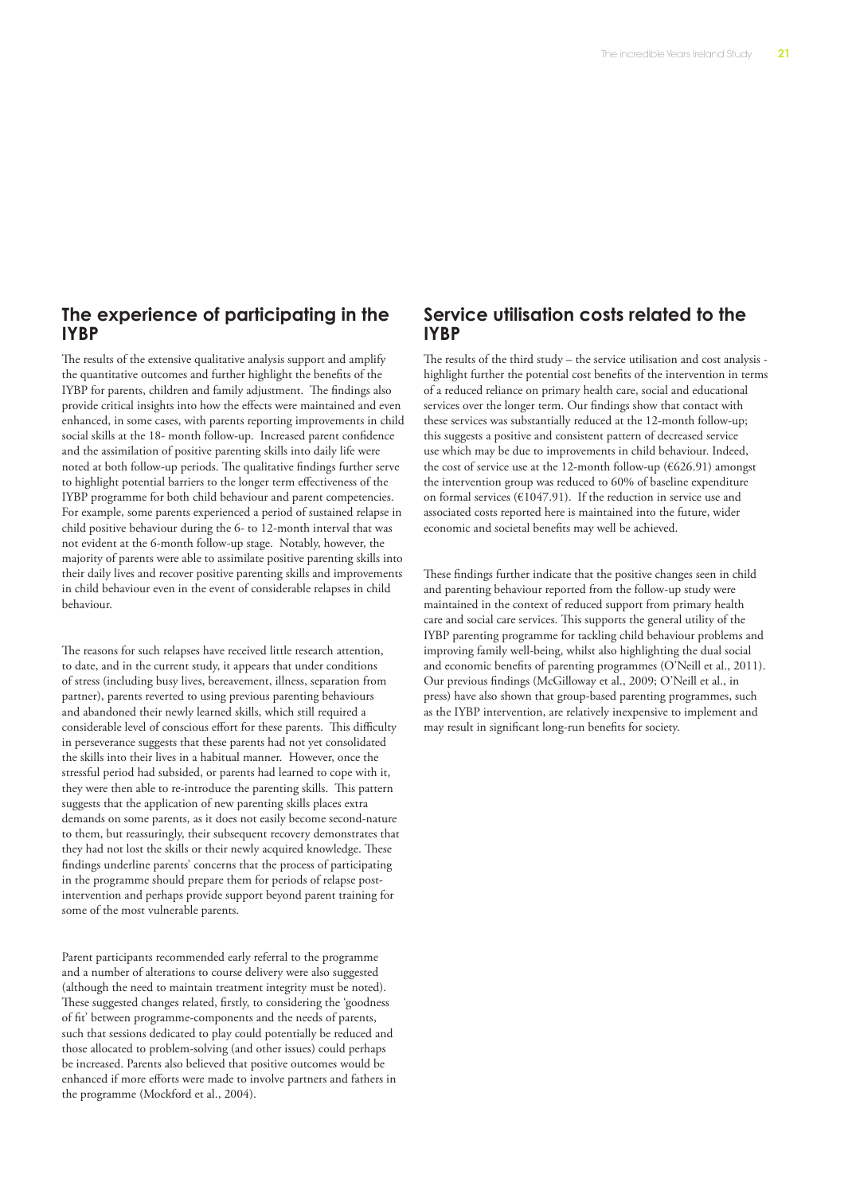## The experience of participating in the IYBP

The results of the extensive qualitative analysis support and amplify the quantitative outcomes and further highlight the benefits of the IYBP for parents, children and family adjustment. The findings also provide critical insights into how the effects were maintained and even enhanced, in some cases, with parents reporting improvements in child social skills at the 18- month follow-up. Increased parent confidence and the assimilation of positive parenting skills into daily life were noted at both follow-up periods. The qualitative findings further serve to highlight potential barriers to the longer term effectiveness of the IYBP programme for both child behaviour and parent competencies. For example, some parents experienced a period of sustained relapse in child positive behaviour during the 6- to 12-month interval that was not evident at the 6-month follow-up stage. Notably, however, the majority of parents were able to assimilate positive parenting skills into their daily lives and recover positive parenting skills and improvements in child behaviour even in the event of considerable relapses in child behaviour.

The reasons for such relapses have received little research attention, to date, and in the current study, it appears that under conditions of stress (including busy lives, bereavement, illness, separation from partner), parents reverted to using previous parenting behaviours and abandoned their newly learned skills, which still required a considerable level of conscious effort for these parents. This difficulty in perseverance suggests that these parents had not yet consolidated the skills into their lives in a habitual manner. However, once the stressful period had subsided, or parents had learned to cope with it, they were then able to re-introduce the parenting skills. This pattern suggests that the application of new parenting skills places extra demands on some parents, as it does not easily become second-nature to them, but reassuringly, their subsequent recovery demonstrates that they had not lost the skills or their newly acquired knowledge. These findings underline parents' concerns that the process of participating in the programme should prepare them for periods of relapse post-intervention and perhaps provide support beyond parent training for some of the most vulnerable parents.

Parent participants recommended early referral to the programme and a number of alterations to course delivery were also suggested (although the need to maintain treatment integrity must be noted). These suggested changes related, firstly, to considering the 'goodness of fit' between programme-components and the needs of parents, such that sessions dedicated to play could potentially be reduced and those allocated to problem-solving (and other issues) could perhaps be increased. Parents also believed that positive outcomes would be enhanced if more efforts were made to involve partners and fathers in the programme (Mockford et al., 2004).

## Service utilisation costs related to the IYBP

The results of the third study – the service utilisation and cost analysis - highlight further the potential cost benefits of the intervention in terms of a reduced reliance on primary health care, social and educational services over the longer term. Our findings show that contact with these services was substantially reduced at the 12-month follow-up; this suggests a positive and consistent pattern of decreased service use which may be due to improvements in child behaviour. Indeed, the cost of service use at the 12-month follow-up (€626.91) amongst the intervention group was reduced to 60% of baseline expenditure on formal services (€1047.91). If the reduction in service use and associated costs reported here is maintained into the future, wider economic and societal benefits may well be achieved.

These findings further indicate that the positive changes seen in child and parenting behaviour reported from the follow-up study were maintained in the context of reduced support from primary health care and social care services. This supports the general utility of the IYBP parenting programme for tackling child behaviour problems and improving family well-being, whilst also highlighting the dual social and economic benefits of parenting programmes (O'Neill et al., 2011). Our previous findings (McGilloway et al., 2009; O'Neill et al., in press) have also shown that group-based parenting programmes, such as the IYBP intervention, are relatively inexpensive to implement and may result in significant long-run benefits for society.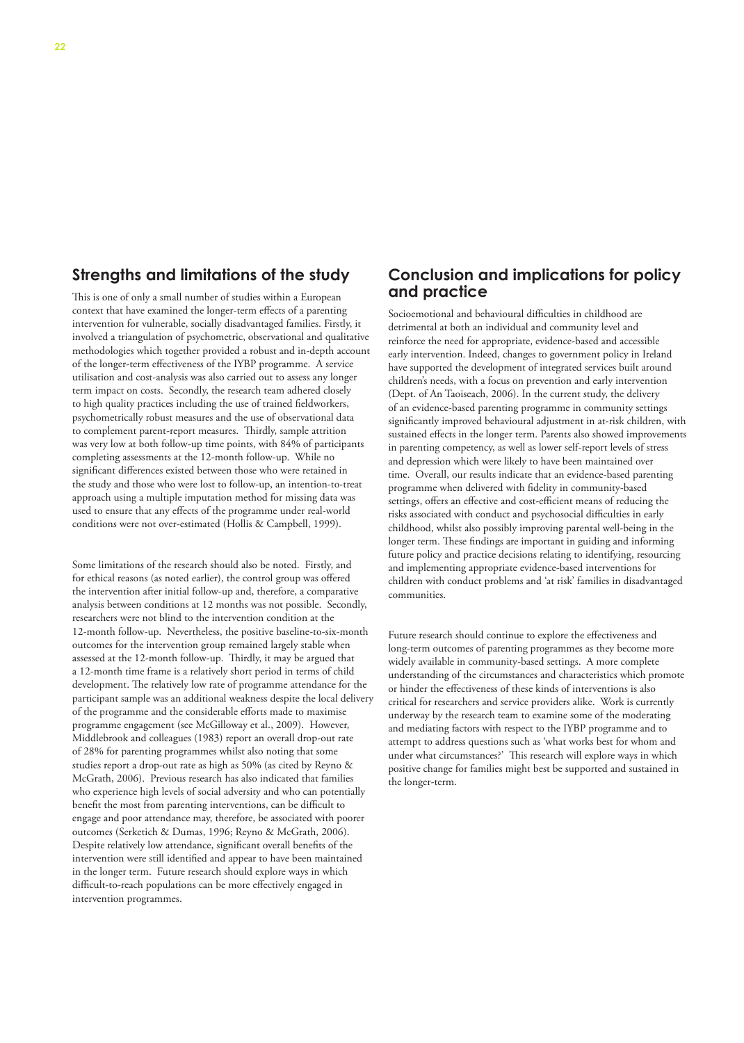## Strengths and limitations of the study

This is one of only a small number of studies within a European context that have examined the longer-term effects of a parenting intervention for vulnerable, socially disadvantaged families. Firstly, it involved a triangulation of psychometric, observational and qualitative methodologies which together provided a robust and in-depth account of the longer-term effectiveness of the IYBP programme. A service utilisation and cost-analysis was also carried out to assess any longer term impact on costs. Secondly, the research team adhered closely to high quality practices including the use of trained fieldworkers, psychometrically robust measures and the use of observational data to complement parent-report measures. Thirdly, sample attrition was very low at both follow-up time points, with 84% of participants completing assessments at the 12-month follow-up. While no significant differences existed between those who were retained in the study and those who were lost to follow-up, an intention-to-treat approach using a multiple imputation method for missing data was used to ensure that any effects of the programme under real-world conditions were not over-estimated (Hollis & Campbell, 1999).

Some limitations of the research should also be noted. Firstly, and for ethical reasons (as noted earlier), the control group was offered the intervention after initial follow-up and, therefore, a comparative analysis between conditions at 12 months was not possible. Secondly, researchers were not blind to the intervention condition at the 12-month follow-up. Nevertheless, the positive baseline-to-six-month outcomes for the intervention group remained largely stable when assessed at the 12-month follow-up. Thirdly, it may be argued that a 12-month time frame is a relatively short period in terms of child development. The relatively low rate of programme attendance for the participant sample was an additional weakness despite the local delivery of the programme and the considerable efforts made to maximise programme engagement (see McGilloway et al., 2009). However, Middlebrook and colleagues (1983) report an overall drop-out rate of 28% for parenting programmes whilst also noting that some studies report a drop-out rate as high as 50% (as cited by Reyno & McGrath, 2006). Previous research has also indicated that families who experience high levels of social adversity and who can potentially benefit the most from parenting interventions, can be difficult to engage and poor attendance may, therefore, be associated with poorer outcomes (Serketich & Dumas, 1996; Reyno & McGrath, 2006). Despite relatively low attendance, significant overall benefits of the intervention were still identified and appear to have been maintained in the longer term. Future research should explore ways in which difficult-to-reach populations can be more effectively engaged in intervention programmes.

## Conclusion and implications for policy and practice

Socioemotional and behavioural difficulties in childhood are detrimental at both an individual and community level and reinforce the need for appropriate, evidence-based and accessible early intervention. Indeed, changes to government policy in Ireland have supported the development of integrated services built around children's needs, with a focus on prevention and early intervention (Dept. of An Taoiseach, 2006). In the current study, the delivery of an evidence-based parenting programme in community settings significantly improved behavioural adjustment in at-risk children, with sustained effects in the longer term. Parents also showed improvements in parenting competency, as well as lower self-report levels of stress and depression which were likely to have been maintained over time. Overall, our results indicate that an evidence-based parenting programme when delivered with fidelity in community-based settings, offers an effective and cost-efficient means of reducing the risks associated with conduct and psychosocial difficulties in early childhood, whilst also possibly improving parental well-being in the longer term. These findings are important in guiding and informing future policy and practice decisions relating to identifying, resourcing and implementing appropriate evidence-based interventions for children with conduct problems and 'at risk' families in disadvantaged communities.

Future research should continue to explore the effectiveness and long-term outcomes of parenting programmes as they become more widely available in community-based settings. A more complete understanding of the circumstances and characteristics which promote or hinder the effectiveness of these kinds of interventions is also critical for researchers and service providers alike. Work is currently underway by the research team to examine some of the moderating and mediating factors with respect to the IYBP programme and to attempt to address questions such as 'what works best for whom and under what circumstances?' This research will explore ways in which positive change for families might best be supported and sustained in the longer-term.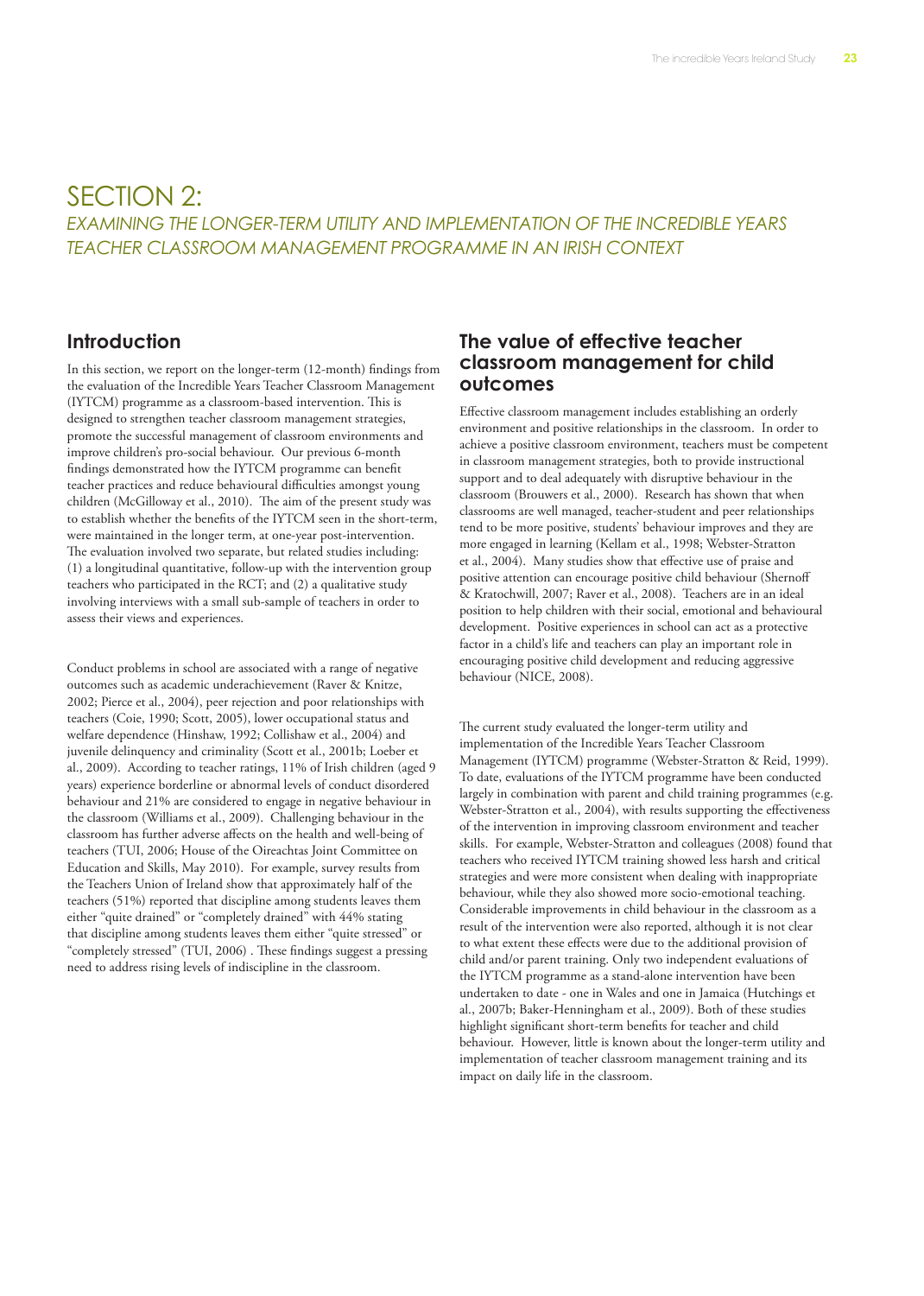# SECTION 2:

*EXAMINING THE LONGER-TERM UTILITY AND IMPLEMENTATION OF THE INCREDIBLE YEARS TEACHER CLASSROOM MANAGEMENT PROGRAMME IN AN IRISH CONTEXT*

## Introduction

In this section, we report on the longer-term (12-month) findings from the evaluation of the Incredible Years Teacher Classroom Management (IYTCM) programme as a classroom-based intervention. This is designed to strengthen teacher classroom management strategies, promote the successful management of classroom environments and improve children's pro-social behaviour. Our previous 6-month findings demonstrated how the IYTCM programme can benefit teacher practices and reduce behavioural difficulties amongst young children (McGilloway et al., 2010). The aim of the present study was to establish whether the benefits of the IYTCM seen in the short-term, were maintained in the longer term, at one-year post-intervention. The evaluation involved two separate, but related studies including: (1) a longitudinal quantitative, follow-up with the intervention group teachers who participated in the RCT; and (2) a qualitative study involving interviews with a small sub-sample of teachers in order to assess their views and experiences.

Conduct problems in school are associated with a range of negative outcomes such as academic underachievement (Raver & Knitze, 2002; Pierce et al., 2004), peer rejection and poor relationships with teachers (Coie, 1990; Scott, 2005), lower occupational status and welfare dependence (Hinshaw, 1992; Collishaw et al., 2004) and juvenile delinquency and criminality (Scott et al., 2001b; Loeber et al., 2009). According to teacher ratings, 11% of Irish children (aged 9 years) experience borderline or abnormal levels of conduct disordered behaviour and 21% are considered to engage in negative behaviour in the classroom (Williams et al., 2009). Challenging behaviour in the classroom has further adverse affects on the health and well-being of teachers (TUI, 2006; House of the Oireachtas Joint Committee on Education and Skills, May 2010). For example, survey results from the Teachers Union of Ireland show that approximately half of the teachers (51%) reported that discipline among students leaves them either "quite drained" or "completely drained" with 44% stating that discipline among students leaves them either "quite stressed" or "completely stressed" (TUI, 2006) . These findings suggest a pressing need to address rising levels of indiscipline in the classroom.

## The value of effective teacher classroom management for child outcomes

Effective classroom management includes establishing an orderly environment and positive relationships in the classroom. In order to achieve a positive classroom environment, teachers must be competent in classroom management strategies, both to provide instructional support and to deal adequately with disruptive behaviour in the classroom (Brouwers et al., 2000). Research has shown that when classrooms are well managed, teacher-student and peer relationships tend to be more positive, students' behaviour improves and they are more engaged in learning (Kellam et al., 1998; Webster-Stratton et al., 2004). Many studies show that effective use of praise and positive attention can encourage positive child behaviour (Shernoff & Kratochwill, 2007; Raver et al., 2008). Teachers are in an ideal position to help children with their social, emotional and behavioural development. Positive experiences in school can act as a protective factor in a child's life and teachers can play an important role in encouraging positive child development and reducing aggressive behaviour (NICE, 2008).

The current study evaluated the longer-term utility and implementation of the Incredible Years Teacher Classroom Management (IYTCM) programme (Webster-Stratton & Reid, 1999). To date, evaluations of the IYTCM programme have been conducted largely in combination with parent and child training programmes (e.g. Webster-Stratton et al., 2004), with results supporting the effectiveness of the intervention in improving classroom environment and teacher skills. For example, Webster-Stratton and colleagues (2008) found that teachers who received IYTCM training showed less harsh and critical strategies and were more consistent when dealing with inappropriate behaviour, while they also showed more socio-emotional teaching. Considerable improvements in child behaviour in the classroom as a result of the intervention were also reported, although it is not clear to what extent these effects were due to the additional provision of child and/or parent training. Only two independent evaluations of the IYTCM programme as a stand-alone intervention have been undertaken to date - one in Wales and one in Jamaica (Hutchings et al., 2007b; Baker-Henningham et al., 2009). Both of these studies highlight significant short-term benefits for teacher and child behaviour. However, little is known about the longer-term utility and implementation of teacher classroom management training and its impact on daily life in the classroom.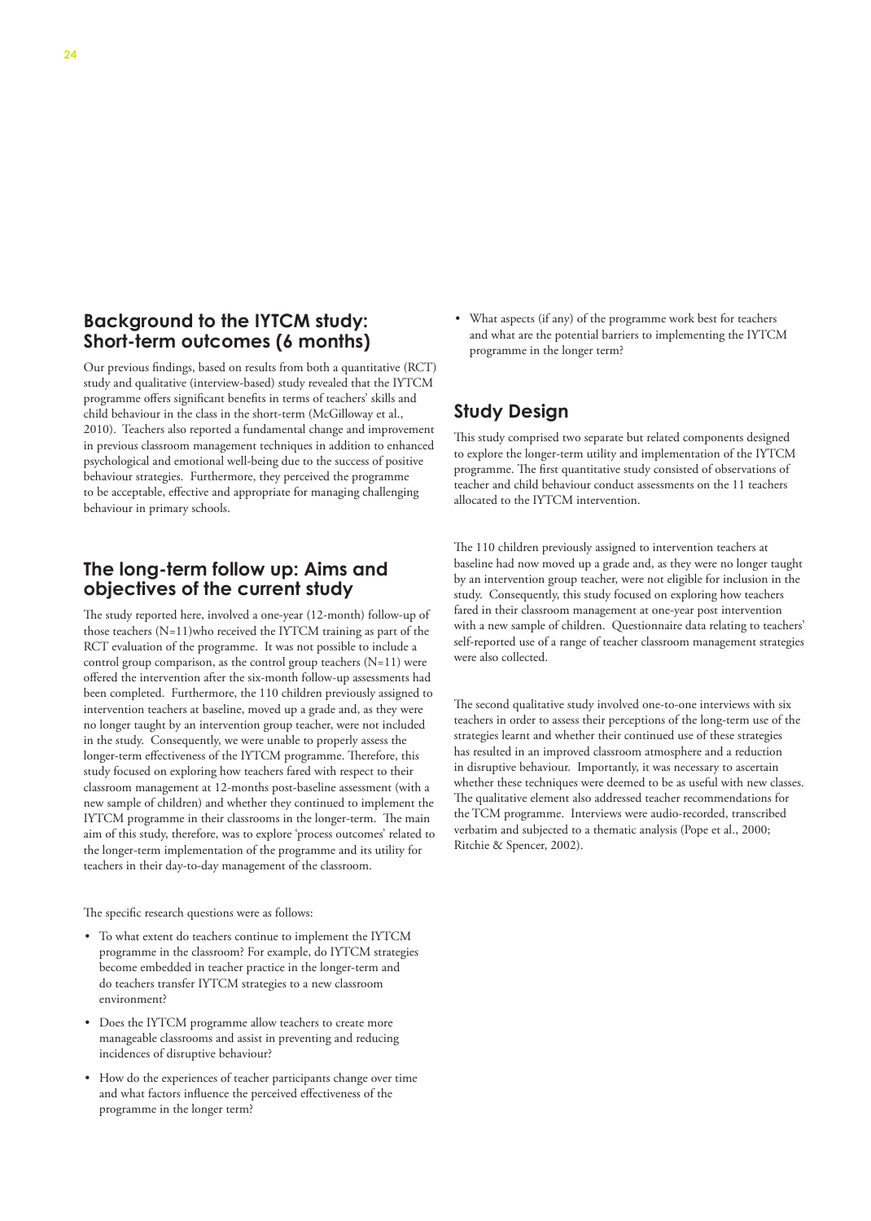## Background to the IYTCM study: Short-term outcomes (6 months)

Our previous findings, based on results from both a quantitative (RCT) study and qualitative (interview-based) study revealed that the IYTCM programme offers significant benefits in terms of teachers' skills and child behaviour in the class in the short-term (McGilloway et al., 2010). Teachers also reported a fundamental change and improvement in previous classroom management techniques in addition to enhanced psychological and emotional well-being due to the success of positive behaviour strategies. Furthermore, they perceived the programme to be acceptable, effective and appropriate for managing challenging behaviour in primary schools.

## The long-term follow up: Aims and objectives of the current study

The study reported here, involved a one-year (12-month) follow-up of those teachers (N=11)who received the IYTCM training as part of the RCT evaluation of the programme. It was not possible to include a control group comparison, as the control group teachers (N=11) were offered the intervention after the six-month follow-up assessments had been completed. Furthermore, the 110 children previously assigned to intervention teachers at baseline, moved up a grade and, as they were no longer taught by an intervention group teacher, were not included in the study. Consequently, we were unable to properly assess the longer-term effectiveness of the IYTCM programme. Therefore, this study focused on exploring how teachers fared with respect to their classroom management at 12-months post-baseline assessment (with a new sample of children) and whether they continued to implement the IYTCM programme in their classrooms in the longer-term. The main aim of this study, therefore, was to explore 'process outcomes' related to the longer-term implementation of the programme and its utility for teachers in their day-to-day management of the classroom.

The specific research questions were as follows:

- To what extent do teachers continue to implement the IYTCM programme in the classroom? For example, do IYTCM strategies become embedded in teacher practice in the longer-term and do teachers transfer IYTCM strategies to a new classroom environment?
- Does the IYTCM programme allow teachers to create more manageable classrooms and assist in preventing and reducing incidences of disruptive behaviour?
- How do the experiences of teacher participants change over time and what factors influence the perceived effectiveness of the programme in the longer term?
- What aspects (if any) of the programme work best for teachers and what are the potential barriers to implementing the IYTCM programme in the longer term?

## Study Design

This study comprised two separate but related components designed to explore the longer-term utility and implementation of the IYTCM programme. The first quantitative study consisted of observations of teacher and child behaviour conduct assessments on the 11 teachers allocated to the IYTCM intervention.

The 110 children previously assigned to intervention teachers at baseline had now moved up a grade and, as they were no longer taught by an intervention group teacher, were not eligible for inclusion in the study. Consequently, this study focused on exploring how teachers fared in their classroom management at one-year post intervention with a new sample of children. Questionnaire data relating to teachers' self-reported use of a range of teacher classroom management strategies were also collected.

The second qualitative study involved one-to-one interviews with six teachers in order to assess their perceptions of the long-term use of the strategies learnt and whether their continued use of these strategies has resulted in an improved classroom atmosphere and a reduction in disruptive behaviour. Importantly, it was necessary to ascertain whether these techniques were deemed to be as useful with new classes. The qualitative element also addressed teacher recommendations for the TCM programme. Interviews were audio-recorded, transcribed verbatim and subjected to a thematic analysis (Pope et al., 2000; Ritchie & Spencer, 2002).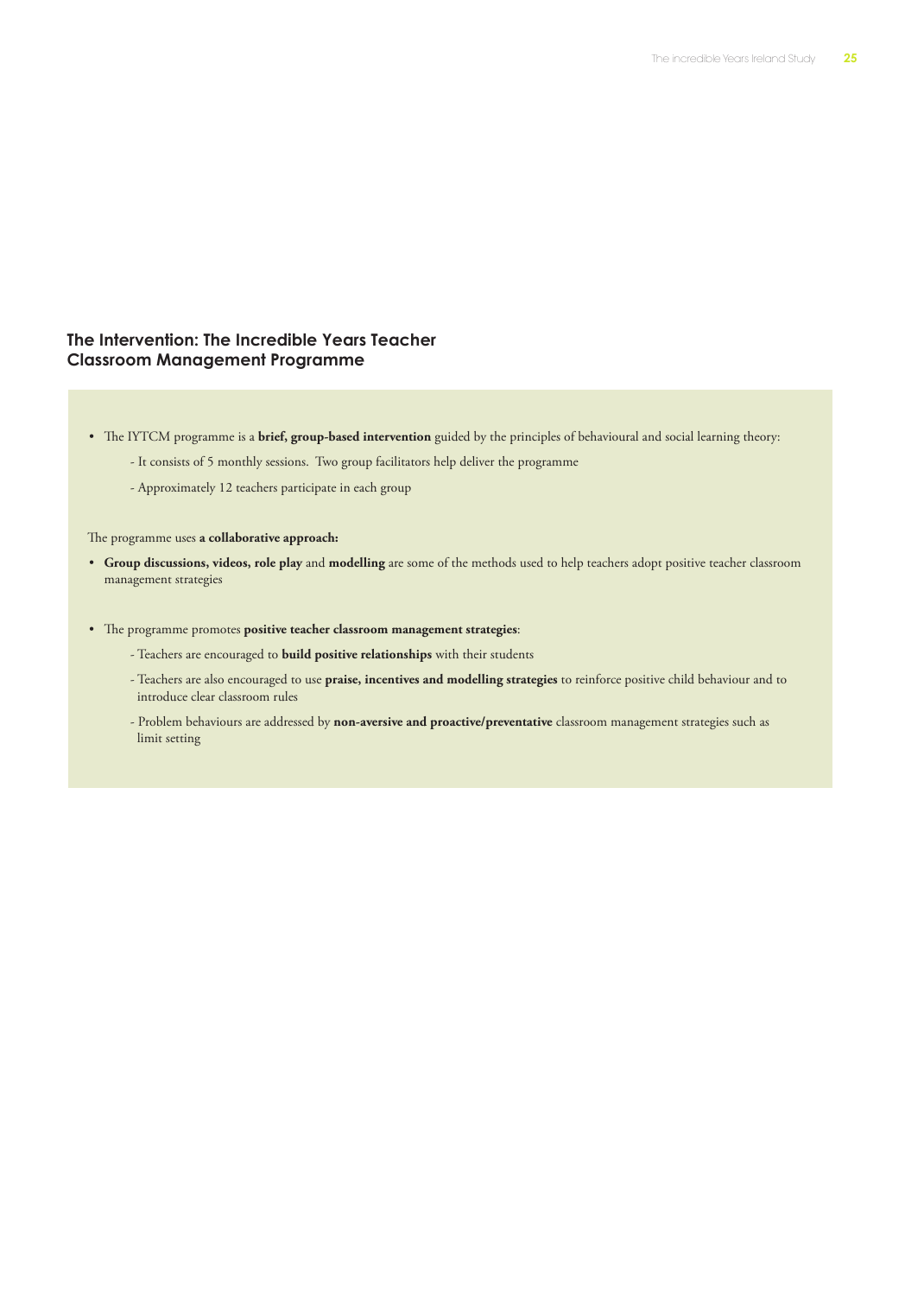## The Intervention: The Incredible Years Teacher Classroom Management Programme

- The IYTCM programme is a **brief, group-based intervention** guided by the principles of behavioural and social learning theory:
  - It consists of 5 monthly sessions. Two group facilitators help deliver the programme
  - Approximately 12 teachers participate in each group

The programme uses **a collaborative approach:**

- **Group discussions, videos, role play** and **modelling** are some of the methods used to help teachers adopt positive teacher classroom management strategies

- The programme promotes **positive teacher classroom management strategies**:
  - Teachers are encouraged to **build positive relationships** with their students
  - Teachers are also encouraged to use **praise, incentives and modelling strategies** to reinforce positive child behaviour and to introduce clear classroom rules
  - Problem behaviours are addressed by **non-aversive and proactive/preventative** classroom management strategies such as limit setting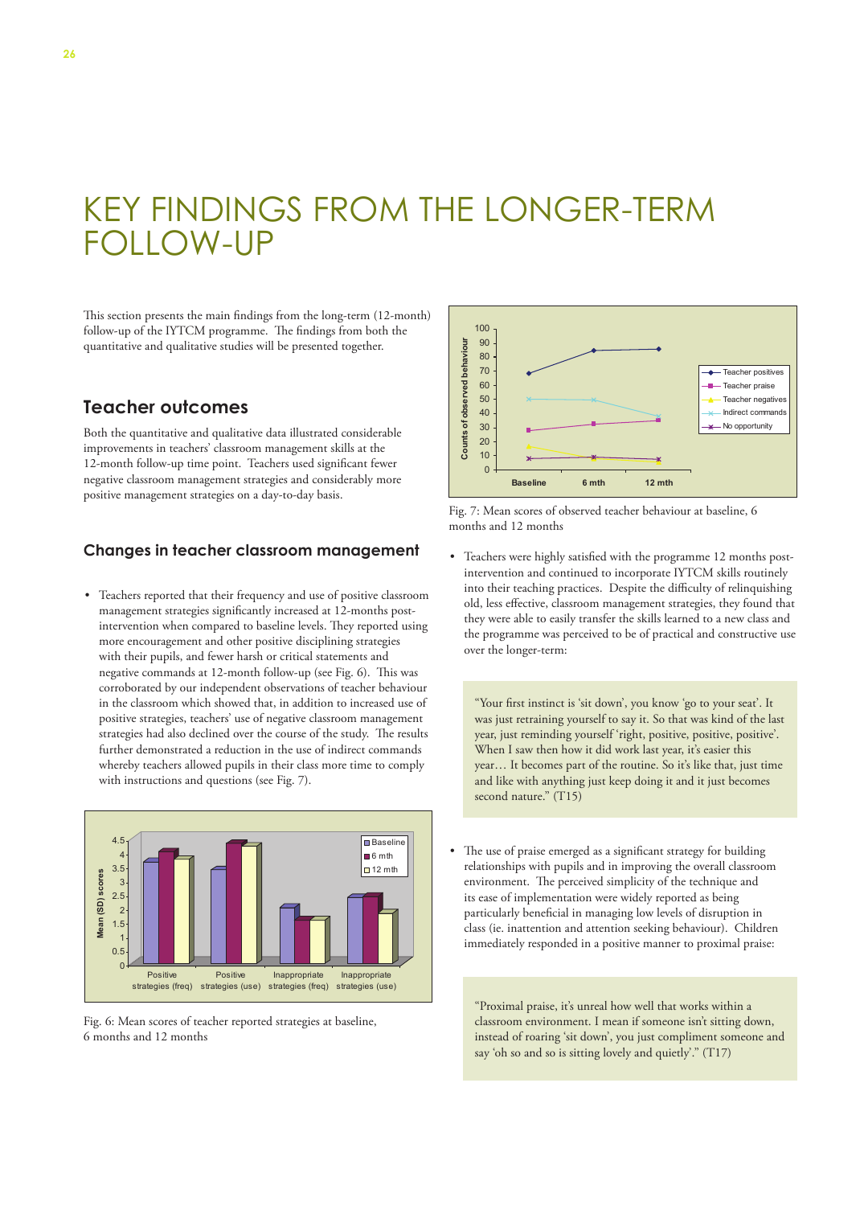# KEY FINDINGS FROM THE LONGER-TERM FOLLOW-UP

This section presents the main findings from the long-term (12-month) follow-up of the IYTCM programme. The findings from both the quantitative and qualitative studies will be presented together.

## Teacher outcomes

Both the quantitative and qualitative data illustrated considerable improvements in teachers' classroom management skills at the 12-month follow-up time point. Teachers used significant fewer negative classroom management strategies and considerably more positive management strategies on a day-to-day basis.

### Changes in teacher classroom management

- Teachers reported that their frequency and use of positive classroom management strategies significantly increased at 12-months post-intervention when compared to baseline levels. They reported using more encouragement and other positive disciplining strategies with their pupils, and fewer harsh or critical statements and negative commands at 12-month follow-up (see Fig. 6). This was corroborated by our independent observations of teacher behaviour in the classroom which showed that, in addition to increased use of positive strategies, teachers' use of negative classroom management strategies had also declined over the course of the study. The results further demonstrated a reduction in the use of indirect commands whereby teachers allowed pupils in their class more time to comply with instructions and questions (see Fig. 7).

Fig. 6: Mean scores of teacher reported strategies at baseline, 6 months and 12 months

Fig. 7: Mean scores of observed teacher behaviour at baseline, 6 months and 12 months

- Teachers were highly satisfied with the programme 12 months post-intervention and continued to incorporate IYTCM skills routinely into their teaching practices. Despite the difficulty of relinquishing old, less effective, classroom management strategies, they found that they were able to easily transfer the skills learned to a new class and the programme was perceived to be of practical and constructive use over the longer-term:

> "Your first instinct is 'sit down', you know 'go to your seat'. It was just retraining yourself to say it. So that was kind of the last year, just reminding yourself 'right, positive, positive, positive'. When I saw then how it did work last year, it's easier this year… It becomes part of the routine. So it's like that, just time and like with anything just keep doing it and it just becomes second nature." (T15)

- The use of praise emerged as a significant strategy for building relationships with pupils and in improving the overall classroom environment. The perceived simplicity of the technique and its ease of implementation were widely reported as being particularly beneficial in managing low levels of disruption in class (ie. inattention and attention seeking behaviour). Children immediately responded in a positive manner to proximal praise:

> "Proximal praise, it's unreal how well that works within a classroom environment. I mean if someone isn't sitting down, instead of roaring 'sit down', you just compliment someone and say 'oh so and so is sitting lovely and quietly'." (T17)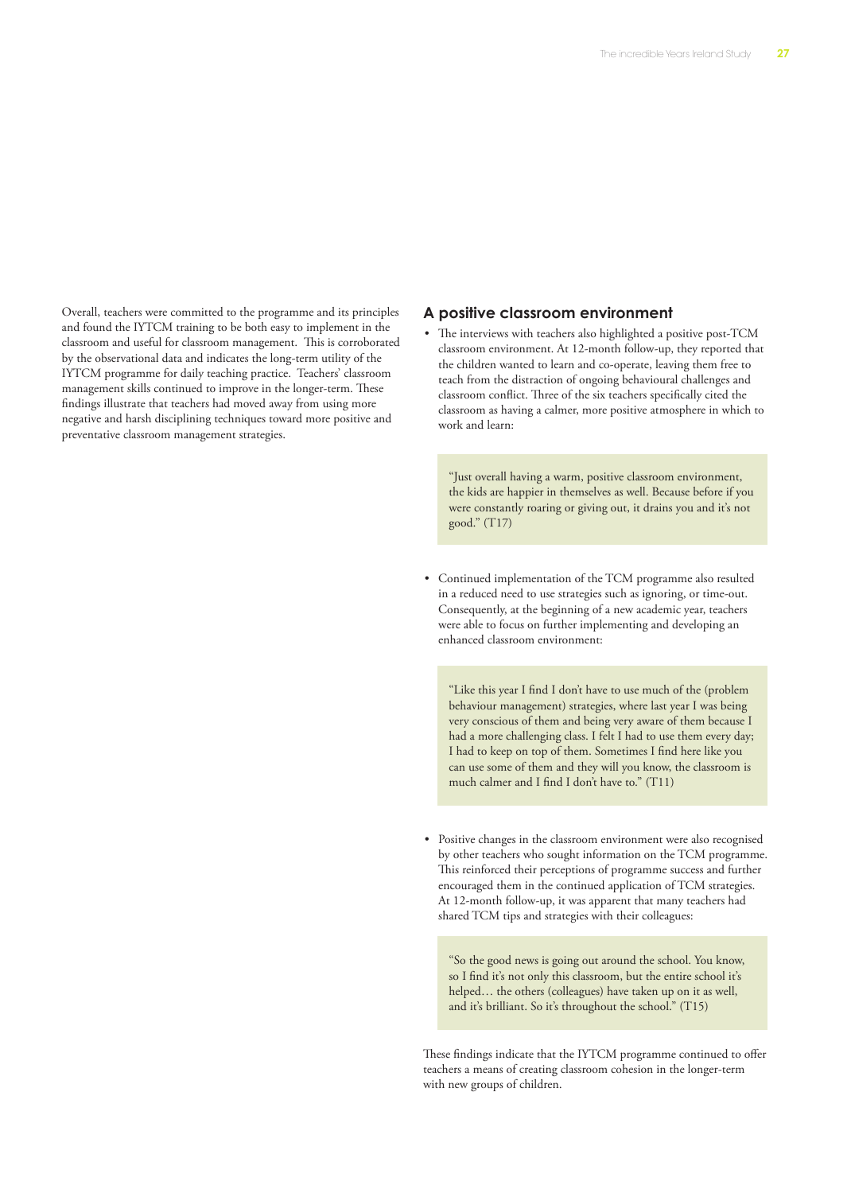Overall, teachers were committed to the programme and its principles and found the IYTCM training to be both easy to implement in the classroom and useful for classroom management. This is corroborated by the observational data and indicates the long-term utility of the IYTCM programme for daily teaching practice. Teachers' classroom management skills continued to improve in the longer-term. These findings illustrate that teachers had moved away from using more negative and harsh disciplining techniques toward more positive and preventative classroom management strategies.

## A positive classroom environment

- The interviews with teachers also highlighted a positive post-TCM classroom environment. At 12-month follow-up, they reported that the children wanted to learn and co-operate, leaving them free to teach from the distraction of ongoing behavioural challenges and classroom conflict. Three of the six teachers specifically cited the classroom as having a calmer, more positive atmosphere in which to work and learn:

> "Just overall having a warm, positive classroom environment, the kids are happier in themselves as well. Because before if you were constantly roaring or giving out, it drains you and it's not good." (T17)

- Continued implementation of the TCM programme also resulted in a reduced need to use strategies such as ignoring, or time-out. Consequently, at the beginning of a new academic year, teachers were able to focus on further implementing and developing an enhanced classroom environment:

> "Like this year I find I don't have to use much of the (problem behaviour management) strategies, where last year I was being very conscious of them and being very aware of them because I had a more challenging class. I felt I had to use them every day; I had to keep on top of them. Sometimes I find here like you can use some of them and they will you know, the classroom is much calmer and I find I don't have to." (T11)

- Positive changes in the classroom environment were also recognised by other teachers who sought information on the TCM programme. This reinforced their perceptions of programme success and further encouraged them in the continued application of TCM strategies. At 12-month follow-up, it was apparent that many teachers had shared TCM tips and strategies with their colleagues:

> "So the good news is going out around the school. You know, so I find it's not only this classroom, but the entire school it's helped… the others (colleagues) have taken up on it as well, and it's brilliant. So it's throughout the school." (T15)

These findings indicate that the IYTCM programme continued to offer teachers a means of creating classroom cohesion in the longer-term with new groups of children.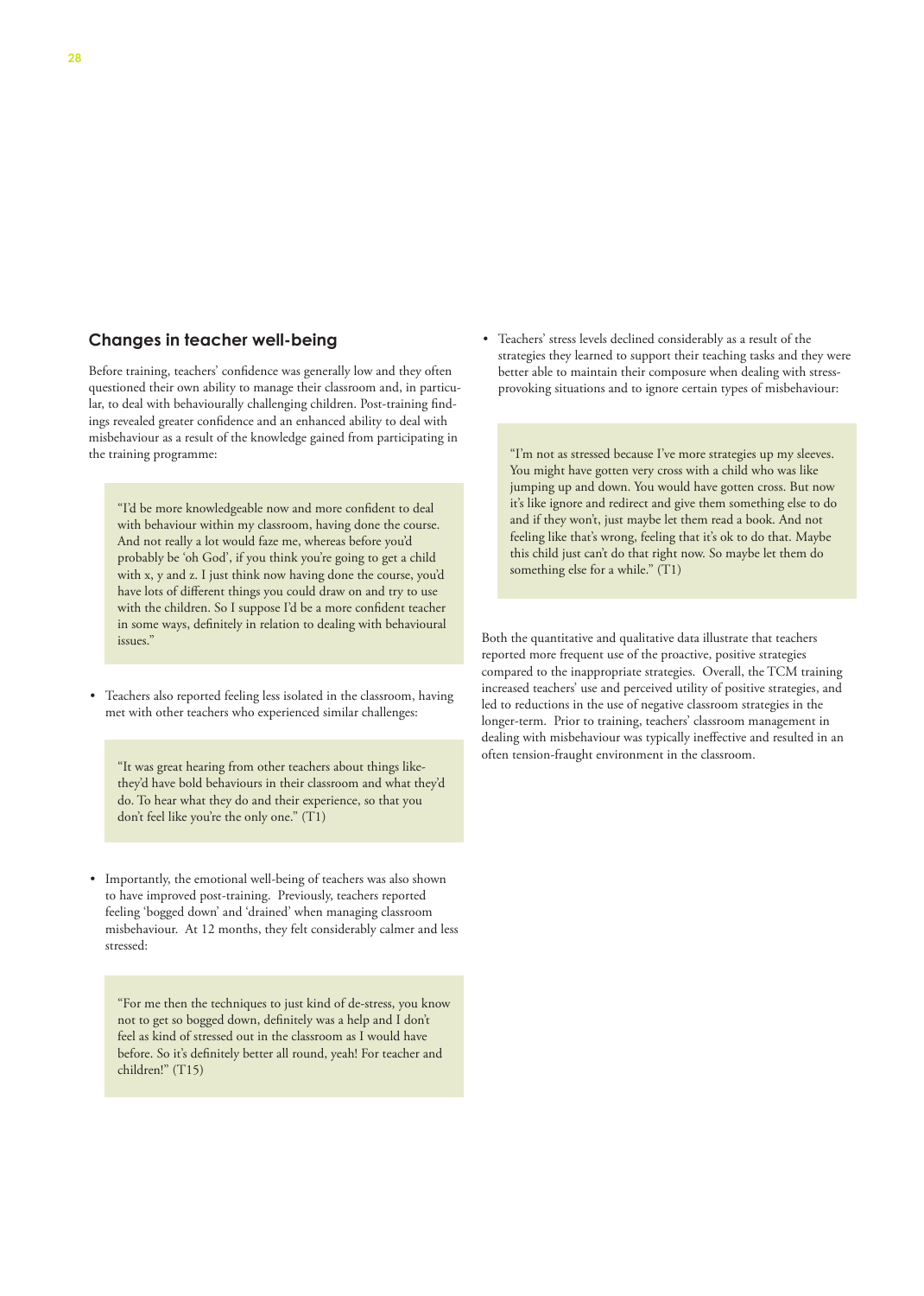## Changes in teacher well-being

Before training, teachers' confidence was generally low and they often questioned their own ability to manage their classroom and, in particular, to deal with behaviourally challenging children. Post-training findings revealed greater confidence and an enhanced ability to deal with misbehaviour as a result of the knowledge gained from participating in the training programme:

> "I'd be more knowledgeable now and more confident to deal with behaviour within my classroom, having done the course. And not really a lot would faze me, whereas before you'd probably be 'oh God', if you think you're going to get a child with x, y and z. I just think now having done the course, you'd have lots of different things you could draw on and try to use with the children. So I suppose I'd be a more confident teacher in some ways, definitely in relation to dealing with behavioural issues."

- Teachers also reported feeling less isolated in the classroom, having met with other teachers who experienced similar challenges:

> "It was great hearing from other teachers about things like- they'd have bold behaviours in their classroom and what they'd do. To hear what they do and their experience, so that you don't feel like you're the only one." (T1)

- Importantly, the emotional well-being of teachers was also shown to have improved post-training. Previously, teachers reported feeling 'bogged down' and 'drained' when managing classroom misbehaviour. At 12 months, they felt considerably calmer and less stressed:

> "For me then the techniques to just kind of de-stress, you know not to get so bogged down, definitely was a help and I don't feel as kind of stressed out in the classroom as I would have before. So it's definitely better all round, yeah! For teacher and children!" (T15)

- Teachers' stress levels declined considerably as a result of the strategies they learned to support their teaching tasks and they were better able to maintain their composure when dealing with stress-provoking situations and to ignore certain types of misbehaviour:

> "I'm not as stressed because I've more strategies up my sleeves. You might have gotten very cross with a child who was like jumping up and down. You would have gotten cross. But now it's like ignore and redirect and give them something else to do and if they won't, just maybe let them read a book. And not feeling like that's wrong, feeling that it's ok to do that. Maybe this child just can't do that right now. So maybe let them do something else for a while." (T1)

Both the quantitative and qualitative data illustrate that teachers reported more frequent use of the proactive, positive strategies compared to the inappropriate strategies. Overall, the TCM training increased teachers' use and perceived utility of positive strategies, and led to reductions in the use of negative classroom strategies in the longer-term. Prior to training, teachers' classroom management in dealing with misbehaviour was typically ineffective and resulted in an often tension-fraught environment in the classroom.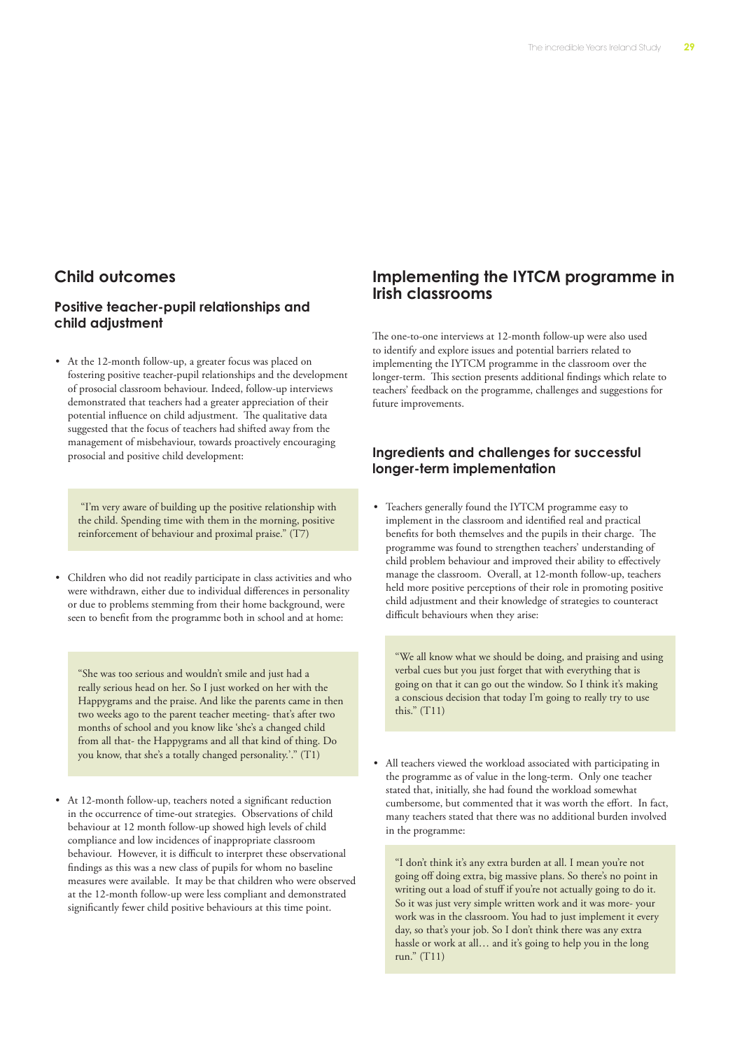## Child outcomes

### Positive teacher-pupil relationships and child adjustment

- At the 12-month follow-up, a greater focus was placed on fostering positive teacher-pupil relationships and the development of prosocial classroom behaviour. Indeed, follow-up interviews demonstrated that teachers had a greater appreciation of their potential influence on child adjustment. The qualitative data suggested that the focus of teachers had shifted away from the management of misbehaviour, towards proactively encouraging prosocial and positive child development:

> "I'm very aware of building up the positive relationship with the child. Spending time with them in the morning, positive reinforcement of behaviour and proximal praise." (T7)

- Children who did not readily participate in class activities and who were withdrawn, either due to individual differences in personality or due to problems stemming from their home background, were seen to benefit from the programme both in school and at home:

> "She was too serious and wouldn't smile and just had a really serious head on her. So I just worked on her with the Happygrams and the praise. And like the parents came in then two weeks ago to the parent teacher meeting- that's after two months of school and you know like 'she's a changed child from all that- the Happygrams and all that kind of thing. Do you know, that she's a totally changed personality.'." (T1)

- At 12-month follow-up, teachers noted a significant reduction in the occurrence of time-out strategies. Observations of child behaviour at 12 month follow-up showed high levels of child compliance and low incidences of inappropriate classroom behaviour. However, it is difficult to interpret these observational findings as this was a new class of pupils for whom no baseline measures were available. It may be that children who were observed at the 12-month follow-up were less compliant and demonstrated significantly fewer child positive behaviours at this time point.

## Implementing the IYTCM programme in Irish classrooms

The one-to-one interviews at 12-month follow-up were also used to identify and explore issues and potential barriers related to implementing the IYTCM programme in the classroom over the longer-term. This section presents additional findings which relate to teachers' feedback on the programme, challenges and suggestions for future improvements.

### Ingredients and challenges for successful longer-term implementation

- Teachers generally found the IYTCM programme easy to implement in the classroom and identified real and practical benefits for both themselves and the pupils in their charge. The programme was found to strengthen teachers' understanding of child problem behaviour and improved their ability to effectively manage the classroom. Overall, at 12-month follow-up, teachers held more positive perceptions of their role in promoting positive child adjustment and their knowledge of strategies to counteract difficult behaviours when they arise:

> "We all know what we should be doing, and praising and using verbal cues but you just forget that with everything that is going on that it can go out the window. So I think it's making a conscious decision that today I'm going to really try to use this." (T11)

- All teachers viewed the workload associated with participating in the programme as of value in the long-term. Only one teacher stated that, initially, she had found the workload somewhat cumbersome, but commented that it was worth the effort. In fact, many teachers stated that there was no additional burden involved in the programme:

> "I don't think it's any extra burden at all. I mean you're not going off doing extra, big massive plans. So there's no point in writing out a load of stuff if you're not actually going to do it. So it was just very simple written work and it was more- your work was in the classroom. You had to just implement it every day, so that's your job. So I don't think there was any extra hassle or work at all… and it's going to help you in the long run." (T11)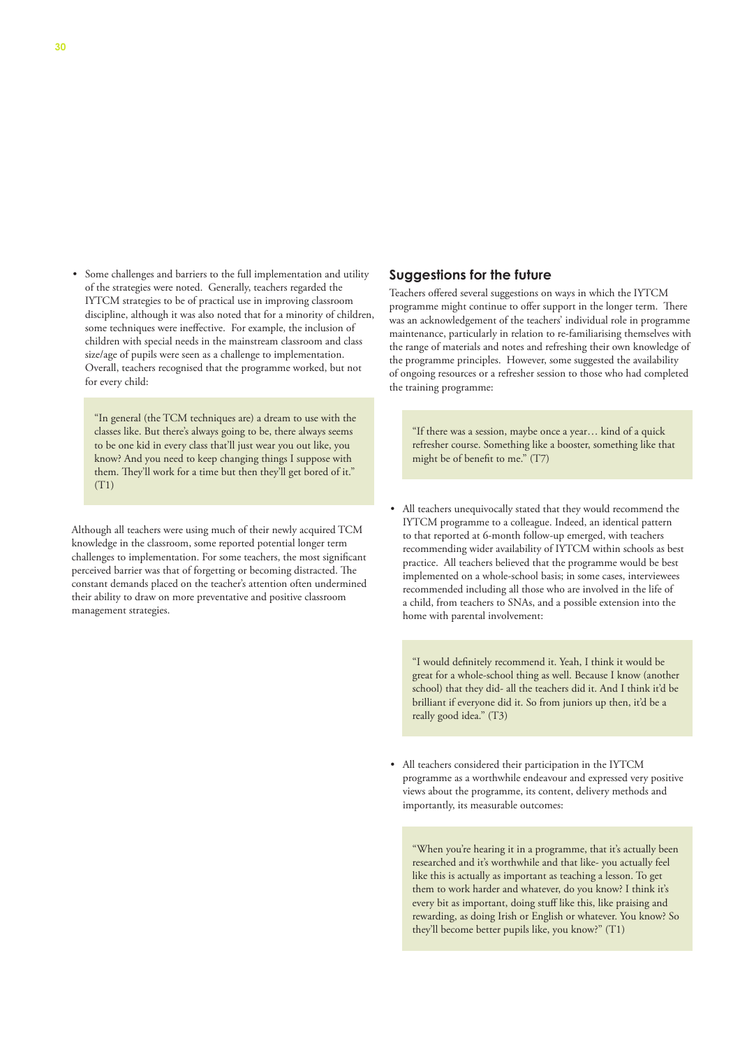- Some challenges and barriers to the full implementation and utility of the strategies were noted. Generally, teachers regarded the IYTCM strategies to be of practical use in improving classroom discipline, although it was also noted that for a minority of children, some techniques were ineffective. For example, the inclusion of children with special needs in the mainstream classroom and class size/age of pupils were seen as a challenge to implementation. Overall, teachers recognised that the programme worked, but not for every child:

> "In general (the TCM techniques are) a dream to use with the classes like. But there's always going to be, there always seems to be one kid in every class that'll just wear you out like, you know? And you need to keep changing things I suppose with them. They'll work for a time but then they'll get bored of it." (T1)

Although all teachers were using much of their newly acquired TCM knowledge in the classroom, some reported potential longer term challenges to implementation. For some teachers, the most significant perceived barrier was that of forgetting or becoming distracted. The constant demands placed on the teacher's attention often undermined their ability to draw on more preventative and positive classroom management strategies.

## Suggestions for the future

Teachers offered several suggestions on ways in which the IYTCM programme might continue to offer support in the longer term. There was an acknowledgement of the teachers' individual role in programme maintenance, particularly in relation to re-familiarising themselves with the range of materials and notes and refreshing their own knowledge of the programme principles. However, some suggested the availability of ongoing resources or a refresher session to those who had completed the training programme:

> "If there was a session, maybe once a year… kind of a quick refresher course. Something like a booster, something like that might be of benefit to me." (T7)

- All teachers unequivocally stated that they would recommend the IYTCM programme to a colleague. Indeed, an identical pattern to that reported at 6-month follow-up emerged, with teachers recommending wider availability of IYTCM within schools as best practice. All teachers believed that the programme would be best implemented on a whole-school basis; in some cases, interviewees recommended including all those who are involved in the life of a child, from teachers to SNAs, and a possible extension into the home with parental involvement:

> "I would definitely recommend it. Yeah, I think it would be great for a whole-school thing as well. Because I know (another school) that they did- all the teachers did it. And I think it'd be brilliant if everyone did it. So from juniors up then, it'd be a really good idea." (T3)

- All teachers considered their participation in the IYTCM programme as a worthwhile endeavour and expressed very positive views about the programme, its content, delivery methods and importantly, its measurable outcomes:

> "When you're hearing it in a programme, that it's actually been researched and it's worthwhile and that like- you actually feel like this is actually as important as teaching a lesson. To get them to work harder and whatever, do you know? I think it's every bit as important, doing stuff like this, like praising and rewarding, as doing Irish or English or whatever. You know? So they'll become better pupils like, you know?" (T1)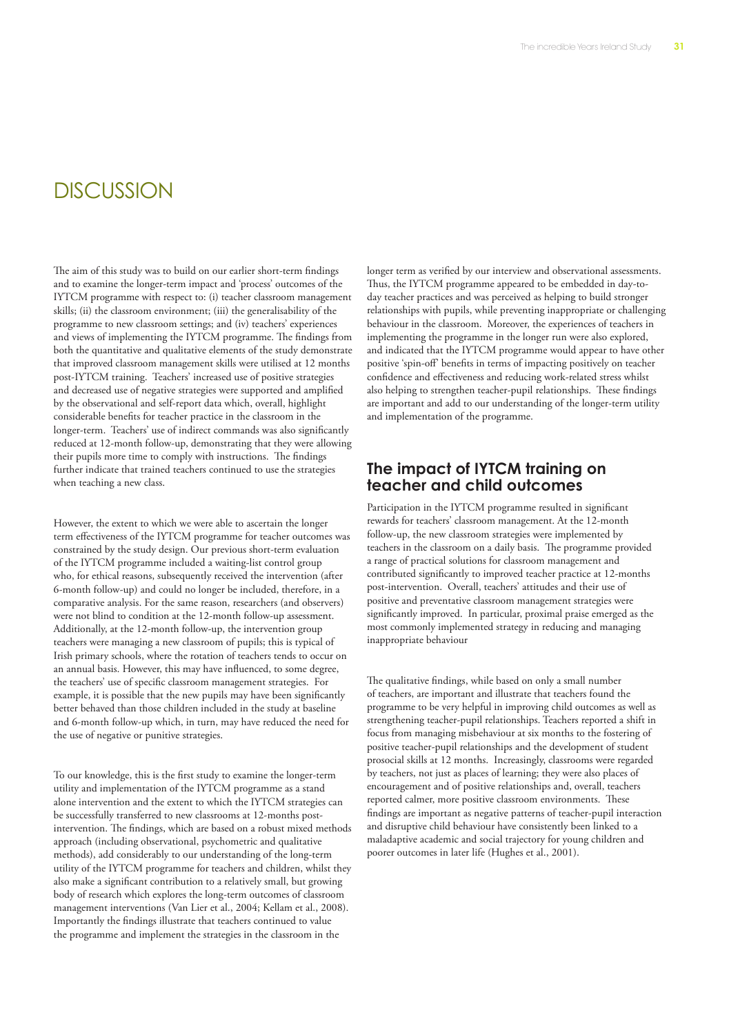# DISCUSSION

The aim of this study was to build on our earlier short-term findings and to examine the longer-term impact and 'process' outcomes of the IYTCM programme with respect to: (i) teacher classroom management skills; (ii) the classroom environment; (iii) the generalisability of the programme to new classroom settings; and (iv) teachers' experiences and views of implementing the IYTCM programme. The findings from both the quantitative and qualitative elements of the study demonstrate that improved classroom management skills were utilised at 12 months post-IYTCM training. Teachers' increased use of positive strategies and decreased use of negative strategies were supported and amplified by the observational and self-report data which, overall, highlight considerable benefits for teacher practice in the classroom in the longer-term. Teachers' use of indirect commands was also significantly reduced at 12-month follow-up, demonstrating that they were allowing their pupils more time to comply with instructions. The findings further indicate that trained teachers continued to use the strategies when teaching a new class.

However, the extent to which we were able to ascertain the longer term effectiveness of the IYTCM programme for teacher outcomes was constrained by the study design. Our previous short-term evaluation of the IYTCM programme included a waiting-list control group who, for ethical reasons, subsequently received the intervention (after 6-month follow-up) and could no longer be included, therefore, in a comparative analysis. For the same reason, researchers (and observers) were not blind to condition at the 12-month follow-up assessment. Additionally, at the 12-month follow-up, the intervention group teachers were managing a new classroom of pupils; this is typical of Irish primary schools, where the rotation of teachers tends to occur on an annual basis. However, this may have influenced, to some degree, the teachers' use of specific classroom management strategies. For example, it is possible that the new pupils may have been significantly better behaved than those children included in the study at baseline and 6-month follow-up which, in turn, may have reduced the need for the use of negative or punitive strategies.

To our knowledge, this is the first study to examine the longer-term utility and implementation of the IYTCM programme as a stand alone intervention and the extent to which the IYTCM strategies can be successfully transferred to new classrooms at 12-months post-intervention. The findings, which are based on a robust mixed methods approach (including observational, psychometric and qualitative methods), add considerably to our understanding of the long-term utility of the IYTCM programme for teachers and children, whilst they also make a significant contribution to a relatively small, but growing body of research which explores the long-term outcomes of classroom management interventions (Van Lier et al., 2004; Kellam et al., 2008). Importantly the findings illustrate that teachers continued to value the programme and implement the strategies in the classroom in the longer term as verified by our interview and observational assessments. Thus, the IYTCM programme appeared to be embedded in day-to-day teacher practices and was perceived as helping to build stronger relationships with pupils, while preventing inappropriate or challenging behaviour in the classroom. Moreover, the experiences of teachers in implementing the programme in the longer run were also explored, and indicated that the IYTCM programme would appear to have other positive 'spin-off' benefits in terms of impacting positively on teacher confidence and effectiveness and reducing work-related stress whilst also helping to strengthen teacher-pupil relationships. These findings are important and add to our understanding of the longer-term utility and implementation of the programme.

## The impact of IYTCM training on teacher and child outcomes

Participation in the IYTCM programme resulted in significant rewards for teachers' classroom management. At the 12-month follow-up, the new classroom strategies were implemented by teachers in the classroom on a daily basis. The programme provided a range of practical solutions for classroom management and contributed significantly to improved teacher practice at 12-months post-intervention. Overall, teachers' attitudes and their use of positive and preventative classroom management strategies were significantly improved. In particular, proximal praise emerged as the most commonly implemented strategy in reducing and managing inappropriate behaviour

The qualitative findings, while based on only a small number of teachers, are important and illustrate that teachers found the programme to be very helpful in improving child outcomes as well as strengthening teacher-pupil relationships. Teachers reported a shift in focus from managing misbehaviour at six months to the fostering of positive teacher-pupil relationships and the development of student prosocial skills at 12 months. Increasingly, classrooms were regarded by teachers, not just as places of learning; they were also places of encouragement and of positive relationships and, overall, teachers reported calmer, more positive classroom environments. These findings are important as negative patterns of teacher-pupil interaction and disruptive child behaviour have consistently been linked to a maladaptive academic and social trajectory for young children and poorer outcomes in later life (Hughes et al., 2001).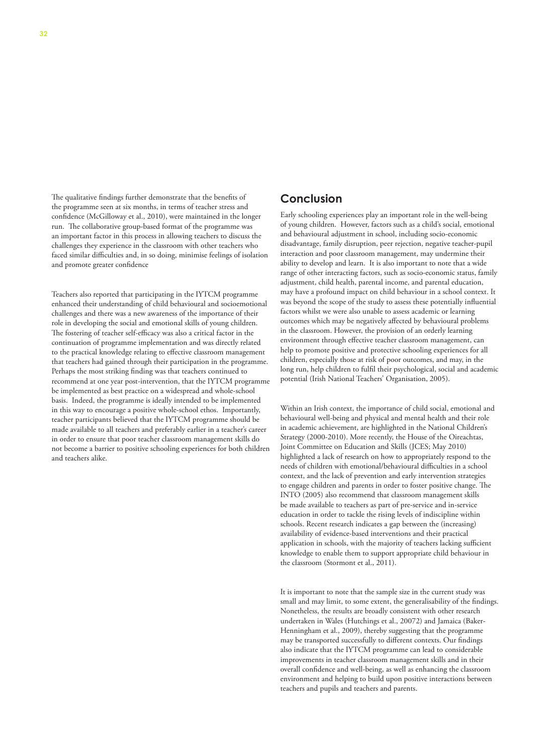The qualitative findings further demonstrate that the benefits of the programme seen at six months, in terms of teacher stress and confidence (McGilloway et al., 2010), were maintained in the longer run. The collaborative group-based format of the programme was an important factor in this process in allowing teachers to discuss the challenges they experience in the classroom with other teachers who faced similar difficulties and, in so doing, minimise feelings of isolation and promote greater confidence

Teachers also reported that participating in the IYTCM programme enhanced their understanding of child behavioural and socioemotional challenges and there was a new awareness of the importance of their role in developing the social and emotional skills of young children. The fostering of teacher self-efficacy was also a critical factor in the continuation of programme implementation and was directly related to the practical knowledge relating to effective classroom management that teachers had gained through their participation in the programme. Perhaps the most striking finding was that teachers continued to recommend at one year post-intervention, that the IYTCM programme be implemented as best practice on a widespread and whole-school basis. Indeed, the programme is ideally intended to be implemented in this way to encourage a positive whole-school ethos. Importantly, teacher participants believed that the IYTCM programme should be made available to all teachers and preferably earlier in a teacher's career in order to ensure that poor teacher classroom management skills do not become a barrier to positive schooling experiences for both children and teachers alike.

## Conclusion

Early schooling experiences play an important role in the well-being of young children. However, factors such as a child's social, emotional and behavioural adjustment in school, including socio-economic disadvantage, family disruption, peer rejection, negative teacher-pupil interaction and poor classroom management, may undermine their ability to develop and learn. It is also important to note that a wide range of other interacting factors, such as socio-economic status, family adjustment, child health, parental income, and parental education, may have a profound impact on child behaviour in a school context. It was beyond the scope of the study to assess these potentially influential factors whilst we were also unable to assess academic or learning outcomes which may be negatively affected by behavioural problems in the classroom. However, the provision of an orderly learning environment through effective teacher classroom management, can help to promote positive and protective schooling experiences for all children, especially those at risk of poor outcomes, and may, in the long run, help children to fulfil their psychological, social and academic potential (Irish National Teachers' Organisation, 2005).

Within an Irish context, the importance of child social, emotional and behavioural well-being and physical and mental health and their role in academic achievement, are highlighted in the National Children's Strategy (2000-2010). More recently, the House of the Oireachtas, Joint Committee on Education and Skills (JCES; May 2010) highlighted a lack of research on how to appropriately respond to the needs of children with emotional/behavioural difficulties in a school context, and the lack of prevention and early intervention strategies to engage children and parents in order to foster positive change. The INTO (2005) also recommend that classroom management skills be made available to teachers as part of pre-service and in-service education in order to tackle the rising levels of indiscipline within schools. Recent research indicates a gap between the (increasing) availability of evidence-based interventions and their practical application in schools, with the majority of teachers lacking sufficient knowledge to enable them to support appropriate child behaviour in the classroom (Stormont et al., 2011).

It is important to note that the sample size in the current study was small and may limit, to some extent, the generalisability of the findings. Nonetheless, the results are broadly consistent with other research undertaken in Wales (Hutchings et al., 20072) and Jamaica (Baker-Henningham et al., 2009), thereby suggesting that the programme may be transported successfully to different contexts. Our findings also indicate that the IYTCM programme can lead to considerable improvements in teacher classroom management skills and in their overall confidence and well-being, as well as enhancing the classroom environment and helping to build upon positive interactions between teachers and pupils and teachers and parents.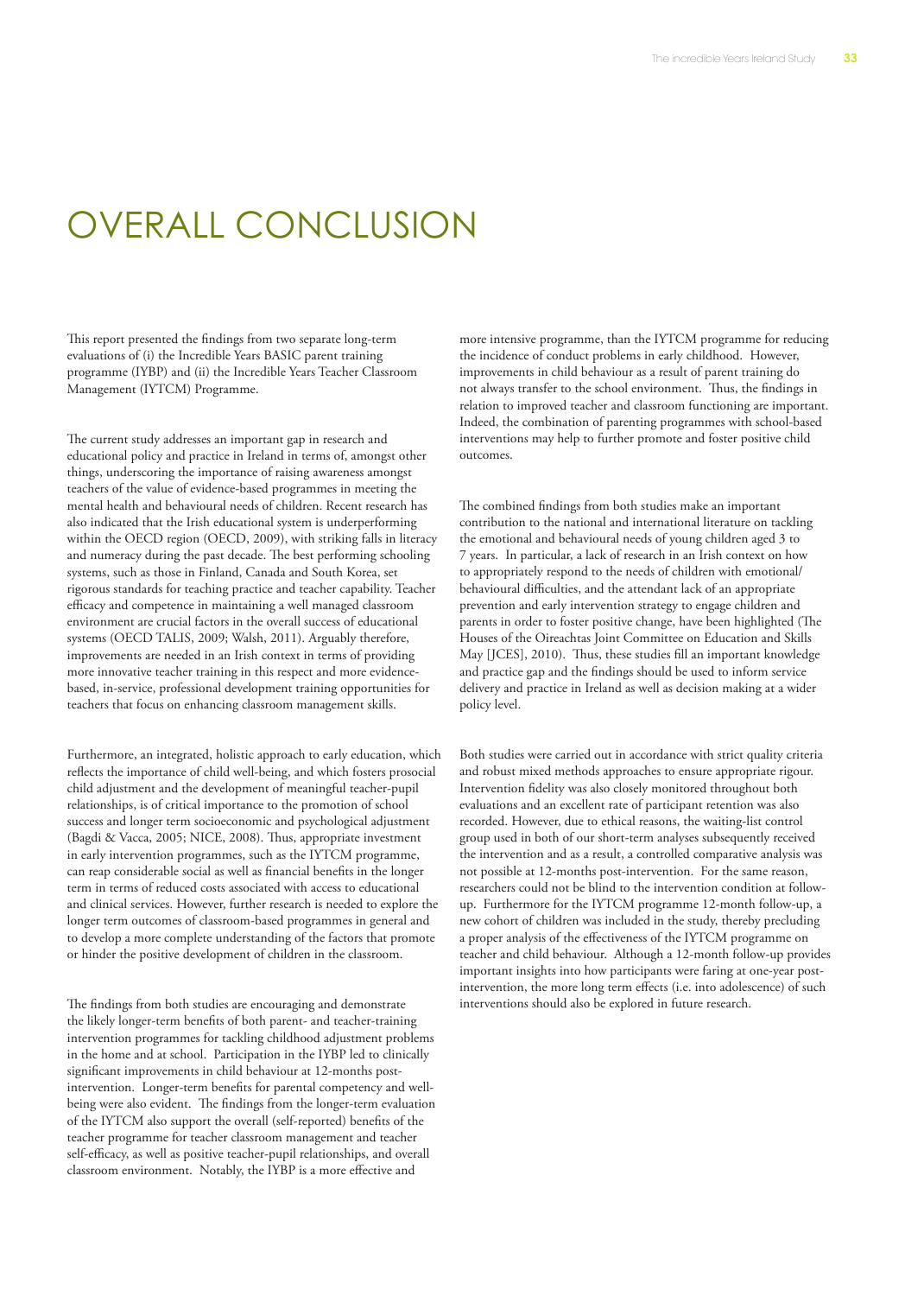# OVERALL CONCLUSION

This report presented the findings from two separate long-term evaluations of (i) the Incredible Years BASIC parent training programme (IYBP) and (ii) the Incredible Years Teacher Classroom Management (IYTCM) Programme.

The current study addresses an important gap in research and educational policy and practice in Ireland in terms of, amongst other things, underscoring the importance of raising awareness amongst teachers of the value of evidence-based programmes in meeting the mental health and behavioural needs of children. Recent research has also indicated that the Irish educational system is underperforming within the OECD region (OECD, 2009), with striking falls in literacy and numeracy during the past decade. The best performing schooling systems, such as those in Finland, Canada and South Korea, set rigorous standards for teaching practice and teacher capability. Teacher efficacy and competence in maintaining a well managed classroom environment are crucial factors in the overall success of educational systems (OECD TALIS, 2009; Walsh, 2011). Arguably therefore, improvements are needed in an Irish context in terms of providing more innovative teacher training in this respect and more evidence-based, in-service, professional development training opportunities for teachers that focus on enhancing classroom management skills.

Furthermore, an integrated, holistic approach to early education, which reflects the importance of child well-being, and which fosters prosocial child adjustment and the development of meaningful teacher-pupil relationships, is of critical importance to the promotion of school success and longer term socioeconomic and psychological adjustment (Bagdi & Vacca, 2005; NICE, 2008). Thus, appropriate investment in early intervention programmes, such as the IYTCM programme, can reap considerable social as well as financial benefits in the longer term in terms of reduced costs associated with access to educational and clinical services. However, further research is needed to explore the longer term outcomes of classroom-based programmes in general and to develop a more complete understanding of the factors that promote or hinder the positive development of children in the classroom.

The findings from both studies are encouraging and demonstrate the likely longer-term benefits of both parent- and teacher-training intervention programmes for tackling childhood adjustment problems in the home and at school. Participation in the IYBP led to clinically significant improvements in child behaviour at 12-months post-intervention. Longer-term benefits for parental competency and well-being were also evident. The findings from the longer-term evaluation of the IYTCM also support the overall (self-reported) benefits of the teacher programme for teacher classroom management and teacher self-efficacy, as well as positive teacher-pupil relationships, and overall classroom environment. Notably, the IYBP is a more effective and more intensive programme, than the IYTCM programme for reducing the incidence of conduct problems in early childhood. However, improvements in child behaviour as a result of parent training do not always transfer to the school environment. Thus, the findings in relation to improved teacher and classroom functioning are important. Indeed, the combination of parenting programmes with school-based interventions may help to further promote and foster positive child outcomes.

The combined findings from both studies make an important contribution to the national and international literature on tackling the emotional and behavioural needs of young children aged 3 to 7 years. In particular, a lack of research in an Irish context on how to appropriately respond to the needs of children with emotional/behavioural difficulties, and the attendant lack of an appropriate prevention and early intervention strategy to engage children and parents in order to foster positive change, have been highlighted (The Houses of the Oireachtas Joint Committee on Education and Skills May [JCES], 2010). Thus, these studies fill an important knowledge and practice gap and the findings should be used to inform service delivery and practice in Ireland as well as decision making at a wider policy level.

Both studies were carried out in accordance with strict quality criteria and robust mixed methods approaches to ensure appropriate rigour. Intervention fidelity was also closely monitored throughout both evaluations and an excellent rate of participant retention was also recorded. However, due to ethical reasons, the waiting-list control group used in both of our short-term analyses subsequently received the intervention and as a result, a controlled comparative analysis was not possible at 12-months post-intervention. For the same reason, researchers could not be blind to the intervention condition at follow-up. Furthermore for the IYTCM programme 12-month follow-up, a new cohort of children was included in the study, thereby precluding a proper analysis of the effectiveness of the IYTCM programme on teacher and child behaviour. Although a 12-month follow-up provides important insights into how participants were faring at one-year post-intervention, the more long term effects (i.e. into adolescence) of such interventions should also be explored in future research.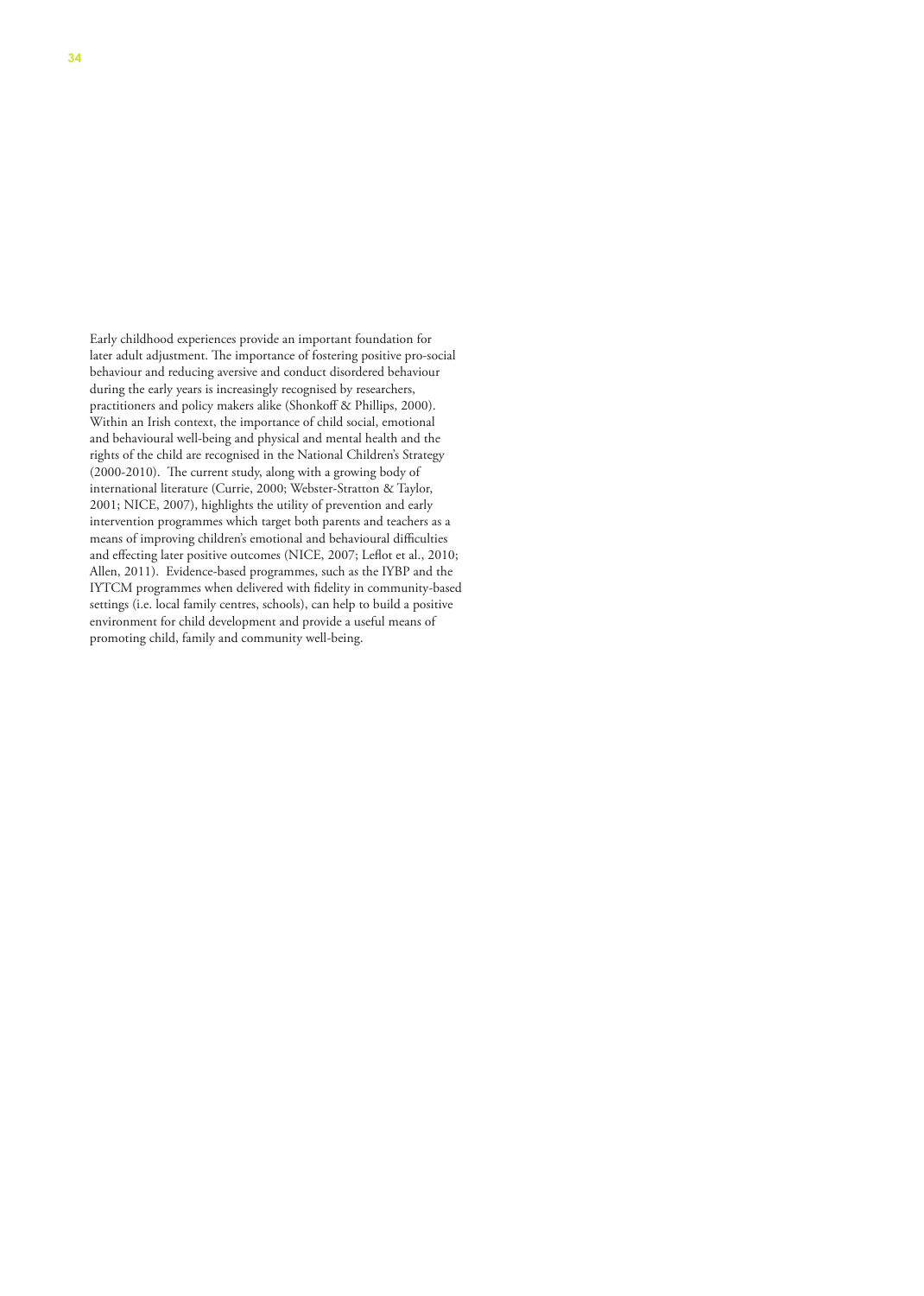Early childhood experiences provide an important foundation for later adult adjustment. The importance of fostering positive pro-social behaviour and reducing aversive and conduct disordered behaviour during the early years is increasingly recognised by researchers, practitioners and policy makers alike (Shonkoff & Phillips, 2000). Within an Irish context, the importance of child social, emotional and behavioural well-being and physical and mental health and the rights of the child are recognised in the National Children's Strategy (2000-2010). The current study, along with a growing body of international literature (Currie, 2000; Webster-Stratton & Taylor, 2001; NICE, 2007), highlights the utility of prevention and early intervention programmes which target both parents and teachers as a means of improving children's emotional and behavioural difficulties and effecting later positive outcomes (NICE, 2007; Leflot et al., 2010; Allen, 2011). Evidence-based programmes, such as the IYBP and the IYTCM programmes when delivered with fidelity in community-based settings (i.e. local family centres, schools), can help to build a positive environment for child development and provide a useful means of promoting child, family and community well-being.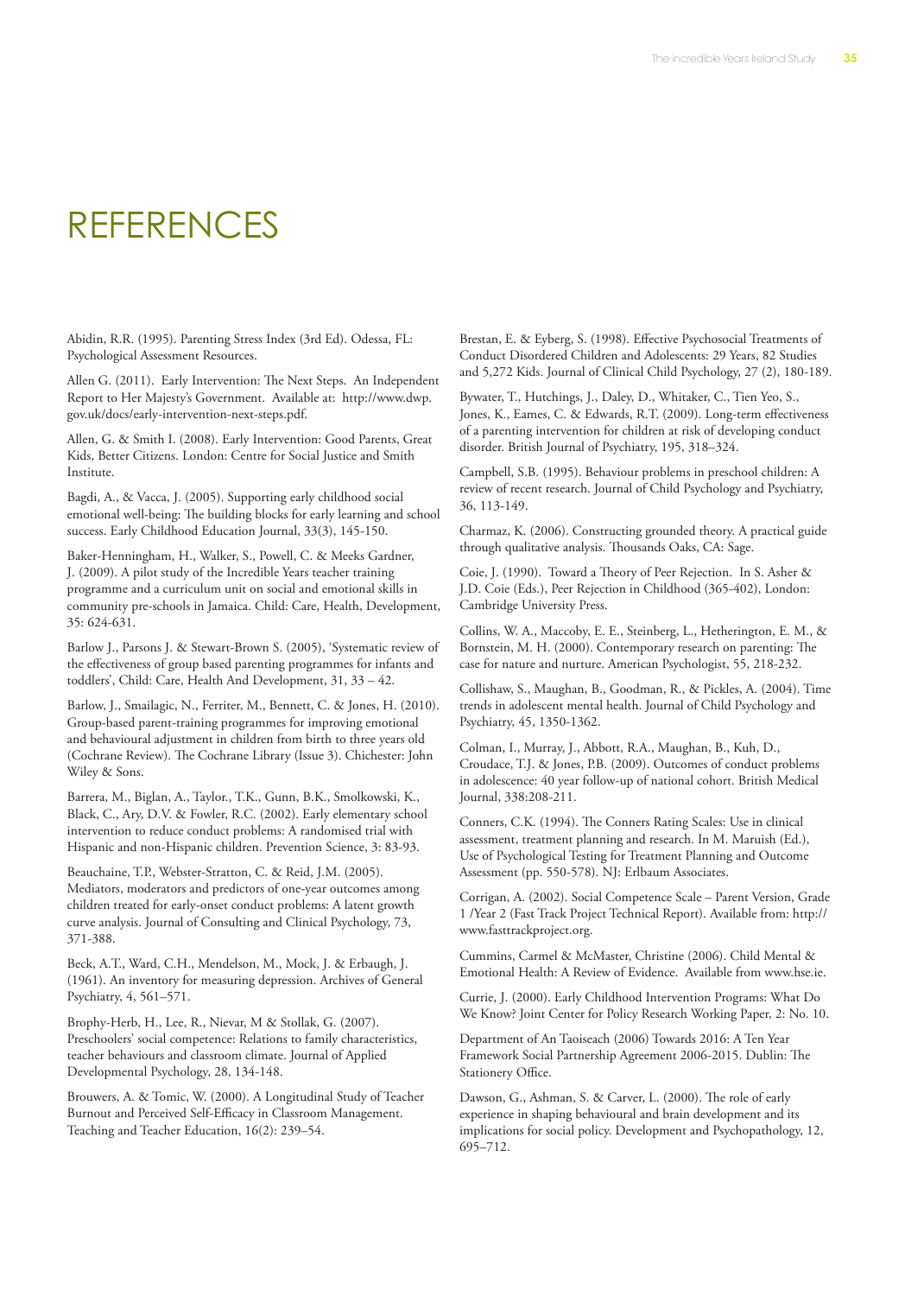# REFERENCES

Abidin, R.R. (1995). Parenting Stress Index (3rd Ed). Odessa, FL: Psychological Assessment Resources.

Allen G. (2011). Early Intervention: The Next Steps. An Independent Report to Her Majesty's Government. Available at: http://www.dwp.gov.uk/docs/early-intervention-next-steps.pdf.

Allen, G. & Smith I. (2008). Early Intervention: Good Parents, Great Kids, Better Citizens. London: Centre for Social Justice and Smith Institute.

Bagdi, A., & Vacca, J. (2005). Supporting early childhood social emotional well-being: The building blocks for early learning and school success. Early Childhood Education Journal, 33(3), 145-150.

Baker-Henningham, H., Walker, S., Powell, C. & Meeks Gardner, J. (2009). A pilot study of the Incredible Years teacher training programme and a curriculum unit on social and emotional skills in community pre-schools in Jamaica. Child: Care, Health, Development, 35: 624-631.

Barlow J., Parsons J. & Stewart-Brown S. (2005), 'Systematic review of the effectiveness of group based parenting programmes for infants and toddlers', Child: Care, Health And Development, 31, 33 – 42.

Barlow, J., Smailagic, N., Ferriter, M., Bennett, C. & Jones, H. (2010). Group-based parent-training programmes for improving emotional and behavioural adjustment in children from birth to three years old (Cochrane Review). The Cochrane Library (Issue 3). Chichester: John Wiley & Sons.

Barrera, M., Biglan, A., Taylor., T.K., Gunn, B.K., Smolkowski, K., Black, C., Ary, D.V. & Fowler, R.C. (2002). Early elementary school intervention to reduce conduct problems: A randomised trial with Hispanic and non-Hispanic children. Prevention Science, 3: 83-93.

Beauchaine, T.P., Webster-Stratton, C. & Reid, J.M. (2005). Mediators, moderators and predictors of one-year outcomes among children treated for early-onset conduct problems: A latent growth curve analysis. Journal of Consulting and Clinical Psychology, 73, 371-388.

Beck, A.T., Ward, C.H., Mendelson, M., Mock, J. & Erbaugh, J. (1961). An inventory for measuring depression. Archives of General Psychiatry, 4, 561–571.

Brophy-Herb, H., Lee, R., Nievar, M & Stollak, G. (2007). Preschoolers' social competence: Relations to family characteristics, teacher behaviours and classroom climate. Journal of Applied Developmental Psychology, 28, 134-148.

Brouwers, A. & Tomic, W. (2000). A Longitudinal Study of Teacher Burnout and Perceived Self-Efficacy in Classroom Management. Teaching and Teacher Education, 16(2): 239–54.

Brestan, E. & Eyberg, S. (1998). Effective Psychosocial Treatments of Conduct Disordered Children and Adolescents: 29 Years, 82 Studies and 5,272 Kids. Journal of Clinical Child Psychology, 27 (2), 180-189.

Bywater, T., Hutchings, J., Daley, D., Whitaker, C., Tien Yeo, S., Jones, K., Eames, C. & Edwards, R.T. (2009). Long-term effectiveness of a parenting intervention for children at risk of developing conduct disorder. British Journal of Psychiatry, 195, 318–324.

Campbell, S.B. (1995). Behaviour problems in preschool children: A review of recent research. Journal of Child Psychology and Psychiatry, 36, 113-149.

Charmaz, K. (2006). Constructing grounded theory. A practical guide through qualitative analysis. Thousands Oaks, CA: Sage.

Coie, J. (1990). Toward a Theory of Peer Rejection. In S. Asher & J.D. Coie (Eds.), Peer Rejection in Childhood (365-402), London: Cambridge University Press.

Collins, W. A., Maccoby, E. E., Steinberg, L., Hetherington, E. M., & Bornstein, M. H. (2000). Contemporary research on parenting: The case for nature and nurture. American Psychologist, 55, 218-232.

Collishaw, S., Maughan, B., Goodman, R., & Pickles, A. (2004). Time trends in adolescent mental health. Journal of Child Psychology and Psychiatry, 45, 1350-1362.

Colman, I., Murray, J., Abbott, R.A., Maughan, B., Kuh, D., Croudace, T.J. & Jones, P.B. (2009). Outcomes of conduct problems in adolescence: 40 year follow-up of national cohort. British Medical Journal, 338:208-211.

Conners, C.K. (1994). The Conners Rating Scales: Use in clinical assessment, treatment planning and research. In M. Maruish (Ed.), Use of Psychological Testing for Treatment Planning and Outcome Assessment (pp. 550-578). NJ: Erlbaum Associates.

Corrigan, A. (2002). Social Competence Scale – Parent Version, Grade 1 /Year 2 (Fast Track Project Technical Report). Available from: http://www.fasttrackproject.org.

Cummins, Carmel & McMaster, Christine (2006). Child Mental & Emotional Health: A Review of Evidence. Available from www.hse.ie.

Currie, J. (2000). Early Childhood Intervention Programs: What Do We Know? Joint Center for Policy Research Working Paper, 2: No. 10.

Department of An Taoiseach (2006) Towards 2016: A Ten Year Framework Social Partnership Agreement 2006-2015. Dublin: The Stationery Office.

Dawson, G., Ashman, S. & Carver, L. (2000). The role of early experience in shaping behavioural and brain development and its implications for social policy. Development and Psychopathology, 12, 695–712.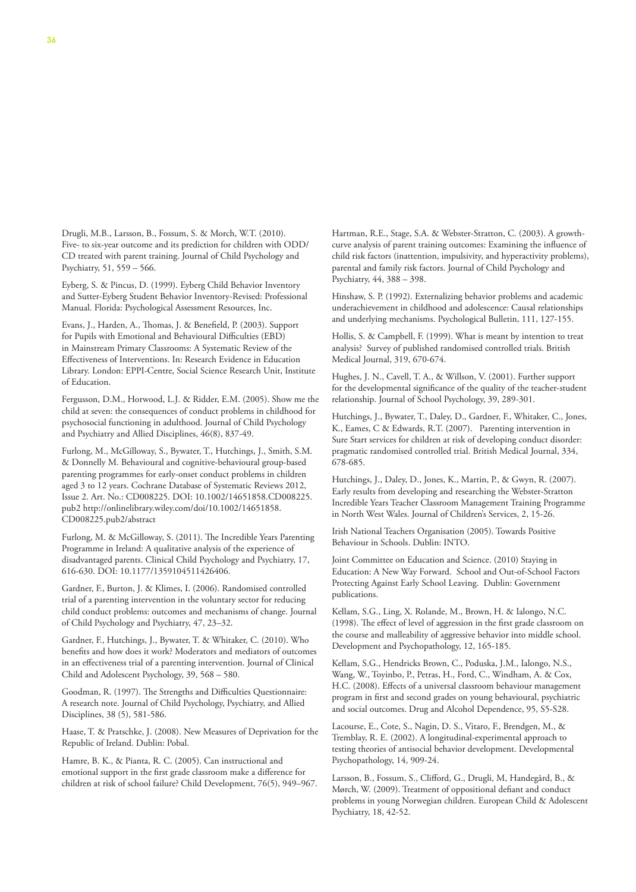Drugli, M.B., Larsson, B., Fossum, S. & Morch, W.T. (2010). Five- to six-year outcome and its prediction for children with ODD/CD treated with parent training. Journal of Child Psychology and Psychiatry, 51, 559 – 566.

Eyberg, S. & Pincus, D. (1999). Eyberg Child Behavior Inventory and Sutter-Eyberg Student Behavior Inventory-Revised: Professional Manual. Florida: Psychological Assessment Resources, Inc.

Evans, J., Harden, A., Thomas, J. & Benefield, P. (2003). Support for Pupils with Emotional and Behavioural Difficulties (EBD) in Mainstream Primary Classrooms: A Systematic Review of the Effectiveness of Interventions. In: Research Evidence in Education Library. London: EPPI-Centre, Social Science Research Unit, Institute of Education.

Fergusson, D.M., Horwood, L.J. & Ridder, E.M. (2005). Show me the child at seven: the consequences of conduct problems in childhood for psychosocial functioning in adulthood. Journal of Child Psychology and Psychiatry and Allied Disciplines, 46(8), 837-49.

Furlong, M., McGilloway, S., Bywater, T., Hutchings, J., Smith, S.M. & Donnelly M. Behavioural and cognitive-behavioural group-based parenting programmes for early-onset conduct problems in children aged 3 to 12 years. Cochrane Database of Systematic Reviews 2012, Issue 2. Art. No.: CD008225. DOI: 10.1002/14651858.CD008225.pub2 http://onlinelibrary.wiley.com/doi/10.1002/14651858.CD008225.pub2/abstract

Furlong, M. & McGilloway, S. (2011). The Incredible Years Parenting Programme in Ireland: A qualitative analysis of the experience of disadvantaged parents. Clinical Child Psychology and Psychiatry, 17, 616-630. DOI: 10.1177/1359104511426406.

Gardner, F., Burton, J. & Klimes, I. (2006). Randomised controlled trial of a parenting intervention in the voluntary sector for reducing child conduct problems: outcomes and mechanisms of change. Journal of Child Psychology and Psychiatry, 47, 23–32.

Gardner, F., Hutchings, J., Bywater, T. & Whitaker, C. (2010). Who benefits and how does it work? Moderators and mediators of outcomes in an effectiveness trial of a parenting intervention. Journal of Clinical Child and Adolescent Psychology, 39, 568 – 580.

Goodman, R. (1997). The Strengths and Difficulties Questionnaire: A research note. Journal of Child Psychology, Psychiatry, and Allied Disciplines, 38 (5), 581-586.

Haase, T. & Pratschke, J. (2008). New Measures of Deprivation for the Republic of Ireland. Dublin: Pobal.

Hamre, B. K., & Pianta, R. C. (2005). Can instructional and emotional support in the first grade classroom make a difference for children at risk of school failure? Child Development, 76(5), 949–967.

Hartman, R.E., Stage, S.A. & Webster-Stratton, C. (2003). A growth-curve analysis of parent training outcomes: Examining the influence of child risk factors (inattention, impulsivity, and hyperactivity problems), parental and family risk factors. Journal of Child Psychology and Psychiatry, 44, 388 – 398.

Hinshaw, S. P. (1992). Externalizing behavior problems and academic underachievement in childhood and adolescence: Causal relationships and underlying mechanisms. Psychological Bulletin, 111, 127-155.

Hollis, S. & Campbell, F. (1999). What is meant by intention to treat analysis? Survey of published randomised controlled trials. British Medical Journal, 319, 670-674.

Hughes, J. N., Cavell, T. A., & Willson, V. (2001). Further support for the developmental significance of the quality of the teacher-student relationship. Journal of School Psychology, 39, 289-301.

Hutchings, J., Bywater, T., Daley, D., Gardner, F., Whitaker, C., Jones, K., Eames, C & Edwards, R.T. (2007). Parenting intervention in Sure Start services for children at risk of developing conduct disorder: pragmatic randomised controlled trial. British Medical Journal, 334, 678-685.

Hutchings, J., Daley, D., Jones, K., Martin, P., & Gwyn, R. (2007). Early results from developing and researching the Webster-Stratton Incredible Years Teacher Classroom Management Training Programme in North West Wales. Journal of Children's Services, 2, 15-26.

Irish National Teachers Organisation (2005). Towards Positive Behaviour in Schools. Dublin: INTO.

Joint Committee on Education and Science. (2010) Staying in Education: A New Way Forward. School and Out-of-School Factors Protecting Against Early School Leaving. Dublin: Government publications.

Kellam, S.G., Ling, X. Rolande, M., Brown, H. & Ialongo, N.C. (1998). The effect of level of aggression in the first grade classroom on the course and malleability of aggressive behavior into middle school. Development and Psychopathology, 12, 165-185.

Kellam, S.G., Hendricks Brown, C., Poduska, J.M., Ialongo, N.S., Wang, W., Toyinbo, P., Petras, H., Ford, C., Windham, A. & Cox, H.C. (2008). Effects of a universal classroom behaviour management program in first and second grades on young behavioural, psychiatric and social outcomes. Drug and Alcohol Dependence, 95, S5-S28.

Lacourse, E., Cote, S., Nagin, D. S., Vitaro, F., Brendgen, M., & Tremblay, R. E. (2002). A longitudinal-experimental approach to testing theories of antisocial behavior development. Developmental Psychopathology, 14, 909-24.

Larsson, B., Fossum, S., Clifford, G., Drugli, M, Handegård, B., & Mørch, W. (2009). Treatment of oppositional defiant and conduct problems in young Norwegian children. European Child & Adolescent Psychiatry, 18, 42-52.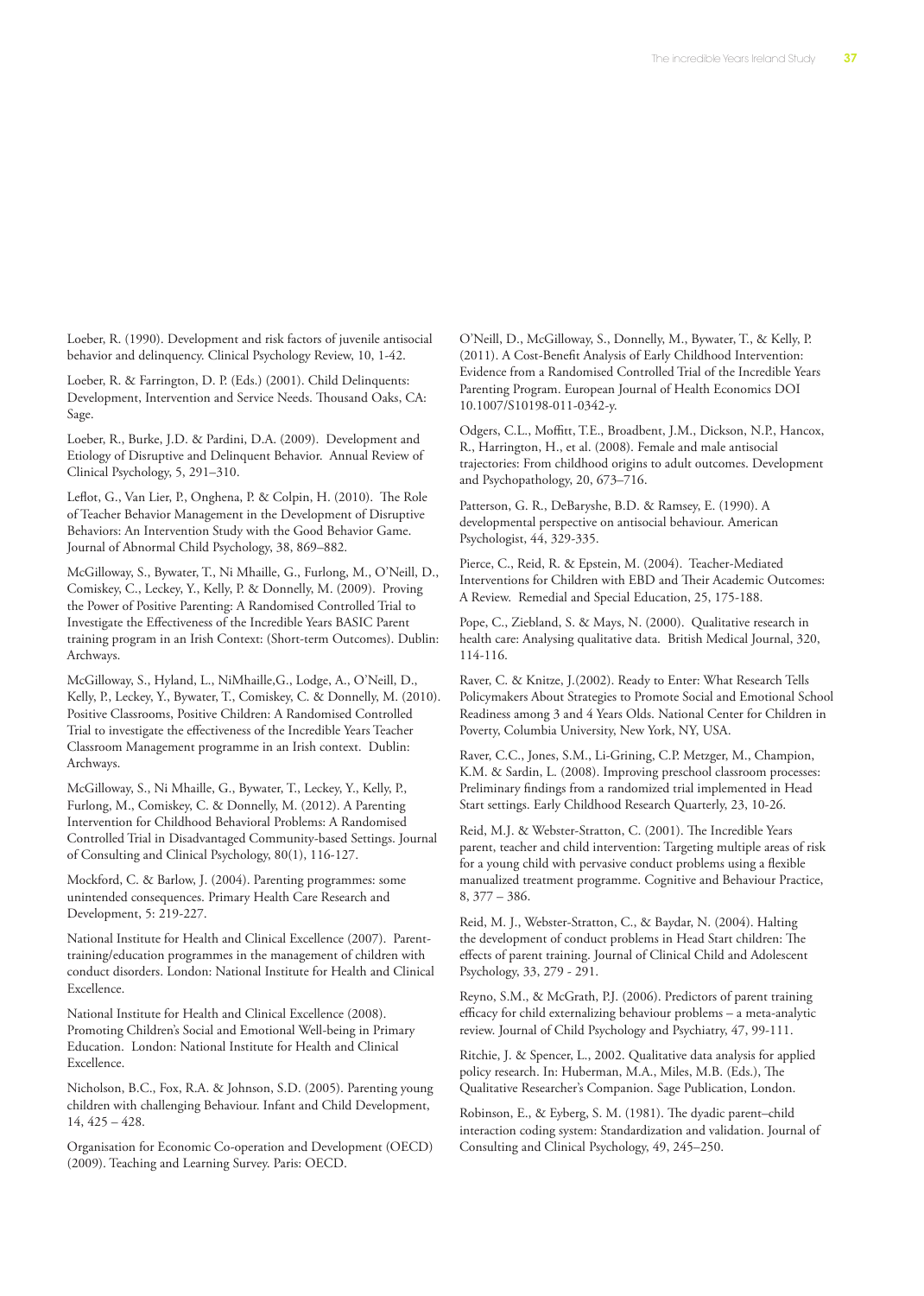Loeber, R. (1990). Development and risk factors of juvenile antisocial behavior and delinquency. Clinical Psychology Review, 10, 1-42.

Loeber, R. & Farrington, D. P. (Eds.) (2001). Child Delinquents: Development, Intervention and Service Needs. Thousand Oaks, CA: Sage.

Loeber, R., Burke, J.D. & Pardini, D.A. (2009). Development and Etiology of Disruptive and Delinquent Behavior. Annual Review of Clinical Psychology, 5, 291–310.

Leflot, G., Van Lier, P., Onghena, P. & Colpin, H. (2010). The Role of Teacher Behavior Management in the Development of Disruptive Behaviors: An Intervention Study with the Good Behavior Game. Journal of Abnormal Child Psychology, 38, 869–882.

McGilloway, S., Bywater, T., Ni Mhaille, G., Furlong, M., O'Neill, D., Comiskey, C., Leckey, Y., Kelly, P. & Donnelly, M. (2009). Proving the Power of Positive Parenting: A Randomised Controlled Trial to Investigate the Effectiveness of the Incredible Years BASIC Parent training program in an Irish Context: (Short-term Outcomes). Dublin: Archways.

McGilloway, S., Hyland, L., NiMhaille,G., Lodge, A., O'Neill, D., Kelly, P., Leckey, Y., Bywater, T., Comiskey, C. & Donnelly, M. (2010). Positive Classrooms, Positive Children: A Randomised Controlled Trial to investigate the effectiveness of the Incredible Years Teacher Classroom Management programme in an Irish context. Dublin: Archways.

McGilloway, S., Ni Mhaille, G., Bywater, T., Leckey, Y., Kelly, P., Furlong, M., Comiskey, C. & Donnelly, M. (2012). A Parenting Intervention for Childhood Behavioral Problems: A Randomised Controlled Trial in Disadvantaged Community-based Settings. Journal of Consulting and Clinical Psychology, 80(1), 116-127.

Mockford, C. & Barlow, J. (2004). Parenting programmes: some unintended consequences. Primary Health Care Research and Development, 5: 219-227.

National Institute for Health and Clinical Excellence (2007). Parent-training/education programmes in the management of children with conduct disorders. London: National Institute for Health and Clinical Excellence.

National Institute for Health and Clinical Excellence (2008). Promoting Children's Social and Emotional Well-being in Primary Education. London: National Institute for Health and Clinical Excellence.

Nicholson, B.C., Fox, R.A. & Johnson, S.D. (2005). Parenting young children with challenging Behaviour. Infant and Child Development, 14, 425 – 428.

Organisation for Economic Co-operation and Development (OECD) (2009). Teaching and Learning Survey. Paris: OECD.

O'Neill, D., McGilloway, S., Donnelly, M., Bywater, T., & Kelly, P. (2011). A Cost-Benefit Analysis of Early Childhood Intervention: Evidence from a Randomised Controlled Trial of the Incredible Years Parenting Program. European Journal of Health Economics DOI 10.1007/S10198-011-0342-y.

Odgers, C.L., Moffitt, T.E., Broadbent, J.M., Dickson, N.P., Hancox, R., Harrington, H., et al. (2008). Female and male antisocial trajectories: From childhood origins to adult outcomes. Development and Psychopathology, 20, 673–716.

Patterson, G. R., DeBaryshe, B.D. & Ramsey, E. (1990). A developmental perspective on antisocial behaviour. American Psychologist, 44, 329-335.

Pierce, C., Reid, R. & Epstein, M. (2004). Teacher-Mediated Interventions for Children with EBD and Their Academic Outcomes: A Review. Remedial and Special Education, 25, 175-188.

Pope, C., Ziebland, S. & Mays, N. (2000). Qualitative research in health care: Analysing qualitative data. British Medical Journal, 320, 114-116.

Raver, C. & Knitze, J.(2002). Ready to Enter: What Research Tells Policymakers About Strategies to Promote Social and Emotional School Readiness among 3 and 4 Years Olds. National Center for Children in Poverty, Columbia University, New York, NY, USA.

Raver, C.C., Jones, S.M., Li-Grining, C.P. Metzger, M., Champion, K.M. & Sardin, L. (2008). Improving preschool classroom processes: Preliminary findings from a randomized trial implemented in Head Start settings. Early Childhood Research Quarterly, 23, 10-26.

Reid, M.J. & Webster-Stratton, C. (2001). The Incredible Years parent, teacher and child intervention: Targeting multiple areas of risk for a young child with pervasive conduct problems using a flexible manualized treatment programme. Cognitive and Behaviour Practice, 8, 377 – 386.

Reid, M. J., Webster-Stratton, C., & Baydar, N. (2004). Halting the development of conduct problems in Head Start children: The effects of parent training. Journal of Clinical Child and Adolescent Psychology, 33, 279 - 291.

Reyno, S.M., & McGrath, P.J. (2006). Predictors of parent training efficacy for child externalizing behaviour problems – a meta-analytic review. Journal of Child Psychology and Psychiatry, 47, 99-111.

Ritchie, J. & Spencer, L., 2002. Qualitative data analysis for applied policy research. In: Huberman, M.A., Miles, M.B. (Eds.), The Qualitative Researcher's Companion. Sage Publication, London.

Robinson, E., & Eyberg, S. M. (1981). The dyadic parent–child interaction coding system: Standardization and validation. Journal of Consulting and Clinical Psychology, 49, 245–250.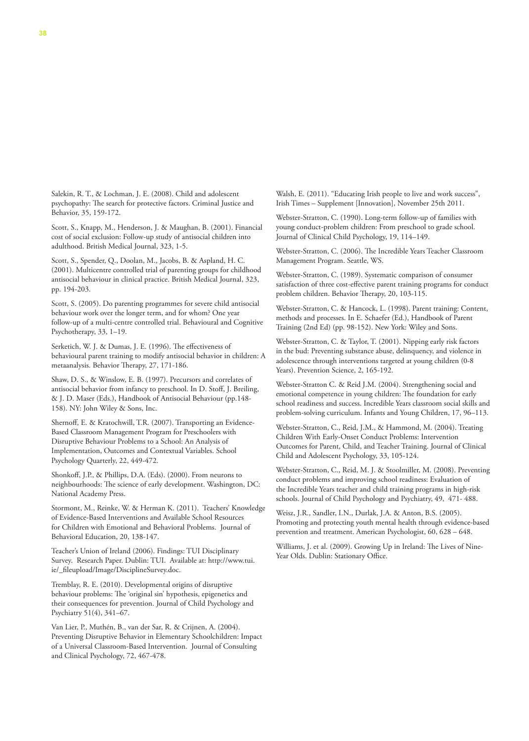Salekin, R. T., & Lochman, J. E. (2008). Child and adolescent psychopathy: The search for protective factors. Criminal Justice and Behavior, 35, 159-172.

Scott, S., Knapp, M., Henderson, J. & Maughan, B. (2001). Financial cost of social exclusion: Follow-up study of antisocial children into adulthood. British Medical Journal, 323, 1-5.

Scott, S., Spender, Q., Doolan, M., Jacobs, B. & Aspland, H. C. (2001). Multicentre controlled trial of parenting groups for childhood antisocial behaviour in clinical practice. British Medical Journal, 323, pp. 194-203.

Scott, S. (2005). Do parenting programmes for severe child antisocial behaviour work over the longer term, and for whom? One year follow-up of a multi-centre controlled trial. Behavioural and Cognitive Psychotherapy, 33, 1–19.

Serketich, W. J. & Dumas, J. E. (1996). The effectiveness of behavioural parent training to modify antisocial behavior in children: A metaanalysis. Behavior Therapy, 27, 171-186.

Shaw, D. S., & Winslow, E. B. (1997). Precursors and correlates of antisocial behavior from infancy to preschool. In D. Stoff, J. Breiling, & J. D. Maser (Eds.), Handbook of Antisocial Behaviour (pp.148-158). NY: John Wiley & Sons, Inc.

Shernoff, E. & Kratochwill, T.R. (2007). Transporting an Evidence-Based Classroom Management Program for Preschoolers with Disruptive Behaviour Problems to a School: An Analysis of Implementation, Outcomes and Contextual Variables. School Psychology Quarterly, 22, 449-472.

Shonkoff, J.P., & Phillips, D.A. (Eds). (2000). From neurons to neighbourhoods: The science of early development. Washington, DC: National Academy Press.

Stormont, M., Reinke, W. & Herman K. (2011). Teachers' Knowledge of Evidence-Based Interventions and Available School Resources for Children with Emotional and Behavioral Problems. Journal of Behavioral Education, 20, 138-147.

Teacher's Union of Ireland (2006). Findings: TUI Disciplinary Survey. Research Paper. Dublin: TUI. Available at: http://www.tui.ie/_fileupload/Image/DisciplineSurvey.doc.

Tremblay, R. E. (2010). Developmental origins of disruptive behaviour problems: The 'original sin' hypothesis, epigenetics and their consequences for prevention. Journal of Child Psychology and Psychiatry 51(4), 341–67.

Van Lier, P., Muthén, B., van der Sar, R. & Crijnen, A. (2004). Preventing Disruptive Behavior in Elementary Schoolchildren: Impact of a Universal Classroom-Based Intervention. Journal of Consulting and Clinical Psychology, 72, 467-478.

Walsh, E. (2011). "Educating Irish people to live and work success", Irish Times – Supplement [Innovation], November 25th 2011.

Webster-Stratton, C. (1990). Long-term follow-up of families with young conduct-problem children: From preschool to grade school. Journal of Clinical Child Psychology, 19, 114–149.

Webster-Stratton, C. (2006). The Incredible Years Teacher Classroom Management Program. Seattle, WS.

Webster-Stratton, C. (1989). Systematic comparison of consumer satisfaction of three cost-effective parent training programs for conduct problem children. Behavior Therapy, 20, 103-115.

Webster-Stratton, C. & Hancock, L. (1998). Parent training: Content, methods and processes. In E. Schaefer (Ed.), Handbook of Parent Training (2nd Ed) (pp. 98-152). New York: Wiley and Sons.

Webster-Stratton, C. & Taylor, T. (2001). Nipping early risk factors in the bud: Preventing substance abuse, delinquency, and violence in adolescence through interventions targeted at young children (0-8 Years). Prevention Science, 2, 165-192.

Webster-Stratton C. & Reid J.M. (2004). Strengthening social and emotional competence in young children: The foundation for early school readiness and success. Incredible Years classroom social skills and problem-solving curriculum. Infants and Young Children, 17, 96–113.

Webster-Stratton, C., Reid, J.M., & Hammond, M. (2004). Treating Children With Early-Onset Conduct Problems: Intervention Outcomes for Parent, Child, and Teacher Training. Journal of Clinical Child and Adolescent Psychology, 33, 105-124.

Webster-Stratton, C., Reid, M. J. & Stoolmiller, M. (2008). Preventing conduct problems and improving school readiness: Evaluation of the Incredible Years teacher and child training programs in high-risk schools. Journal of Child Psychology and Psychiatry, 49, 471- 488.

Weisz, J.R., Sandler, I.N., Durlak, J.A. & Anton, B.S. (2005). Promoting and protecting youth mental health through evidence-based prevention and treatment. American Psychologist, 60, 628 – 648.

Williams, J. et al. (2009). Growing Up in Ireland: The Lives of Nine-Year Olds. Dublin: Stationary Office.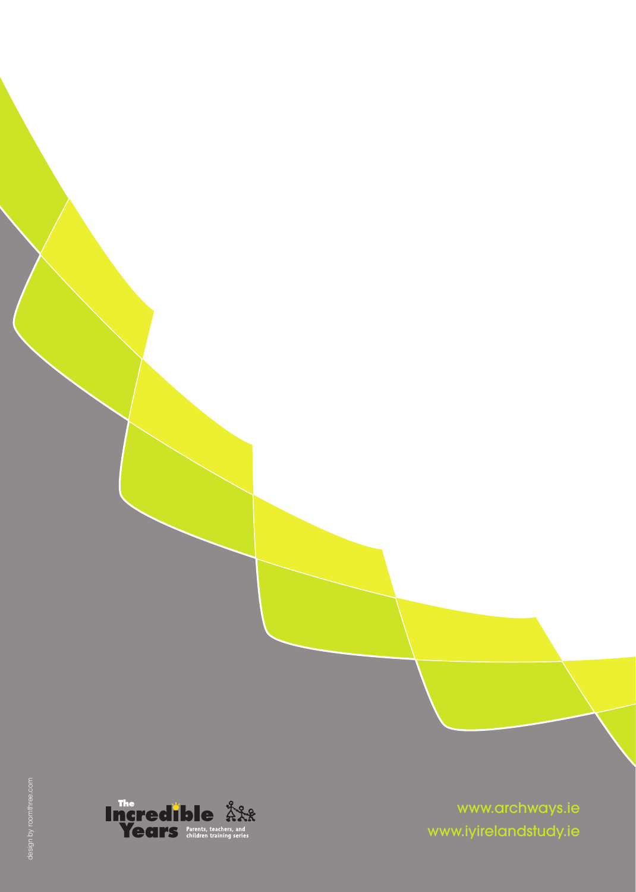design by roomthree.com

The Incredible Years

Parents, teachers, and children training series

www.archways.ie

www.iyirelandstudy.ie